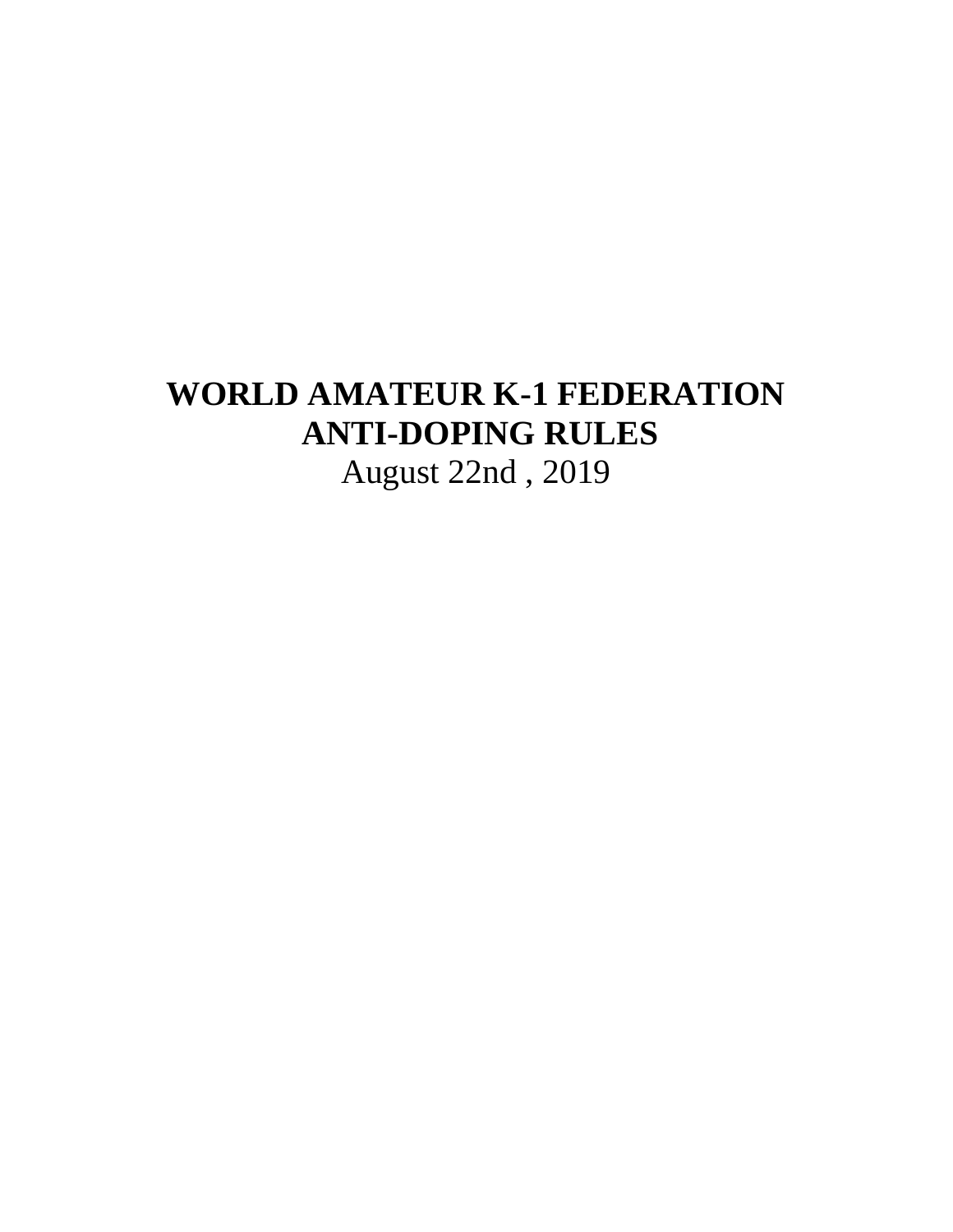# WORLD AMATEUR K-1 FEDERATION
# ANTI-DOPING RULES

August 22nd , 2019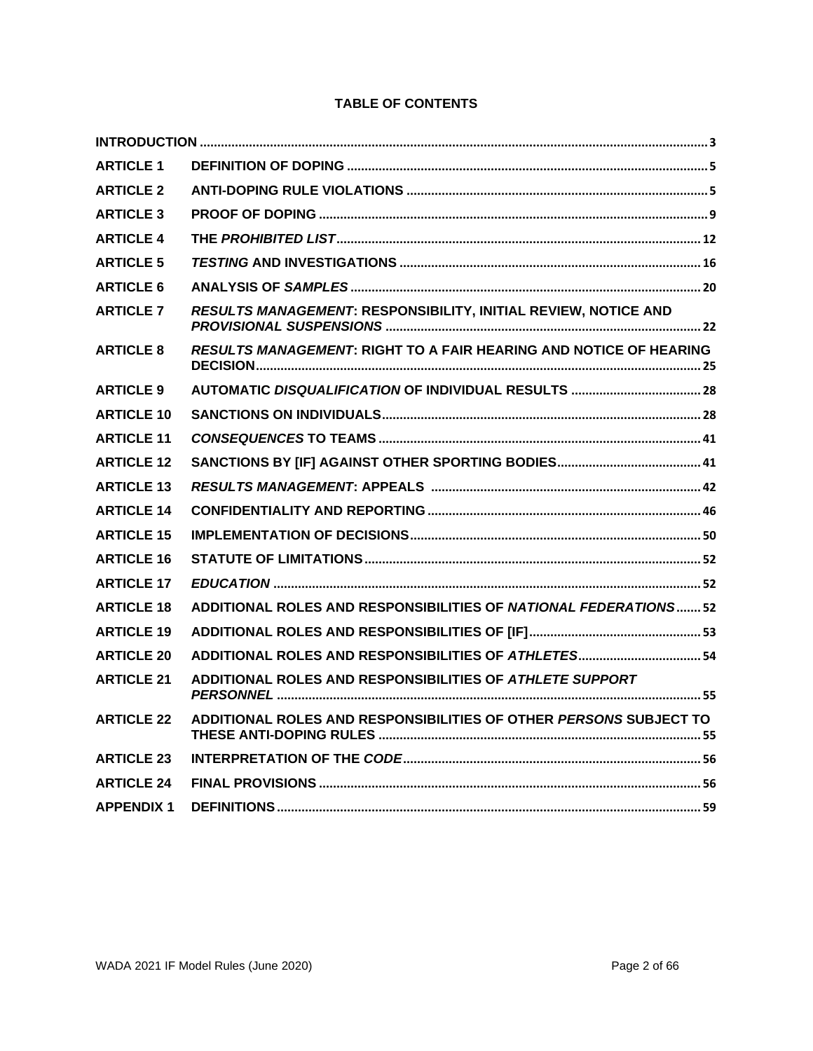# TABLE OF CONTENTS

| | | |
|---|---|---|
| **INTRODUCTION** | | **3** |
| **ARTICLE 1** | **DEFINITION OF DOPING** | **5** |
| **ARTICLE 2** | **ANTI-DOPING RULE VIOLATIONS** | **5** |
| **ARTICLE 3** | **PROOF OF DOPING** | **9** |
| **ARTICLE 4** | **THE *PROHIBITED LIST*** | **12** |
| **ARTICLE 5** | ***TESTING* AND INVESTIGATIONS** | **16** |
| **ARTICLE 6** | **ANALYSIS OF *SAMPLES*** | **20** |
| **ARTICLE 7** | ***RESULTS MANAGEMENT*: RESPONSIBILITY, INITIAL REVIEW, NOTICE AND *PROVISIONAL SUSPENSIONS*** | **22** |
| **ARTICLE 8** | ***RESULTS MANAGEMENT*: RIGHT TO A FAIR HEARING AND NOTICE OF HEARING DECISION** | **25** |
| **ARTICLE 9** | **AUTOMATIC *DISQUALIFICATION* OF INDIVIDUAL RESULTS** | **28** |
| **ARTICLE 10** | **SANCTIONS ON INDIVIDUALS** | **28** |
| **ARTICLE 11** | ***CONSEQUENCES* TO TEAMS** | **41** |
| **ARTICLE 12** | **SANCTIONS BY [IF] AGAINST OTHER SPORTING BODIES** | **41** |
| **ARTICLE 13** | ***RESULTS MANAGEMENT*: APPEALS** | **42** |
| **ARTICLE 14** | **CONFIDENTIALITY AND REPORTING** | **46** |
| **ARTICLE 15** | **IMPLEMENTATION OF DECISIONS** | **50** |
| **ARTICLE 16** | **STATUTE OF LIMITATIONS** | **52** |
| **ARTICLE 17** | ***EDUCATION*** | **52** |
| **ARTICLE 18** | **ADDITIONAL ROLES AND RESPONSIBILITIES OF *NATIONAL FEDERATIONS*** | **52** |
| **ARTICLE 19** | **ADDITIONAL ROLES AND RESPONSIBILITIES OF [IF]** | **53** |
| **ARTICLE 20** | **ADDITIONAL ROLES AND RESPONSIBILITIES OF *ATHLETES*** | **54** |
| **ARTICLE 21** | **ADDITIONAL ROLES AND RESPONSIBILITIES OF *ATHLETE SUPPORT PERSONNEL*** | **55** |
| **ARTICLE 22** | **ADDITIONAL ROLES AND RESPONSIBILITIES OF OTHER *PERSONS* SUBJECT TO THESE ANTI-DOPING RULES** | **55** |
| **ARTICLE 23** | **INTERPRETATION OF THE *CODE*** | **56** |
| **ARTICLE 24** | **FINAL PROVISIONS** | **56** |
| **APPENDIX 1** | **DEFINITIONS** | **59** |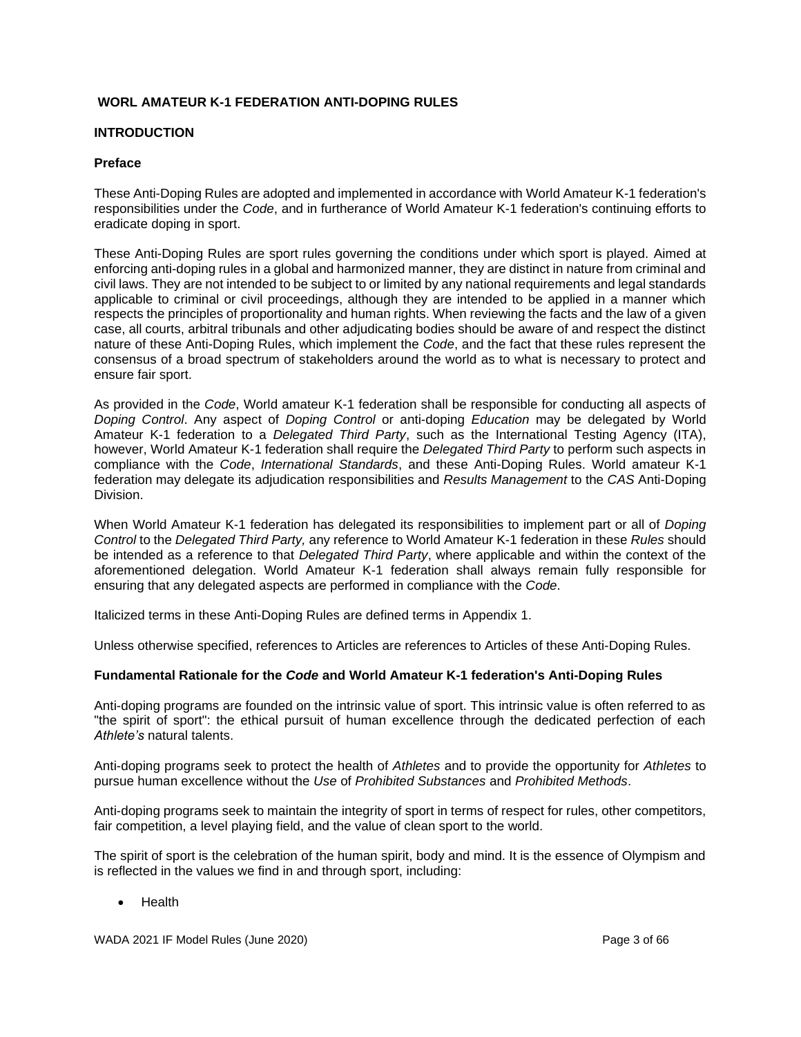## WORL AMATEUR K-1 FEDERATION ANTI-DOPING RULES

### INTRODUCTION

#### Preface

These Anti-Doping Rules are adopted and implemented in accordance with World Amateur K-1 federation's responsibilities under the *Code*, and in furtherance of World Amateur K-1 federation's continuing efforts to eradicate doping in sport.

These Anti-Doping Rules are sport rules governing the conditions under which sport is played. Aimed at enforcing anti-doping rules in a global and harmonized manner, they are distinct in nature from criminal and civil laws. They are not intended to be subject to or limited by any national requirements and legal standards applicable to criminal or civil proceedings, although they are intended to be applied in a manner which respects the principles of proportionality and human rights. When reviewing the facts and the law of a given case, all courts, arbitral tribunals and other adjudicating bodies should be aware of and respect the distinct nature of these Anti-Doping Rules, which implement the *Code*, and the fact that these rules represent the consensus of a broad spectrum of stakeholders around the world as to what is necessary to protect and ensure fair sport.

As provided in the *Code*, World amateur K-1 federation shall be responsible for conducting all aspects of *Doping Control*. Any aspect of *Doping Control* or anti-doping *Education* may be delegated by World Amateur K-1 federation to a *Delegated Third Party*, such as the International Testing Agency (ITA), however, World Amateur K-1 federation shall require the *Delegated Third Party* to perform such aspects in compliance with the *Code*, *International Standards*, and these Anti-Doping Rules. World amateur K-1 federation may delegate its adjudication responsibilities and *Results Management* to the *CAS* Anti-Doping Division.

When World Amateur K-1 federation has delegated its responsibilities to implement part or all of *Doping Control* to the *Delegated Third Party,* any reference to World Amateur K-1 federation in these *Rules* should be intended as a reference to that *Delegated Third Party*, where applicable and within the context of the aforementioned delegation. World Amateur K-1 federation shall always remain fully responsible for ensuring that any delegated aspects are performed in compliance with the *Code*.

Italicized terms in these Anti-Doping Rules are defined terms in Appendix 1.

Unless otherwise specified, references to Articles are references to Articles of these Anti-Doping Rules.

#### Fundamental Rationale for the *Code* and World Amateur K-1 federation's Anti-Doping Rules

Anti-doping programs are founded on the intrinsic value of sport. This intrinsic value is often referred to as "the spirit of sport": the ethical pursuit of human excellence through the dedicated perfection of each *Athlete's* natural talents.

Anti-doping programs seek to protect the health of *Athletes* and to provide the opportunity for *Athletes* to pursue human excellence without the *Use* of *Prohibited Substances* and *Prohibited Methods*.

Anti-doping programs seek to maintain the integrity of sport in terms of respect for rules, other competitors, fair competition, a level playing field, and the value of clean sport to the world.

The spirit of sport is the celebration of the human spirit, body and mind. It is the essence of Olympism and is reflected in the values we find in and through sport, including:

- Health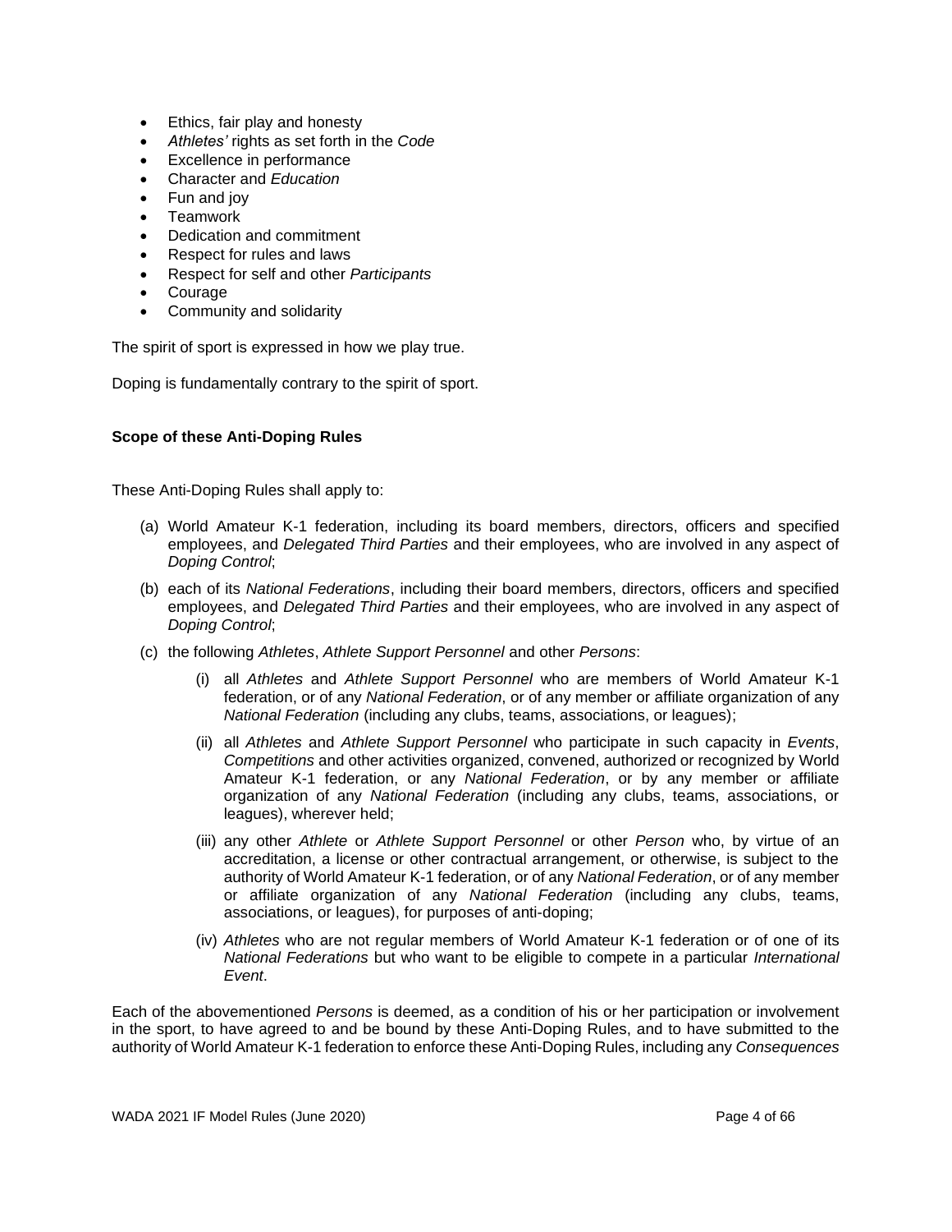- Ethics, fair play and honesty
- *Athletes'* rights as set forth in the *Code*
- Excellence in performance
- Character and *Education*
- Fun and joy
- Teamwork
- Dedication and commitment
- Respect for rules and laws
- Respect for self and other *Participants*
- Courage
- Community and solidarity

The spirit of sport is expressed in how we play true.

Doping is fundamentally contrary to the spirit of sport.

**Scope of these Anti-Doping Rules**

These Anti-Doping Rules shall apply to:

(a) World Amateur K-1 federation, including its board members, directors, officers and specified employees, and *Delegated Third Parties* and their employees, who are involved in any aspect of *Doping Control*;

(b) each of its *National Federations*, including their board members, directors, officers and specified employees, and *Delegated Third Parties* and their employees, who are involved in any aspect of *Doping Control*;

(c) the following *Athletes*, *Athlete Support Personnel* and other *Persons*:

  (i) all *Athletes* and *Athlete Support Personnel* who are members of World Amateur K-1 federation, or of any *National Federation*, or of any member or affiliate organization of any *National Federation* (including any clubs, teams, associations, or leagues);

  (ii) all *Athletes* and *Athlete Support Personnel* who participate in such capacity in *Events*, *Competitions* and other activities organized, convened, authorized or recognized by World Amateur K-1 federation, or any *National Federation*, or by any member or affiliate organization of any *National Federation* (including any clubs, teams, associations, or leagues), wherever held;

  (iii) any other *Athlete* or *Athlete Support Personnel* or other *Person* who, by virtue of an accreditation, a license or other contractual arrangement, or otherwise, is subject to the authority of World Amateur K-1 federation, or of any *National Federation*, or of any member or affiliate organization of any *National Federation* (including any clubs, teams, associations, or leagues), for purposes of anti-doping;

  (iv) *Athletes* who are not regular members of World Amateur K-1 federation or of one of its *National Federations* but who want to be eligible to compete in a particular *International Event*.

Each of the abovementioned *Persons* is deemed, as a condition of his or her participation or involvement in the sport, to have agreed to and be bound by these Anti-Doping Rules, and to have submitted to the authority of World Amateur K-1 federation to enforce these Anti-Doping Rules, including any *Consequences*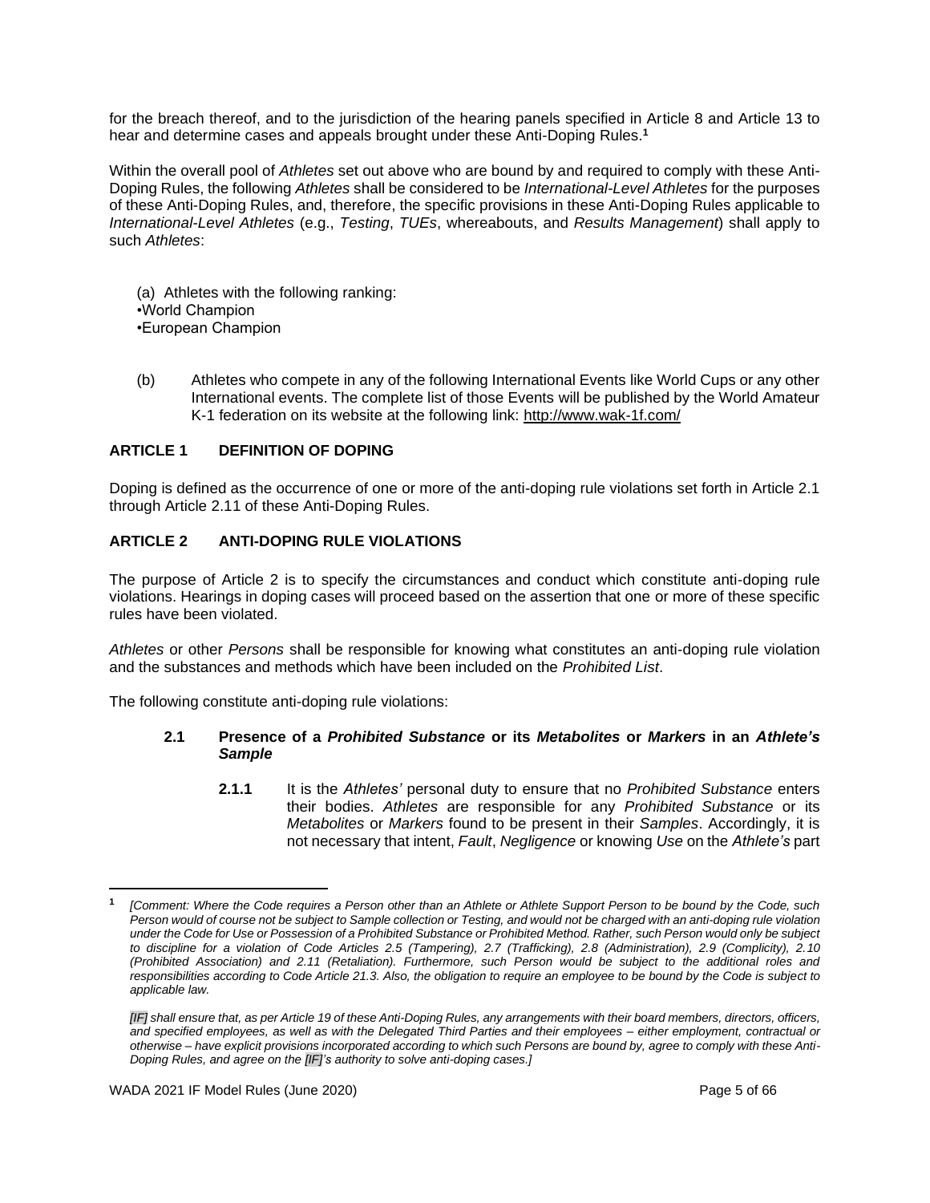for the breach thereof, and to the jurisdiction of the hearing panels specified in Article 8 and Article 13 to hear and determine cases and appeals brought under these Anti-Doping Rules.[1]

Within the overall pool of *Athletes* set out above who are bound by and required to comply with these Anti-Doping Rules, the following *Athletes* shall be considered to be *International-Level Athletes* for the purposes of these Anti-Doping Rules, and, therefore, the specific provisions in these Anti-Doping Rules applicable to *International-Level Athletes* (e.g., *Testing*, *TUEs*, whereabouts, and *Results Management*) shall apply to such *Athletes*:

(a) Athletes with the following ranking:
•World Champion
•European Champion

(b) Athletes who compete in any of the following International Events like World Cups or any other International events. The complete list of those Events will be published by the World Amateur K-1 federation on its website at the following link: http://www.wak-1f.com/

## ARTICLE 1 DEFINITION OF DOPING

Doping is defined as the occurrence of one or more of the anti-doping rule violations set forth in Article 2.1 through Article 2.11 of these Anti-Doping Rules.

## ARTICLE 2 ANTI-DOPING RULE VIOLATIONS

The purpose of Article 2 is to specify the circumstances and conduct which constitute anti-doping rule violations. Hearings in doping cases will proceed based on the assertion that one or more of these specific rules have been violated.

*Athletes* or other *Persons* shall be responsible for knowing what constitutes an anti-doping rule violation and the substances and methods which have been included on the *Prohibited List*.

The following constitute anti-doping rule violations:

### 2.1 Presence of a *Prohibited Substance* or its *Metabolites* or *Markers* in an *Athlete's Sample*

**2.1.1** It is the *Athletes'* personal duty to ensure that no *Prohibited Substance* enters their bodies. *Athletes* are responsible for any *Prohibited Substance* or its *Metabolites* or *Markers* found to be present in their *Samples*. Accordingly, it is not necessary that intent, *Fault*, *Negligence* or knowing *Use* on the *Athlete's* part

---

[1] *[Comment: Where the Code requires a Person other than an Athlete or Athlete Support Person to be bound by the Code, such Person would of course not be subject to Sample collection or Testing, and would not be charged with an anti-doping rule violation under the Code for Use or Possession of a Prohibited Substance or Prohibited Method. Rather, such Person would only be subject to discipline for a violation of Code Articles 2.5 (Tampering), 2.7 (Trafficking), 2.8 (Administration), 2.9 (Complicity), 2.10 (Prohibited Association) and 2.11 (Retaliation). Furthermore, such Person would be subject to the additional roles and responsibilities according to Code Article 21.3. Also, the obligation to require an employee to be bound by the Code is subject to applicable law.*

*[IF] shall ensure that, as per Article 19 of these Anti-Doping Rules, any arrangements with their board members, directors, officers, and specified employees, as well as with the Delegated Third Parties and their employees – either employment, contractual or otherwise – have explicit provisions incorporated according to which such Persons are bound by, agree to comply with these Anti-Doping Rules, and agree on the [IF]'s authority to solve anti-doping cases.]*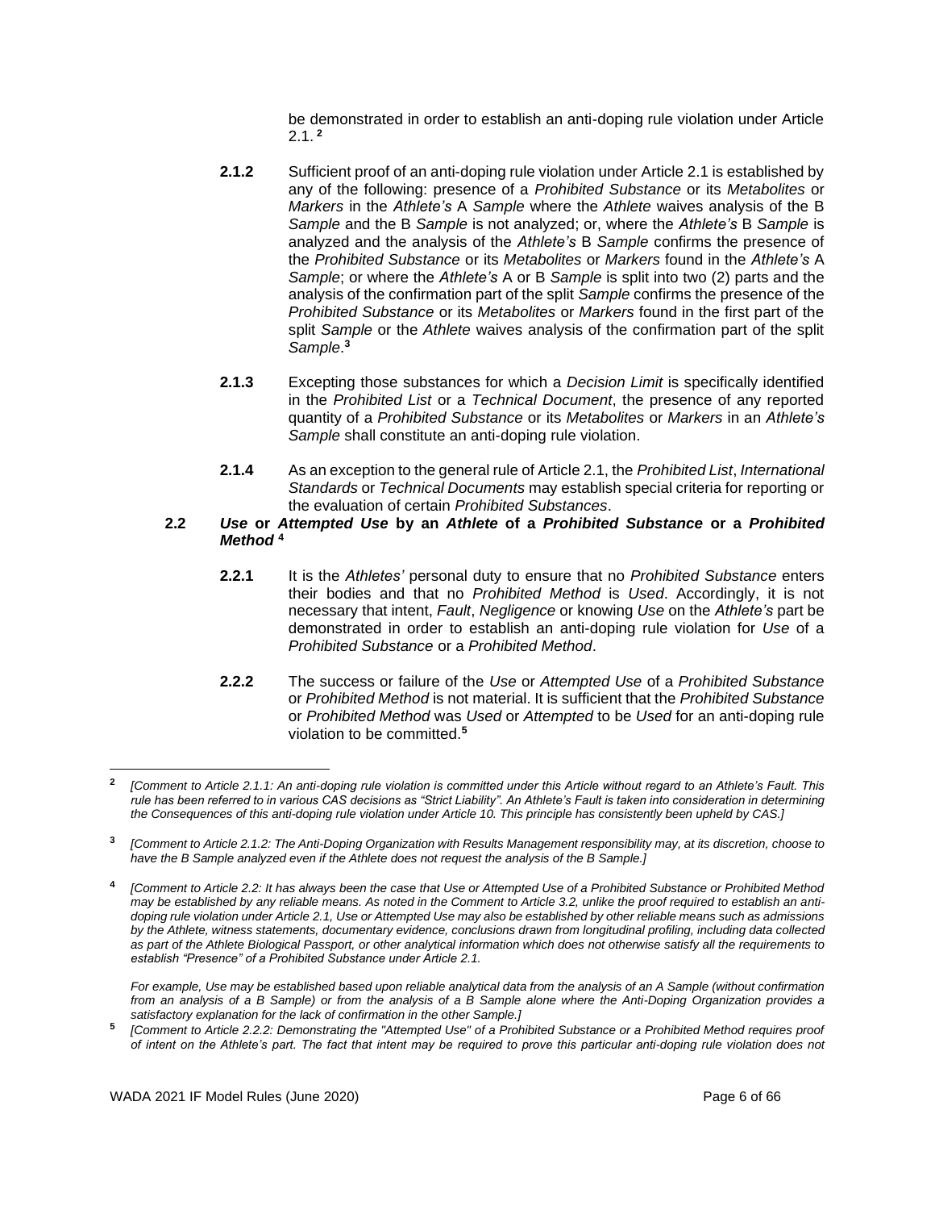be demonstrated in order to establish an anti-doping rule violation under Article 2.1. [2]

**2.1.2** Sufficient proof of an anti-doping rule violation under Article 2.1 is established by any of the following: presence of a *Prohibited Substance* or its *Metabolites* or *Markers* in the *Athlete's* A *Sample* where the *Athlete* waives analysis of the B *Sample* and the B *Sample* is not analyzed; or, where the *Athlete's* B *Sample* is analyzed and the analysis of the *Athlete's* B *Sample* confirms the presence of the *Prohibited Substance* or its *Metabolites* or *Markers* found in the *Athlete's* A *Sample*; or where the *Athlete's* A or B *Sample* is split into two (2) parts and the analysis of the confirmation part of the split *Sample* confirms the presence of the *Prohibited Substance* or its *Metabolites* or *Markers* found in the first part of the split *Sample* or the *Athlete* waives analysis of the confirmation part of the split *Sample*.[3]

**2.1.3** Excepting those substances for which a *Decision Limit* is specifically identified in the *Prohibited List* or a *Technical Document*, the presence of any reported quantity of a *Prohibited Substance* or its *Metabolites* or *Markers* in an *Athlete's Sample* shall constitute an anti-doping rule violation.

**2.1.4** As an exception to the general rule of Article 2.1, the *Prohibited List*, *International Standards* or *Technical Documents* may establish special criteria for reporting or the evaluation of certain *Prohibited Substances*.

**2.2** ***Use* or *Attempted Use* by an *Athlete* of a *Prohibited Substance* or a *Prohibited Method*** [4]

**2.2.1** It is the *Athletes'* personal duty to ensure that no *Prohibited Substance* enters their bodies and that no *Prohibited Method* is *Used*. Accordingly, it is not necessary that intent, *Fault*, *Negligence* or knowing *Use* on the *Athlete's* part be demonstrated in order to establish an anti-doping rule violation for *Use* of a *Prohibited Substance* or a *Prohibited Method*.

**2.2.2** The success or failure of the *Use* or *Attempted Use* of a *Prohibited Substance* or *Prohibited Method* is not material. It is sufficient that the *Prohibited Substance* or *Prohibited Method* was *Used* or *Attempted* to be *Used* for an anti-doping rule violation to be committed.[5]

---

[2] *[Comment to Article 2.1.1: An anti-doping rule violation is committed under this Article without regard to an Athlete's Fault. This rule has been referred to in various CAS decisions as "Strict Liability". An Athlete's Fault is taken into consideration in determining the Consequences of this anti-doping rule violation under Article 10. This principle has consistently been upheld by CAS.]*

[3] *[Comment to Article 2.1.2: The Anti-Doping Organization with Results Management responsibility may, at its discretion, choose to have the B Sample analyzed even if the Athlete does not request the analysis of the B Sample.]*

[4] *[Comment to Article 2.2: It has always been the case that Use or Attempted Use of a Prohibited Substance or Prohibited Method may be established by any reliable means. As noted in the Comment to Article 3.2, unlike the proof required to establish an anti-doping rule violation under Article 2.1, Use or Attempted Use may also be established by other reliable means such as admissions by the Athlete, witness statements, documentary evidence, conclusions drawn from longitudinal profiling, including data collected as part of the Athlete Biological Passport, or other analytical information which does not otherwise satisfy all the requirements to establish "Presence" of a Prohibited Substance under Article 2.1.*

*For example, Use may be established based upon reliable analytical data from the analysis of an A Sample (without confirmation from an analysis of a B Sample) or from the analysis of a B Sample alone where the Anti-Doping Organization provides a satisfactory explanation for the lack of confirmation in the other Sample.]*

[5] *[Comment to Article 2.2.2: Demonstrating the "Attempted Use" of a Prohibited Substance or a Prohibited Method requires proof of intent on the Athlete's part. The fact that intent may be required to prove this particular anti-doping rule violation does not*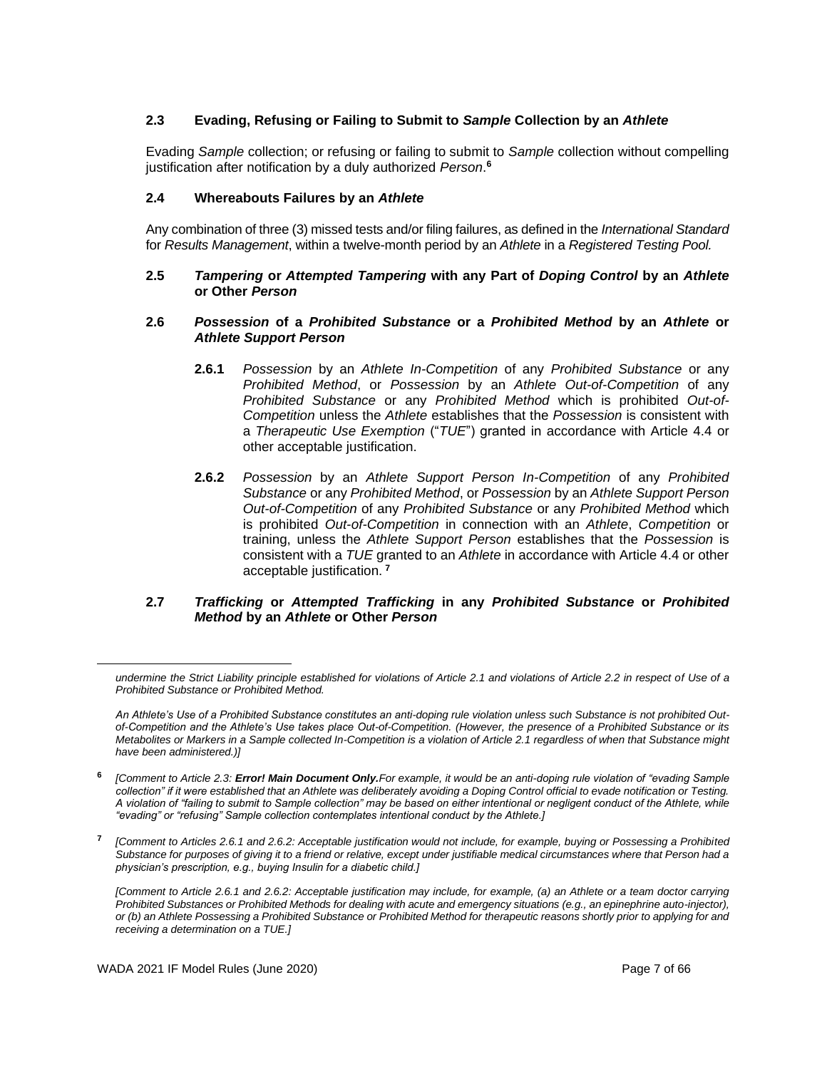### 2.3 Evading, Refusing or Failing to Submit to *Sample* Collection by an *Athlete*

Evading *Sample* collection; or refusing or failing to submit to *Sample* collection without compelling justification after notification by a duly authorized *Person*.[6]

### 2.4 Whereabouts Failures by an *Athlete*

Any combination of three (3) missed tests and/or filing failures, as defined in the *International Standard* for *Results Management*, within a twelve-month period by an *Athlete* in a *Registered Testing Pool.*

### 2.5 *Tampering* or *Attempted Tampering* with any Part of *Doping Control* by an *Athlete* or Other *Person*

### 2.6 *Possession* of a *Prohibited Substance* or a *Prohibited Method* by an *Athlete* or *Athlete Support Person*

**2.6.1** *Possession* by an *Athlete In-Competition* of any *Prohibited Substance* or any *Prohibited Method*, or *Possession* by an *Athlete Out-of-Competition* of any *Prohibited Substance* or any *Prohibited Method* which is prohibited *Out-of-Competition* unless the *Athlete* establishes that the *Possession* is consistent with a *Therapeutic Use Exemption* ("*TUE*") granted in accordance with Article 4.4 or other acceptable justification.

**2.6.2** *Possession* by an *Athlete Support Person In-Competition* of any *Prohibited Substance* or any *Prohibited Method*, or *Possession* by an *Athlete Support Person Out-of-Competition* of any *Prohibited Substance* or any *Prohibited Method* which is prohibited *Out-of-Competition* in connection with an *Athlete*, *Competition* or training, unless the *Athlete Support Person* establishes that the *Possession* is consistent with a *TUE* granted to an *Athlete* in accordance with Article 4.4 or other acceptable justification.[7]

### 2.7 *Trafficking* or *Attempted Trafficking* in any *Prohibited Substance* or *Prohibited Method* by an *Athlete* or Other *Person*

---

*undermine the Strict Liability principle established for violations of Article 2.1 and violations of Article 2.2 in respect of Use of a Prohibited Substance or Prohibited Method.*

*An Athlete's Use of a Prohibited Substance constitutes an anti-doping rule violation unless such Substance is not prohibited Out-of-Competition and the Athlete's Use takes place Out-of-Competition. (However, the presence of a Prohibited Substance or its Metabolites or Markers in a Sample collected In-Competition is a violation of Article 2.1 regardless of when that Substance might have been administered.)]*

[6] *[Comment to Article 2.3: **Error! Main Document Only.**For example, it would be an anti-doping rule violation of "evading Sample collection" if it were established that an Athlete was deliberately avoiding a Doping Control official to evade notification or Testing. A violation of "failing to submit to Sample collection" may be based on either intentional or negligent conduct of the Athlete, while "evading" or "refusing" Sample collection contemplates intentional conduct by the Athlete.]*

[7] *[Comment to Articles 2.6.1 and 2.6.2: Acceptable justification would not include, for example, buying or Possessing a Prohibited Substance for purposes of giving it to a friend or relative, except under justifiable medical circumstances where that Person had a physician's prescription, e.g., buying Insulin for a diabetic child.]*

*[Comment to Article 2.6.1 and 2.6.2: Acceptable justification may include, for example, (a) an Athlete or a team doctor carrying Prohibited Substances or Prohibited Methods for dealing with acute and emergency situations (e.g., an epinephrine auto-injector), or (b) an Athlete Possessing a Prohibited Substance or Prohibited Method for therapeutic reasons shortly prior to applying for and receiving a determination on a TUE.]*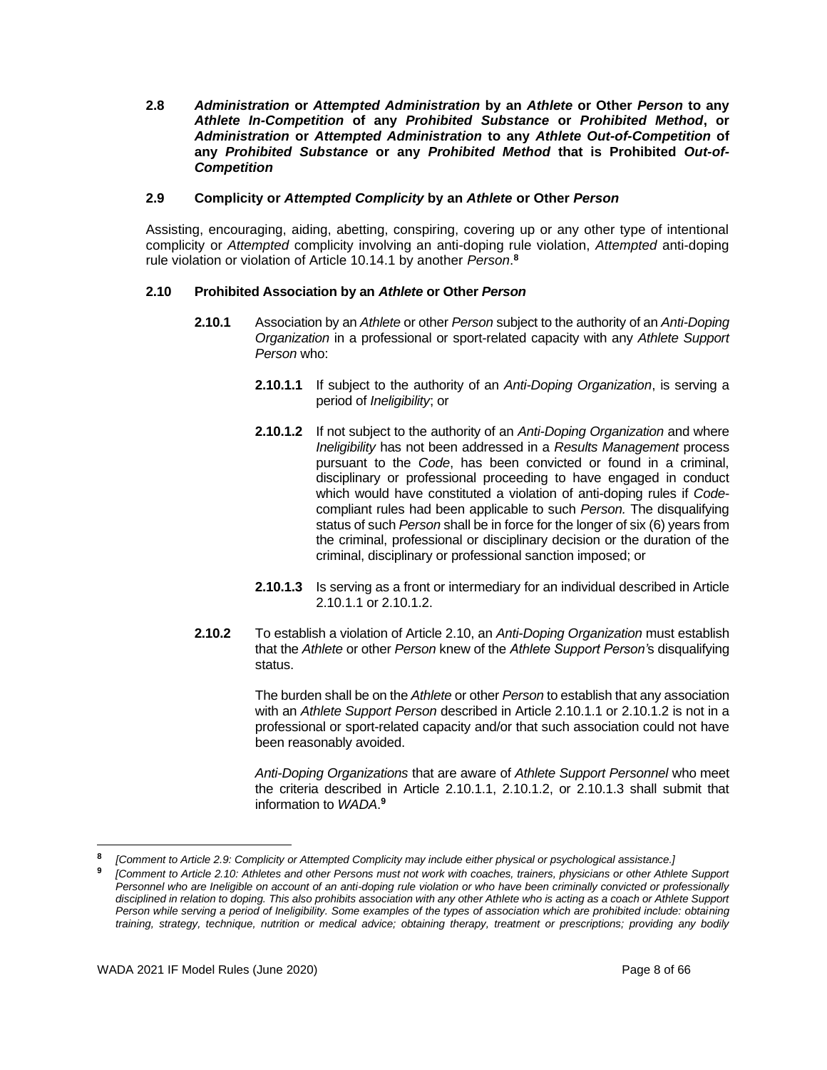**2.8 *Administration* or *Attempted Administration* by an *Athlete* or Other *Person* to any *Athlete In-Competition* of any *Prohibited Substance* or *Prohibited Method*, or *Administration* or *Attempted Administration* to any *Athlete Out-of-Competition* of any *Prohibited Substance* or any *Prohibited Method* that is Prohibited *Out-of-Competition***

**2.9 Complicity or *Attempted Complicity* by an *Athlete* or Other *Person***

Assisting, encouraging, aiding, abetting, conspiring, covering up or any other type of intentional complicity or *Attempted* complicity involving an anti-doping rule violation, *Attempted* anti-doping rule violation or violation of Article 10.14.1 by another *Person*.[8]

**2.10 Prohibited Association by an *Athlete* or Other *Person***

**2.10.1** Association by an *Athlete* or other *Person* subject to the authority of an *Anti-Doping Organization* in a professional or sport-related capacity with any *Athlete Support Person* who:

**2.10.1.1** If subject to the authority of an *Anti-Doping Organization*, is serving a period of *Ineligibility*; or

**2.10.1.2** If not subject to the authority of an *Anti-Doping Organization* and where *Ineligibility* has not been addressed in a *Results Management* process pursuant to the *Code*, has been convicted or found in a criminal, disciplinary or professional proceeding to have engaged in conduct which would have constituted a violation of anti-doping rules if *Code*-compliant rules had been applicable to such *Person.* The disqualifying status of such *Person* shall be in force for the longer of six (6) years from the criminal, professional or disciplinary decision or the duration of the criminal, disciplinary or professional sanction imposed; or

**2.10.1.3** Is serving as a front or intermediary for an individual described in Article 2.10.1.1 or 2.10.1.2.

**2.10.2** To establish a violation of Article 2.10, an *Anti-Doping Organization* must establish that the *Athlete* or other *Person* knew of the *Athlete Support Person'*s disqualifying status.

The burden shall be on the *Athlete* or other *Person* to establish that any association with an *Athlete Support Person* described in Article 2.10.1.1 or 2.10.1.2 is not in a professional or sport-related capacity and/or that such association could not have been reasonably avoided.

*Anti-Doping Organizations* that are aware of *Athlete Support Personnel* who meet the criteria described in Article 2.10.1.1, 2.10.1.2, or 2.10.1.3 shall submit that information to *WADA*.[9]

---

[8] *[Comment to Article 2.9: Complicity or Attempted Complicity may include either physical or psychological assistance.]*

[9] *[Comment to Article 2.10: Athletes and other Persons must not work with coaches, trainers, physicians or other Athlete Support Personnel who are Ineligible on account of an anti-doping rule violation or who have been criminally convicted or professionally disciplined in relation to doping. This also prohibits association with any other Athlete who is acting as a coach or Athlete Support Person while serving a period of Ineligibility. Some examples of the types of association which are prohibited include: obtaining training, strategy, technique, nutrition or medical advice; obtaining therapy, treatment or prescriptions; providing any bodily*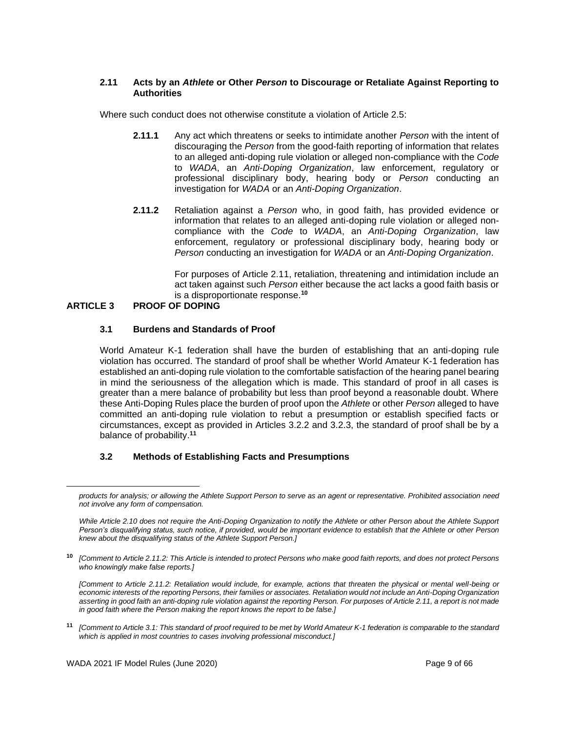### 2.11 Acts by an *Athlete* or Other *Person* to Discourage or Retaliate Against Reporting to Authorities

Where such conduct does not otherwise constitute a violation of Article 2.5:

**2.11.1** Any act which threatens or seeks to intimidate another *Person* with the intent of discouraging the *Person* from the good-faith reporting of information that relates to an alleged anti-doping rule violation or alleged non-compliance with the *Code* to *WADA*, an *Anti-Doping Organization*, law enforcement, regulatory or professional disciplinary body, hearing body or *Person* conducting an investigation for *WADA* or an *Anti-Doping Organization*.

**2.11.2** Retaliation against a *Person* who, in good faith, has provided evidence or information that relates to an alleged anti-doping rule violation or alleged non-compliance with the *Code* to *WADA*, an *Anti-Doping Organization*, law enforcement, regulatory or professional disciplinary body, hearing body or *Person* conducting an investigation for *WADA* or an *Anti-Doping Organization*.

For purposes of Article 2.11, retaliation, threatening and intimidation include an act taken against such *Person* either because the act lacks a good faith basis or is a disproportionate response.[10]

## ARTICLE 3 PROOF OF DOPING

### 3.1 Burdens and Standards of Proof

World Amateur K-1 federation shall have the burden of establishing that an anti-doping rule violation has occurred. The standard of proof shall be whether World Amateur K-1 federation has established an anti-doping rule violation to the comfortable satisfaction of the hearing panel bearing in mind the seriousness of the allegation which is made. This standard of proof in all cases is greater than a mere balance of probability but less than proof beyond a reasonable doubt. Where these Anti-Doping Rules place the burden of proof upon the *Athlete* or other *Person* alleged to have committed an anti-doping rule violation to rebut a presumption or establish specified facts or circumstances, except as provided in Articles 3.2.2 and 3.2.3, the standard of proof shall be by a balance of probability.[11]

### 3.2 Methods of Establishing Facts and Presumptions

---

*products for analysis; or allowing the Athlete Support Person to serve as an agent or representative. Prohibited association need not involve any form of compensation.*

*While Article 2.10 does not require the Anti-Doping Organization to notify the Athlete or other Person about the Athlete Support Person's disqualifying status, such notice, if provided, would be important evidence to establish that the Athlete or other Person knew about the disqualifying status of the Athlete Support Person.]*

[10] *[Comment to Article 2.11.2: This Article is intended to protect Persons who make good faith reports, and does not protect Persons who knowingly make false reports.]*

*[Comment to Article 2.11.2: Retaliation would include, for example, actions that threaten the physical or mental well-being or economic interests of the reporting Persons, their families or associates. Retaliation would not include an Anti-Doping Organization asserting in good faith an anti-doping rule violation against the reporting Person. For purposes of Article 2.11, a report is not made in good faith where the Person making the report knows the report to be false.]*

[11] *[Comment to Article 3.1: This standard of proof required to be met by World Amateur K-1 federation is comparable to the standard which is applied in most countries to cases involving professional misconduct.]*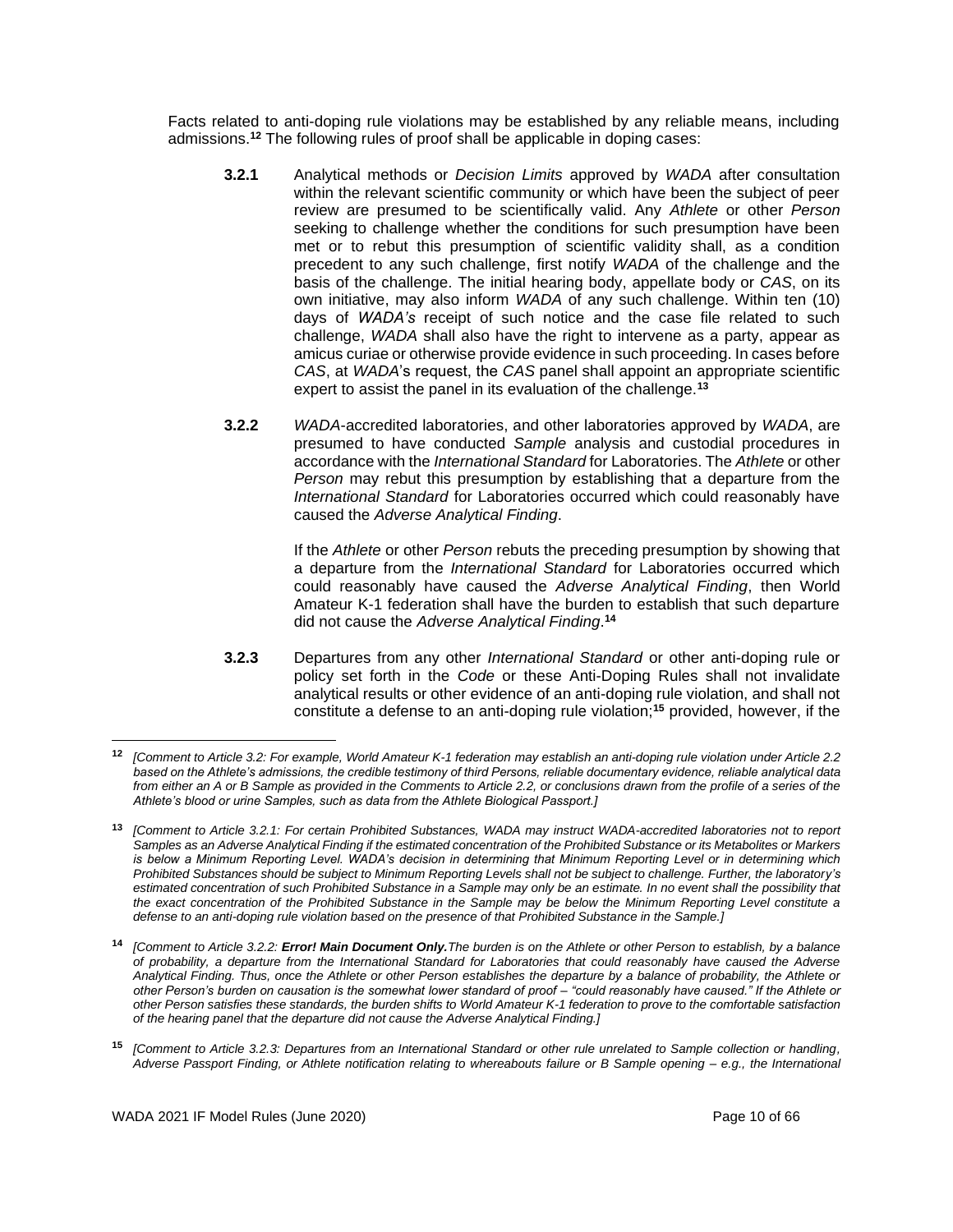Facts related to anti-doping rule violations may be established by any reliable means, including admissions.[12] The following rules of proof shall be applicable in doping cases:

**3.2.1** Analytical methods or *Decision Limits* approved by *WADA* after consultation within the relevant scientific community or which have been the subject of peer review are presumed to be scientifically valid. Any *Athlete* or other *Person* seeking to challenge whether the conditions for such presumption have been met or to rebut this presumption of scientific validity shall, as a condition precedent to any such challenge, first notify *WADA* of the challenge and the basis of the challenge. The initial hearing body, appellate body or *CAS*, on its own initiative, may also inform *WADA* of any such challenge. Within ten (10) days of *WADA's* receipt of such notice and the case file related to such challenge, *WADA* shall also have the right to intervene as a party, appear as amicus curiae or otherwise provide evidence in such proceeding. In cases before *CAS*, at *WADA*'s request, the *CAS* panel shall appoint an appropriate scientific expert to assist the panel in its evaluation of the challenge.[13]

**3.2.2** *WADA*-accredited laboratories, and other laboratories approved by *WADA*, are presumed to have conducted *Sample* analysis and custodial procedures in accordance with the *International Standard* for Laboratories. The *Athlete* or other *Person* may rebut this presumption by establishing that a departure from the *International Standard* for Laboratories occurred which could reasonably have caused the *Adverse Analytical Finding*.

If the *Athlete* or other *Person* rebuts the preceding presumption by showing that a departure from the *International Standard* for Laboratories occurred which could reasonably have caused the *Adverse Analytical Finding*, then World Amateur K-1 federation shall have the burden to establish that such departure did not cause the *Adverse Analytical Finding*.[14]

**3.2.3** Departures from any other *International Standard* or other anti-doping rule or policy set forth in the *Code* or these Anti-Doping Rules shall not invalidate analytical results or other evidence of an anti-doping rule violation, and shall not constitute a defense to an anti-doping rule violation;[15] provided, however, if the

---

[12] *[Comment to Article 3.2: For example, World Amateur K-1 federation may establish an anti-doping rule violation under Article 2.2 based on the Athlete's admissions, the credible testimony of third Persons, reliable documentary evidence, reliable analytical data from either an A or B Sample as provided in the Comments to Article 2.2, or conclusions drawn from the profile of a series of the Athlete's blood or urine Samples, such as data from the Athlete Biological Passport.]*

[13] *[Comment to Article 3.2.1: For certain Prohibited Substances, WADA may instruct WADA-accredited laboratories not to report Samples as an Adverse Analytical Finding if the estimated concentration of the Prohibited Substance or its Metabolites or Markers is below a Minimum Reporting Level. WADA's decision in determining that Minimum Reporting Level or in determining which Prohibited Substances should be subject to Minimum Reporting Levels shall not be subject to challenge. Further, the laboratory's estimated concentration of such Prohibited Substance in a Sample may only be an estimate. In no event shall the possibility that the exact concentration of the Prohibited Substance in the Sample may be below the Minimum Reporting Level constitute a defense to an anti-doping rule violation based on the presence of that Prohibited Substance in the Sample.]*

[14] *[Comment to Article 3.2.2: **Error! Main Document Only.**The burden is on the Athlete or other Person to establish, by a balance of probability, a departure from the International Standard for Laboratories that could reasonably have caused the Adverse Analytical Finding. Thus, once the Athlete or other Person establishes the departure by a balance of probability, the Athlete or other Person's burden on causation is the somewhat lower standard of proof – "could reasonably have caused." If the Athlete or other Person satisfies these standards, the burden shifts to World Amateur K-1 federation to prove to the comfortable satisfaction of the hearing panel that the departure did not cause the Adverse Analytical Finding.]*

[15] *[Comment to Article 3.2.3: Departures from an International Standard or other rule unrelated to Sample collection or handling, Adverse Passport Finding, or Athlete notification relating to whereabouts failure or B Sample opening – e.g., the International*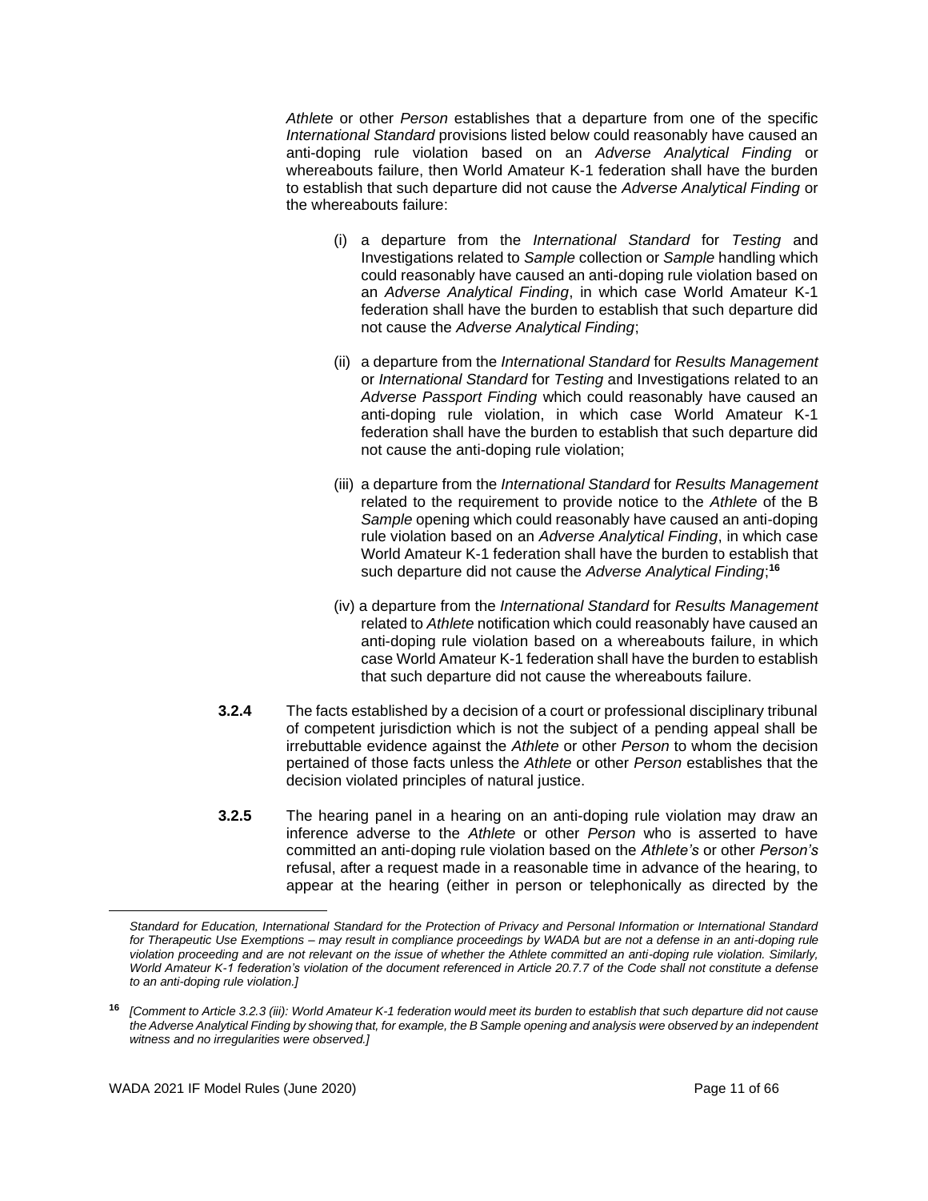*Athlete* or other *Person* establishes that a departure from one of the specific *International Standard* provisions listed below could reasonably have caused an anti-doping rule violation based on an *Adverse Analytical Finding* or whereabouts failure, then World Amateur K-1 federation shall have the burden to establish that such departure did not cause the *Adverse Analytical Finding* or the whereabouts failure:

(i) a departure from the *International Standard* for *Testing* and Investigations related to *Sample* collection or *Sample* handling which could reasonably have caused an anti-doping rule violation based on an *Adverse Analytical Finding*, in which case World Amateur K-1 federation shall have the burden to establish that such departure did not cause the *Adverse Analytical Finding*;

(ii) a departure from the *International Standard* for *Results Management* or *International Standard* for *Testing* and Investigations related to an *Adverse Passport Finding* which could reasonably have caused an anti-doping rule violation, in which case World Amateur K-1 federation shall have the burden to establish that such departure did not cause the anti-doping rule violation;

(iii) a departure from the *International Standard* for *Results Management* related to the requirement to provide notice to the *Athlete* of the B *Sample* opening which could reasonably have caused an anti-doping rule violation based on an *Adverse Analytical Finding*, in which case World Amateur K-1 federation shall have the burden to establish that such departure did not cause the *Adverse Analytical Finding*;[16]

(iv) a departure from the *International Standard* for *Results Management* related to *Athlete* notification which could reasonably have caused an anti-doping rule violation based on a whereabouts failure, in which case World Amateur K-1 federation shall have the burden to establish that such departure did not cause the whereabouts failure.

**3.2.4** The facts established by a decision of a court or professional disciplinary tribunal of competent jurisdiction which is not the subject of a pending appeal shall be irrebuttable evidence against the *Athlete* or other *Person* to whom the decision pertained of those facts unless the *Athlete* or other *Person* establishes that the decision violated principles of natural justice.

**3.2.5** The hearing panel in a hearing on an anti-doping rule violation may draw an inference adverse to the *Athlete* or other *Person* who is asserted to have committed an anti-doping rule violation based on the *Athlete's* or other *Person's* refusal, after a request made in a reasonable time in advance of the hearing, to appear at the hearing (either in person or telephonically as directed by the

*Standard for Education, International Standard for the Protection of Privacy and Personal Information or International Standard for Therapeutic Use Exemptions – may result in compliance proceedings by WADA but are not a defense in an anti-doping rule violation proceeding and are not relevant on the issue of whether the Athlete committed an anti-doping rule violation. Similarly, World Amateur K-1 federation's violation of the document referenced in Article 20.7.7 of the Code shall not constitute a defense to an anti-doping rule violation.]*

[16] *[Comment to Article 3.2.3 (iii): World Amateur K-1 federation would meet its burden to establish that such departure did not cause the Adverse Analytical Finding by showing that, for example, the B Sample opening and analysis were observed by an independent witness and no irregularities were observed.]*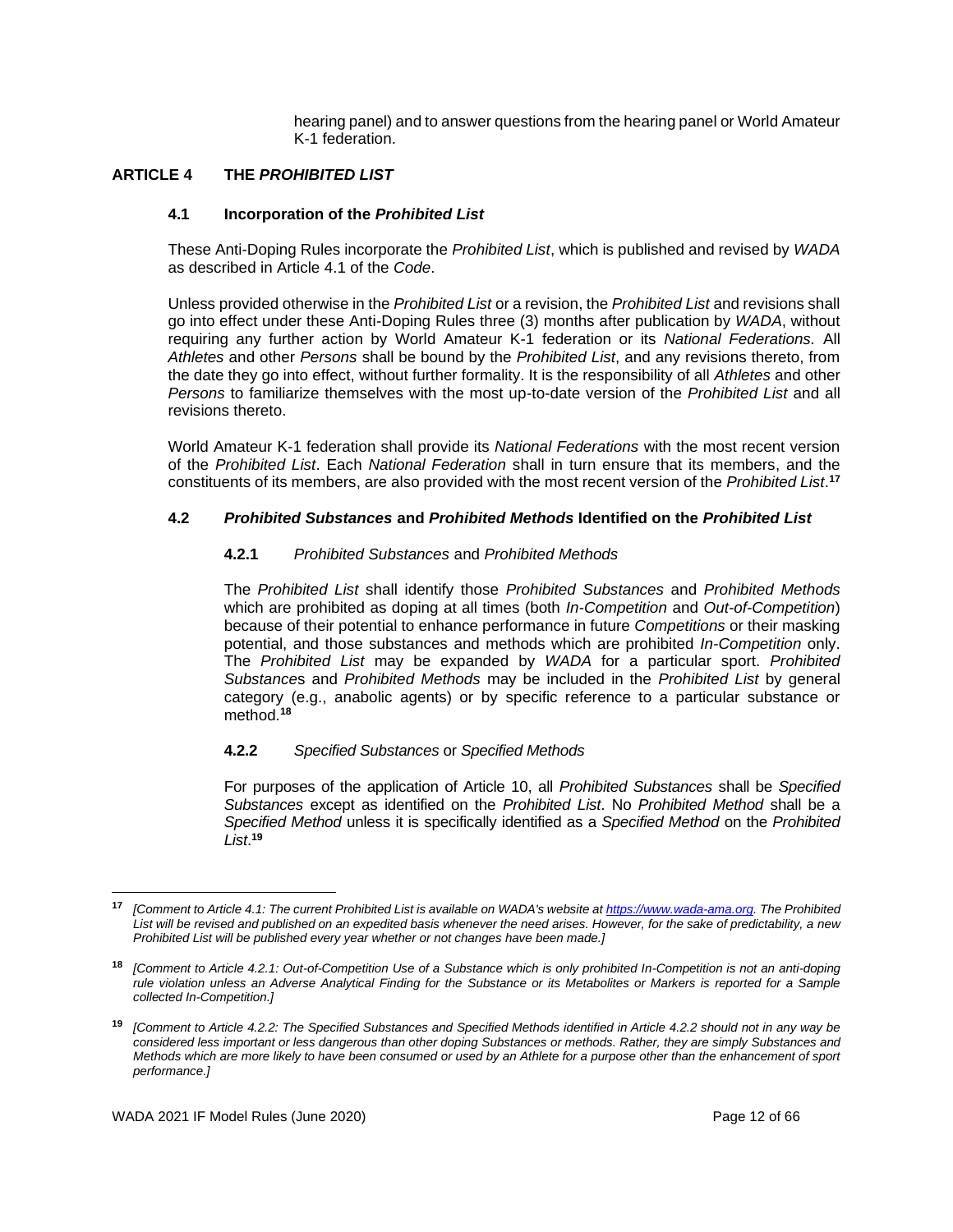hearing panel) and to answer questions from the hearing panel or World Amateur K-1 federation.

## ARTICLE 4 THE *PROHIBITED LIST*

### 4.1 Incorporation of the *Prohibited List*

These Anti-Doping Rules incorporate the *Prohibited List*, which is published and revised by *WADA* as described in Article 4.1 of the *Code*.

Unless provided otherwise in the *Prohibited List* or a revision, the *Prohibited List* and revisions shall go into effect under these Anti-Doping Rules three (3) months after publication by *WADA*, without requiring any further action by World Amateur K-1 federation or its *National Federations.* All *Athletes* and other *Persons* shall be bound by the *Prohibited List*, and any revisions thereto, from the date they go into effect, without further formality. It is the responsibility of all *Athletes* and other *Persons* to familiarize themselves with the most up-to-date version of the *Prohibited List* and all revisions thereto.

World Amateur K-1 federation shall provide its *National Federations* with the most recent version of the *Prohibited List*. Each *National Federation* shall in turn ensure that its members, and the constituents of its members, are also provided with the most recent version of the *Prohibited List*.[17]

### 4.2 *Prohibited Substances* and *Prohibited Methods* Identified on the *Prohibited List*

#### 4.2.1 *Prohibited Substances* and *Prohibited Methods*

The *Prohibited List* shall identify those *Prohibited Substances* and *Prohibited Methods* which are prohibited as doping at all times (both *In-Competition* and *Out-of-Competition*) because of their potential to enhance performance in future *Competitions* or their masking potential, and those substances and methods which are prohibited *In-Competition* only. The *Prohibited List* may be expanded by *WADA* for a particular sport. *Prohibited Substances* and *Prohibited Methods* may be included in the *Prohibited List* by general category (e.g., anabolic agents) or by specific reference to a particular substance or method.[18]

#### 4.2.2 *Specified Substances* or *Specified Methods*

For purposes of the application of Article 10, all *Prohibited Substances* shall be *Specified Substances* except as identified on the *Prohibited List*. No *Prohibited Method* shall be a *Specified Method* unless it is specifically identified as a *Specified Method* on the *Prohibited List*.[19]

---

[17] *[Comment to Article 4.1: The current Prohibited List is available on WADA's website at https://www.wada-ama.org. The Prohibited List will be revised and published on an expedited basis whenever the need arises. However, for the sake of predictability, a new Prohibited List will be published every year whether or not changes have been made.]*

[18] *[Comment to Article 4.2.1: Out-of-Competition Use of a Substance which is only prohibited In-Competition is not an anti-doping rule violation unless an Adverse Analytical Finding for the Substance or its Metabolites or Markers is reported for a Sample collected In-Competition.]*

[19] *[Comment to Article 4.2.2: The Specified Substances and Specified Methods identified in Article 4.2.2 should not in any way be considered less important or less dangerous than other doping Substances or methods. Rather, they are simply Substances and Methods which are more likely to have been consumed or used by an Athlete for a purpose other than the enhancement of sport performance.]*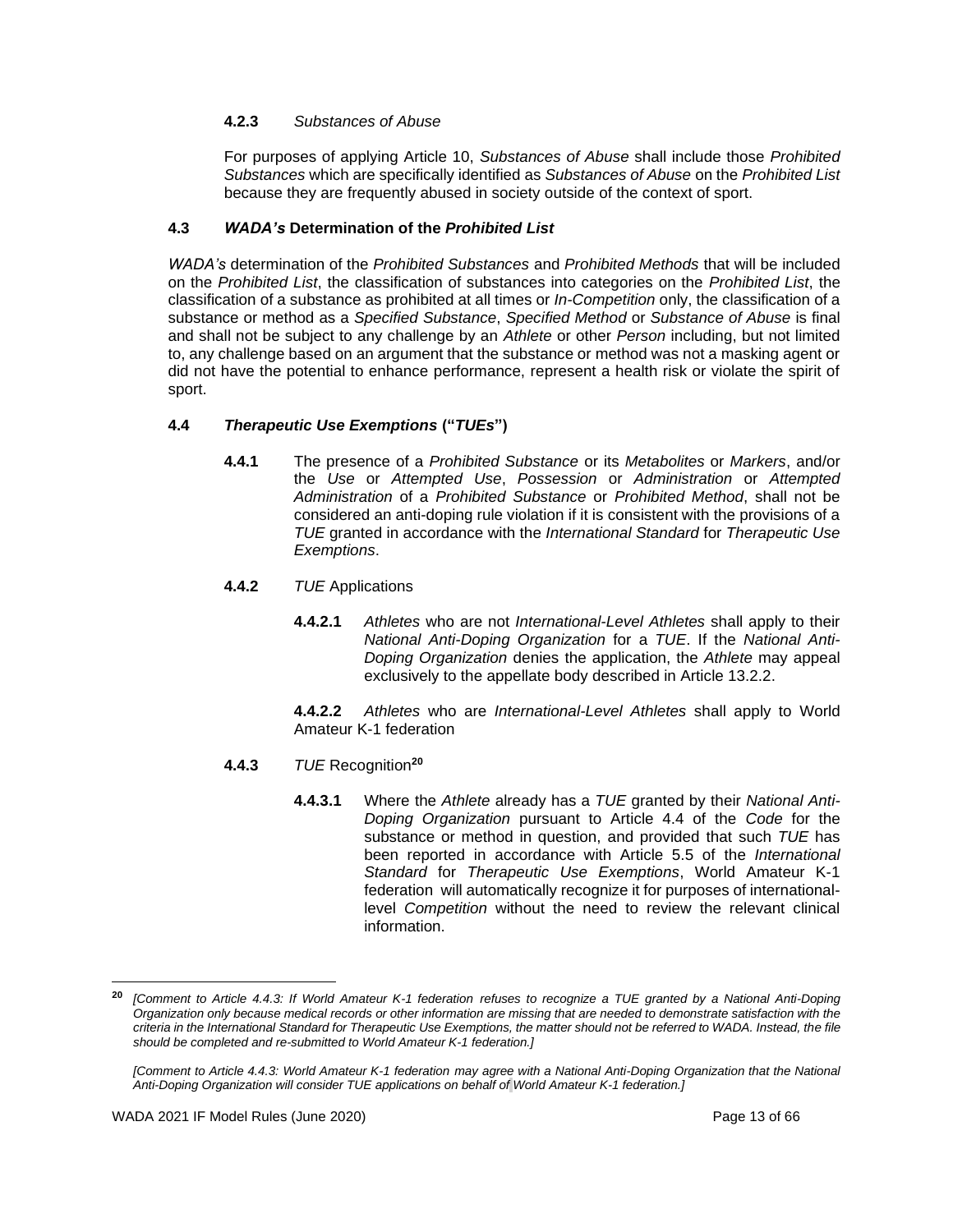**4.2.3** *Substances of Abuse*

For purposes of applying Article 10, *Substances of Abuse* shall include those *Prohibited Substances* which are specifically identified as *Substances of Abuse* on the *Prohibited List* because they are frequently abused in society outside of the context of sport.

### 4.3 *WADA's* Determination of the *Prohibited List*

*WADA's* determination of the *Prohibited Substances* and *Prohibited Methods* that will be included on the *Prohibited List*, the classification of substances into categories on the *Prohibited List*, the classification of a substance as prohibited at all times or *In-Competition* only, the classification of a substance or method as a *Specified Substance*, *Specified Method* or *Substance of Abuse* is final and shall not be subject to any challenge by an *Athlete* or other *Person* including, but not limited to, any challenge based on an argument that the substance or method was not a masking agent or did not have the potential to enhance performance, represent a health risk or violate the spirit of sport.

### 4.4 *Therapeutic Use Exemptions* ("*TUEs*")

**4.4.1** The presence of a *Prohibited Substance* or its *Metabolites* or *Markers*, and/or the *Use* or *Attempted Use*, *Possession* or *Administration* or *Attempted Administration* of a *Prohibited Substance* or *Prohibited Method*, shall not be considered an anti-doping rule violation if it is consistent with the provisions of a *TUE* granted in accordance with the *International Standard* for *Therapeutic Use Exemptions*.

**4.4.2** *TUE* Applications

**4.4.2.1** *Athletes* who are not *International-Level Athletes* shall apply to their *National Anti-Doping Organization* for a *TUE*. If the *National Anti-Doping Organization* denies the application, the *Athlete* may appeal exclusively to the appellate body described in Article 13.2.2.

**4.4.2.2** *Athletes* who are *International-Level Athletes* shall apply to World Amateur K-1 federation

**4.4.3** *TUE* Recognition[20]

**4.4.3.1** Where the *Athlete* already has a *TUE* granted by their *National Anti-Doping Organization* pursuant to Article 4.4 of the *Code* for the substance or method in question, and provided that such *TUE* has been reported in accordance with Article 5.5 of the *International Standard* for *Therapeutic Use Exemptions*, World Amateur K-1 federation will automatically recognize it for purposes of international-level *Competition* without the need to review the relevant clinical information.

---

[20] *[Comment to Article 4.4.3: If World Amateur K-1 federation refuses to recognize a TUE granted by a National Anti-Doping Organization only because medical records or other information are missing that are needed to demonstrate satisfaction with the criteria in the International Standard for Therapeutic Use Exemptions, the matter should not be referred to WADA. Instead, the file should be completed and re-submitted to World Amateur K-1 federation.]*

*[Comment to Article 4.4.3: World Amateur K-1 federation may agree with a National Anti-Doping Organization that the National Anti-Doping Organization will consider TUE applications on behalf of World Amateur K-1 federation.]*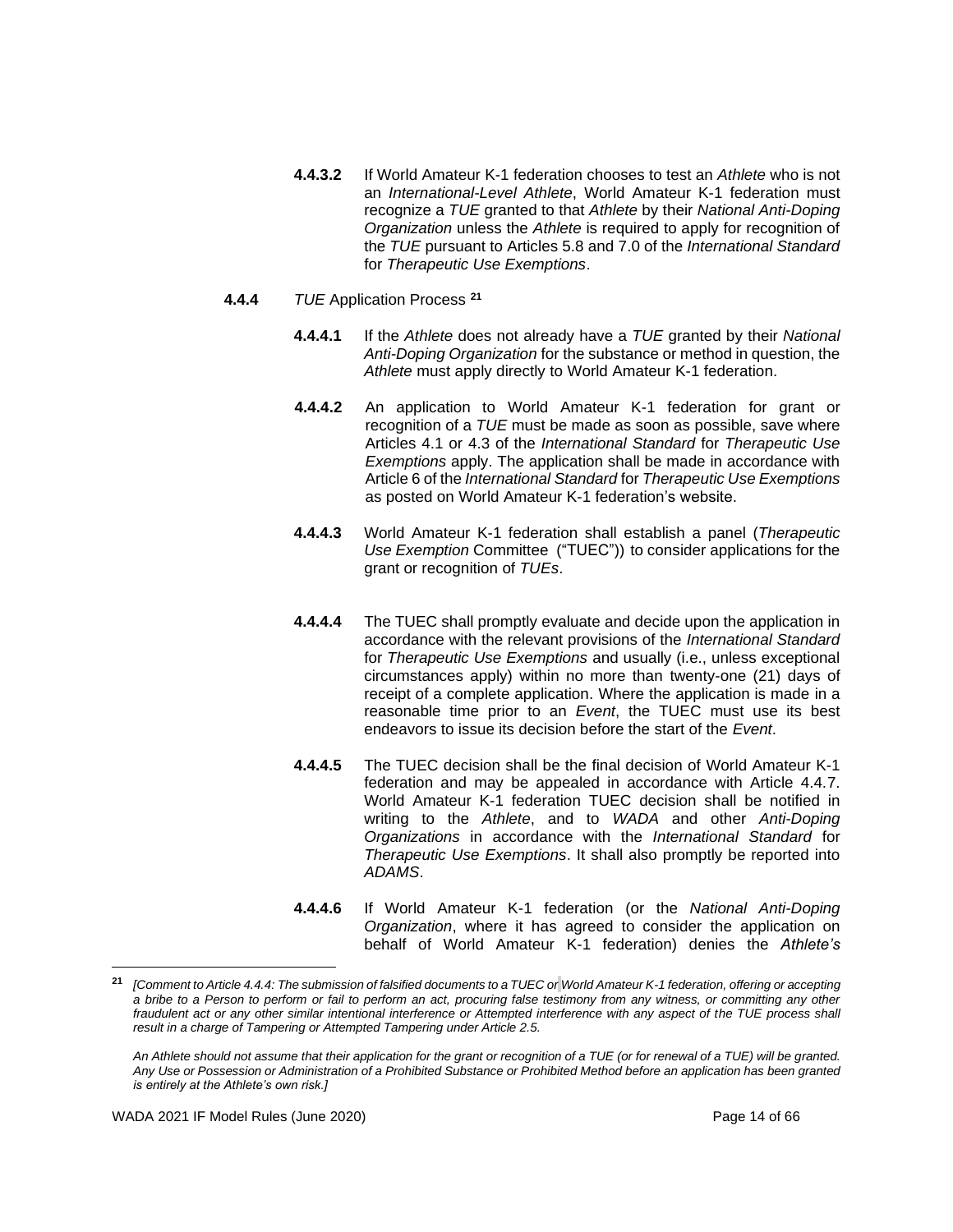**4.4.3.2** If World Amateur K-1 federation chooses to test an *Athlete* who is not an *International-Level Athlete*, World Amateur K-1 federation must recognize a *TUE* granted to that *Athlete* by their *National Anti-Doping Organization* unless the *Athlete* is required to apply for recognition of the *TUE* pursuant to Articles 5.8 and 7.0 of the *International Standard* for *Therapeutic Use Exemptions*.

**4.4.4** *TUE* Application Process [21]

**4.4.4.1** If the *Athlete* does not already have a *TUE* granted by their *National Anti-Doping Organization* for the substance or method in question, the *Athlete* must apply directly to World Amateur K-1 federation.

**4.4.4.2** An application to World Amateur K-1 federation for grant or recognition of a *TUE* must be made as soon as possible, save where Articles 4.1 or 4.3 of the *International Standard* for *Therapeutic Use Exemptions* apply. The application shall be made in accordance with Article 6 of the *International Standard* for *Therapeutic Use Exemptions* as posted on World Amateur K-1 federation's website.

**4.4.4.3** World Amateur K-1 federation shall establish a panel (*Therapeutic Use Exemption* Committee ("TUEC")) to consider applications for the grant or recognition of *TUEs*.

**4.4.4.4** The TUEC shall promptly evaluate and decide upon the application in accordance with the relevant provisions of the *International Standard* for *Therapeutic Use Exemptions* and usually (i.e., unless exceptional circumstances apply) within no more than twenty-one (21) days of receipt of a complete application. Where the application is made in a reasonable time prior to an *Event*, the TUEC must use its best endeavors to issue its decision before the start of the *Event*.

**4.4.4.5** The TUEC decision shall be the final decision of World Amateur K-1 federation and may be appealed in accordance with Article 4.4.7. World Amateur K-1 federation TUEC decision shall be notified in writing to the *Athlete*, and to *WADA* and other *Anti-Doping Organizations* in accordance with the *International Standard* for *Therapeutic Use Exemptions*. It shall also promptly be reported into *ADAMS*.

**4.4.4.6** If World Amateur K-1 federation (or the *National Anti-Doping Organization*, where it has agreed to consider the application on behalf of World Amateur K-1 federation) denies the *Athlete's*

---

[21] *[Comment to Article 4.4.4: The submission of falsified documents to a TUEC or World Amateur K-1 federation, offering or accepting a bribe to a Person to perform or fail to perform an act, procuring false testimony from any witness, or committing any other fraudulent act or any other similar intentional interference or Attempted interference with any aspect of the TUE process shall result in a charge of Tampering or Attempted Tampering under Article 2.5.*

*An Athlete should not assume that their application for the grant or recognition of a TUE (or for renewal of a TUE) will be granted. Any Use or Possession or Administration of a Prohibited Substance or Prohibited Method before an application has been granted is entirely at the Athlete's own risk.]*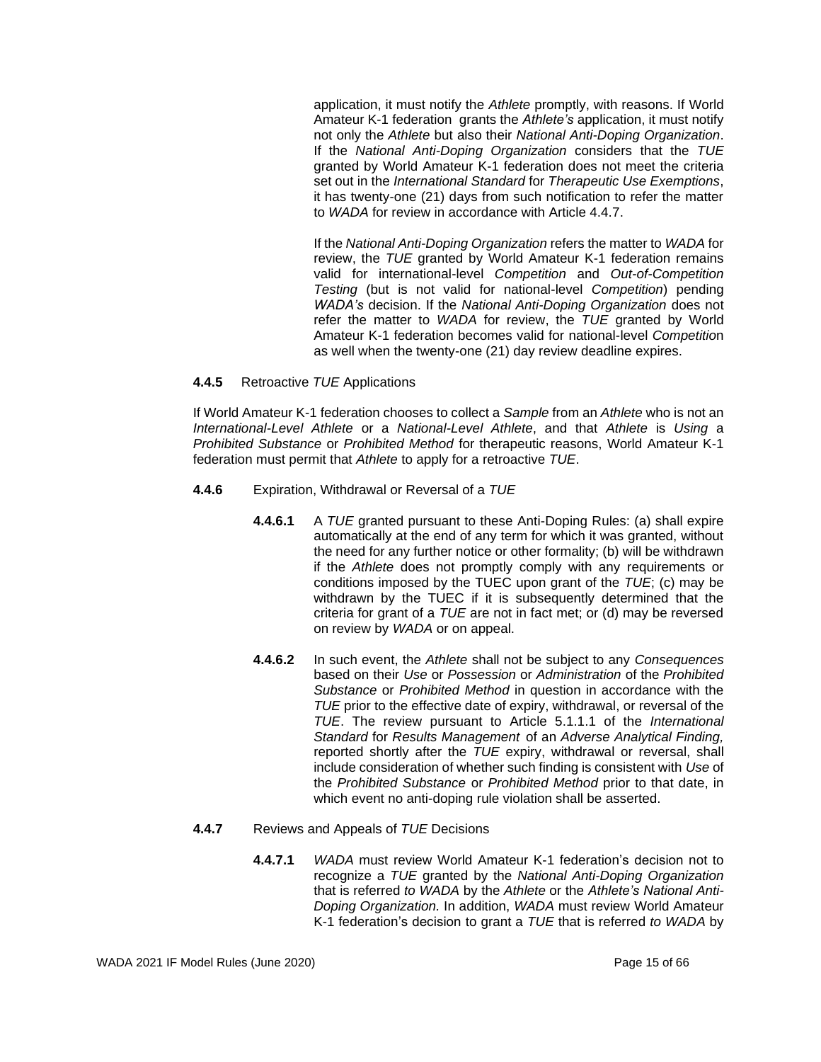application, it must notify the *Athlete* promptly, with reasons. If World Amateur K-1 federation grants the *Athlete's* application, it must notify not only the *Athlete* but also their *National Anti-Doping Organization*. If the *National Anti-Doping Organization* considers that the *TUE* granted by World Amateur K-1 federation does not meet the criteria set out in the *International Standard* for *Therapeutic Use Exemptions*, it has twenty-one (21) days from such notification to refer the matter to *WADA* for review in accordance with Article 4.4.7.

If the *National Anti-Doping Organization* refers the matter to *WADA* for review, the *TUE* granted by World Amateur K-1 federation remains valid for international-level *Competition* and *Out-of-Competition Testing* (but is not valid for national-level *Competition*) pending *WADA's* decision. If the *National Anti-Doping Organization* does not refer the matter to *WADA* for review, the *TUE* granted by World Amateur K-1 federation becomes valid for national-level *Competitio*n as well when the twenty-one (21) day review deadline expires.

**4.4.5** Retroactive *TUE* Applications

If World Amateur K-1 federation chooses to collect a *Sample* from an *Athlete* who is not an *International-Level Athlete* or a *National-Level Athlete*, and that *Athlete* is *Using* a *Prohibited Substance* or *Prohibited Method* for therapeutic reasons, World Amateur K-1 federation must permit that *Athlete* to apply for a retroactive *TUE*.

**4.4.6** Expiration, Withdrawal or Reversal of a *TUE*

**4.4.6.1** A *TUE* granted pursuant to these Anti-Doping Rules: (a) shall expire automatically at the end of any term for which it was granted, without the need for any further notice or other formality; (b) will be withdrawn if the *Athlete* does not promptly comply with any requirements or conditions imposed by the TUEC upon grant of the *TUE*; (c) may be withdrawn by the TUEC if it is subsequently determined that the criteria for grant of a *TUE* are not in fact met; or (d) may be reversed on review by *WADA* or on appeal.

**4.4.6.2** In such event, the *Athlete* shall not be subject to any *Consequences* based on their *Use* or *Possession* or *Administration* of the *Prohibited Substance* or *Prohibited Method* in question in accordance with the *TUE* prior to the effective date of expiry, withdrawal, or reversal of the *TUE*. The review pursuant to Article 5.1.1.1 of the *International Standard* for *Results Management* of an *Adverse Analytical Finding,* reported shortly after the *TUE* expiry, withdrawal or reversal, shall include consideration of whether such finding is consistent with *Use* of the *Prohibited Substance* or *Prohibited Method* prior to that date, in which event no anti-doping rule violation shall be asserted.

**4.4.7** Reviews and Appeals of *TUE* Decisions

**4.4.7.1** *WADA* must review World Amateur K-1 federation's decision not to recognize a *TUE* granted by the *National Anti-Doping Organization* that is referred *to WADA* by the *Athlete* or the *Athlete's National Anti-Doping Organization.* In addition, *WADA* must review World Amateur K-1 federation's decision to grant a *TUE* that is referred *to WADA* by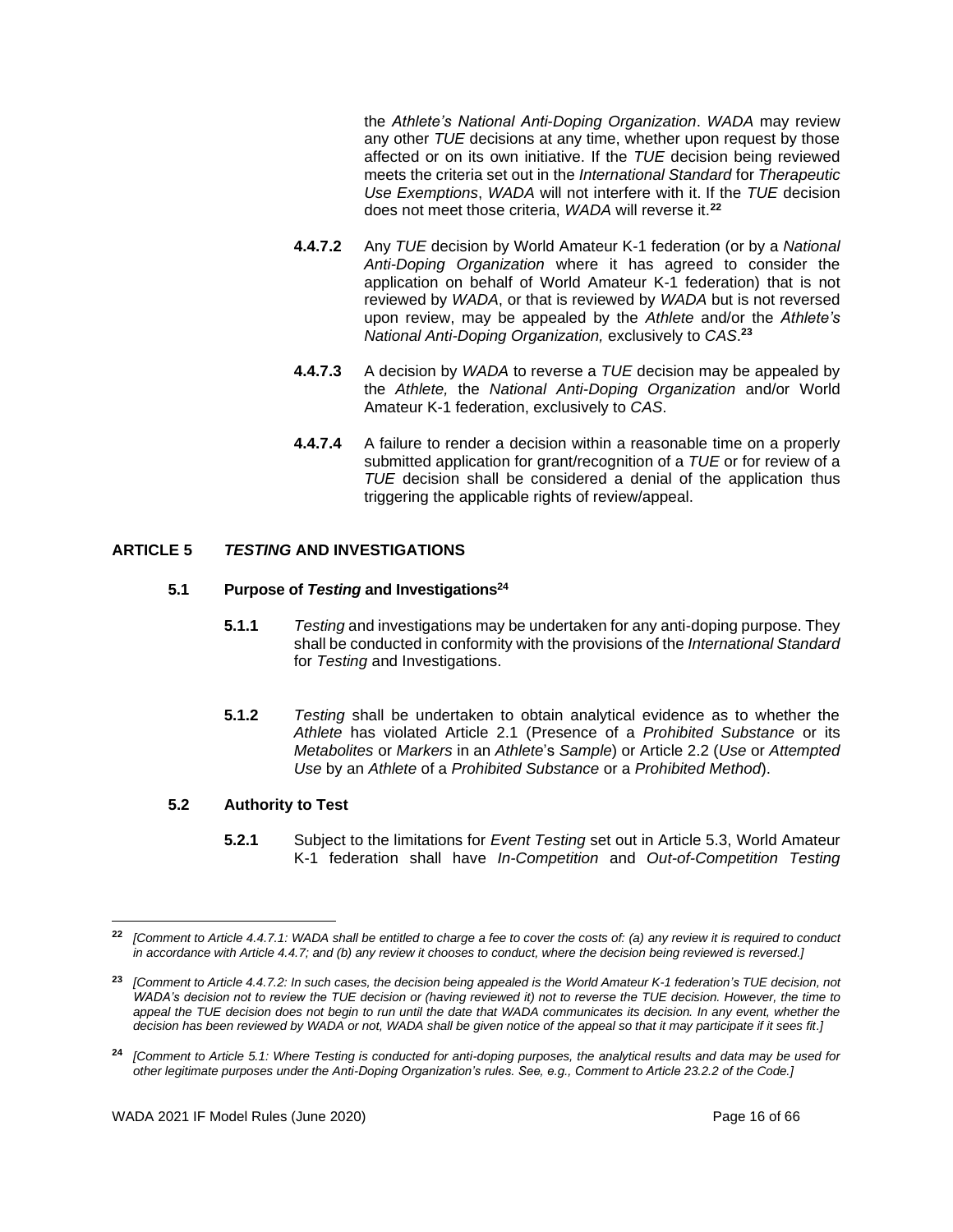the *Athlete's National Anti-Doping Organization*. *WADA* may review any other *TUE* decisions at any time, whether upon request by those affected or on its own initiative. If the *TUE* decision being reviewed meets the criteria set out in the *International Standard* for *Therapeutic Use Exemptions*, *WADA* will not interfere with it. If the *TUE* decision does not meet those criteria, *WADA* will reverse it.[22]

**4.4.7.2** Any *TUE* decision by World Amateur K-1 federation (or by a *National Anti-Doping Organization* where it has agreed to consider the application on behalf of World Amateur K-1 federation) that is not reviewed by *WADA*, or that is reviewed by *WADA* but is not reversed upon review, may be appealed by the *Athlete* and/or the *Athlete's National Anti-Doping Organization,* exclusively to *CAS*.[23]

**4.4.7.3** A decision by *WADA* to reverse a *TUE* decision may be appealed by the *Athlete,* the *National Anti-Doping Organization* and/or World Amateur K-1 federation, exclusively to *CAS*.

**4.4.7.4** A failure to render a decision within a reasonable time on a properly submitted application for grant/recognition of a *TUE* or for review of a *TUE* decision shall be considered a denial of the application thus triggering the applicable rights of review/appeal.

## ARTICLE 5 *TESTING* AND INVESTIGATIONS

### 5.1 Purpose of *Testing* and Investigations[24]

**5.1.1** *Testing* and investigations may be undertaken for any anti-doping purpose. They shall be conducted in conformity with the provisions of the *International Standard* for *Testing* and Investigations.

**5.1.2** *Testing* shall be undertaken to obtain analytical evidence as to whether the *Athlete* has violated Article 2.1 (Presence of a *Prohibited Substance* or its *Metabolites* or *Markers* in an *Athlete*'s *Sample*) or Article 2.2 (*Use* or *Attempted Use* by an *Athlete* of a *Prohibited Substance* or a *Prohibited Method*).

### 5.2 Authority to Test

**5.2.1** Subject to the limitations for *Event Testing* set out in Article 5.3, World Amateur K-1 federation shall have *In-Competition* and *Out-of-Competition Testing*

---

[22] *[Comment to Article 4.4.7.1: WADA shall be entitled to charge a fee to cover the costs of: (a) any review it is required to conduct in accordance with Article 4.4.7; and (b) any review it chooses to conduct, where the decision being reviewed is reversed.]*

[23] *[Comment to Article 4.4.7.2: In such cases, the decision being appealed is the World Amateur K-1 federation's TUE decision, not WADA's decision not to review the TUE decision or (having reviewed it) not to reverse the TUE decision. However, the time to appeal the TUE decision does not begin to run until the date that WADA communicates its decision. In any event, whether the decision has been reviewed by WADA or not, WADA shall be given notice of the appeal so that it may participate if it sees fit.]*

[24] *[Comment to Article 5.1: Where Testing is conducted for anti-doping purposes, the analytical results and data may be used for other legitimate purposes under the Anti-Doping Organization's rules. See, e.g., Comment to Article 23.2.2 of the Code.]*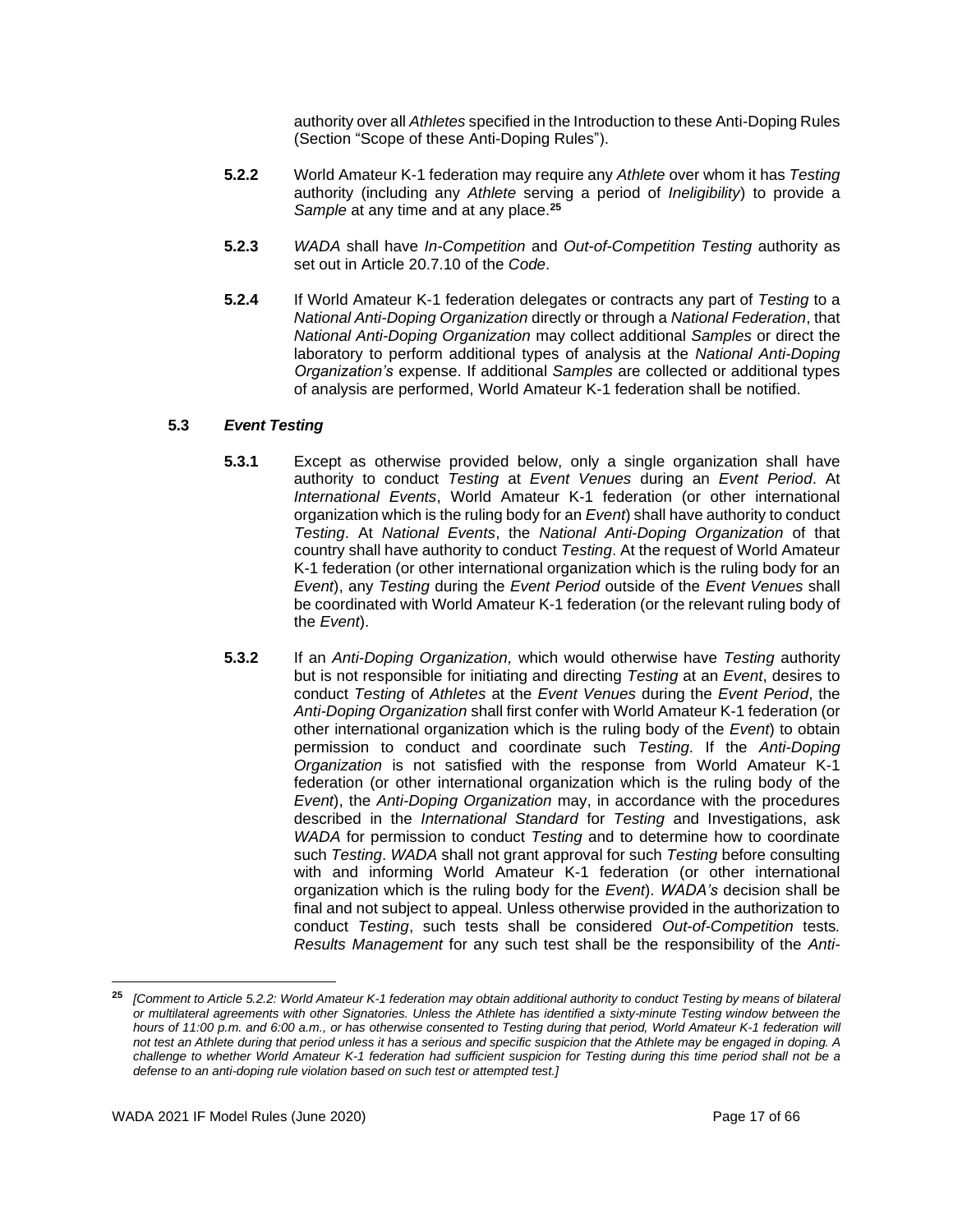authority over all *Athletes* specified in the Introduction to these Anti-Doping Rules (Section "Scope of these Anti-Doping Rules").

**5.2.2** World Amateur K-1 federation may require any *Athlete* over whom it has *Testing* authority (including any *Athlete* serving a period of *Ineligibility*) to provide a *Sample* at any time and at any place.[25]

**5.2.3** *WADA* shall have *In-Competition* and *Out-of-Competition Testing* authority as set out in Article 20.7.10 of the *Code*.

**5.2.4** If World Amateur K-1 federation delegates or contracts any part of *Testing* to a *National Anti-Doping Organization* directly or through a *National Federation*, that *National Anti-Doping Organization* may collect additional *Samples* or direct the laboratory to perform additional types of analysis at the *National Anti-Doping Organization's* expense. If additional *Samples* are collected or additional types of analysis are performed, World Amateur K-1 federation shall be notified.

### 5.3 *Event Testing*

**5.3.1** Except as otherwise provided below, only a single organization shall have authority to conduct *Testing* at *Event Venues* during an *Event Period*. At *International Events*, World Amateur K-1 federation (or other international organization which is the ruling body for an *Event*) shall have authority to conduct *Testing*. At *National Events*, the *National Anti-Doping Organization* of that country shall have authority to conduct *Testing*. At the request of World Amateur K-1 federation (or other international organization which is the ruling body for an *Event*), any *Testing* during the *Event Period* outside of the *Event Venues* shall be coordinated with World Amateur K-1 federation (or the relevant ruling body of the *Event*).

**5.3.2** If an *Anti-Doping Organization,* which would otherwise have *Testing* authority but is not responsible for initiating and directing *Testing* at an *Event*, desires to conduct *Testing* of *Athletes* at the *Event Venues* during the *Event Period*, the *Anti-Doping Organization* shall first confer with World Amateur K-1 federation (or other international organization which is the ruling body of the *Event*) to obtain permission to conduct and coordinate such *Testing*. If the *Anti-Doping Organization* is not satisfied with the response from World Amateur K-1 federation (or other international organization which is the ruling body of the *Event*), the *Anti-Doping Organization* may, in accordance with the procedures described in the *International Standard* for *Testing* and Investigations, ask *WADA* for permission to conduct *Testing* and to determine how to coordinate such *Testing*. *WADA* shall not grant approval for such *Testing* before consulting with and informing World Amateur K-1 federation (or other international organization which is the ruling body for the *Event*). *WADA's* decision shall be final and not subject to appeal. Unless otherwise provided in the authorization to conduct *Testing*, such tests shall be considered *Out-of-Competition* tests. *Results Management* for any such test shall be the responsibility of the *Anti-*

---

[25] *[Comment to Article 5.2.2: World Amateur K-1 federation may obtain additional authority to conduct Testing by means of bilateral or multilateral agreements with other Signatories. Unless the Athlete has identified a sixty-minute Testing window between the hours of 11:00 p.m. and 6:00 a.m., or has otherwise consented to Testing during that period, World Amateur K-1 federation will not test an Athlete during that period unless it has a serious and specific suspicion that the Athlete may be engaged in doping. A challenge to whether World Amateur K-1 federation had sufficient suspicion for Testing during this time period shall not be a defense to an anti-doping rule violation based on such test or attempted test.]*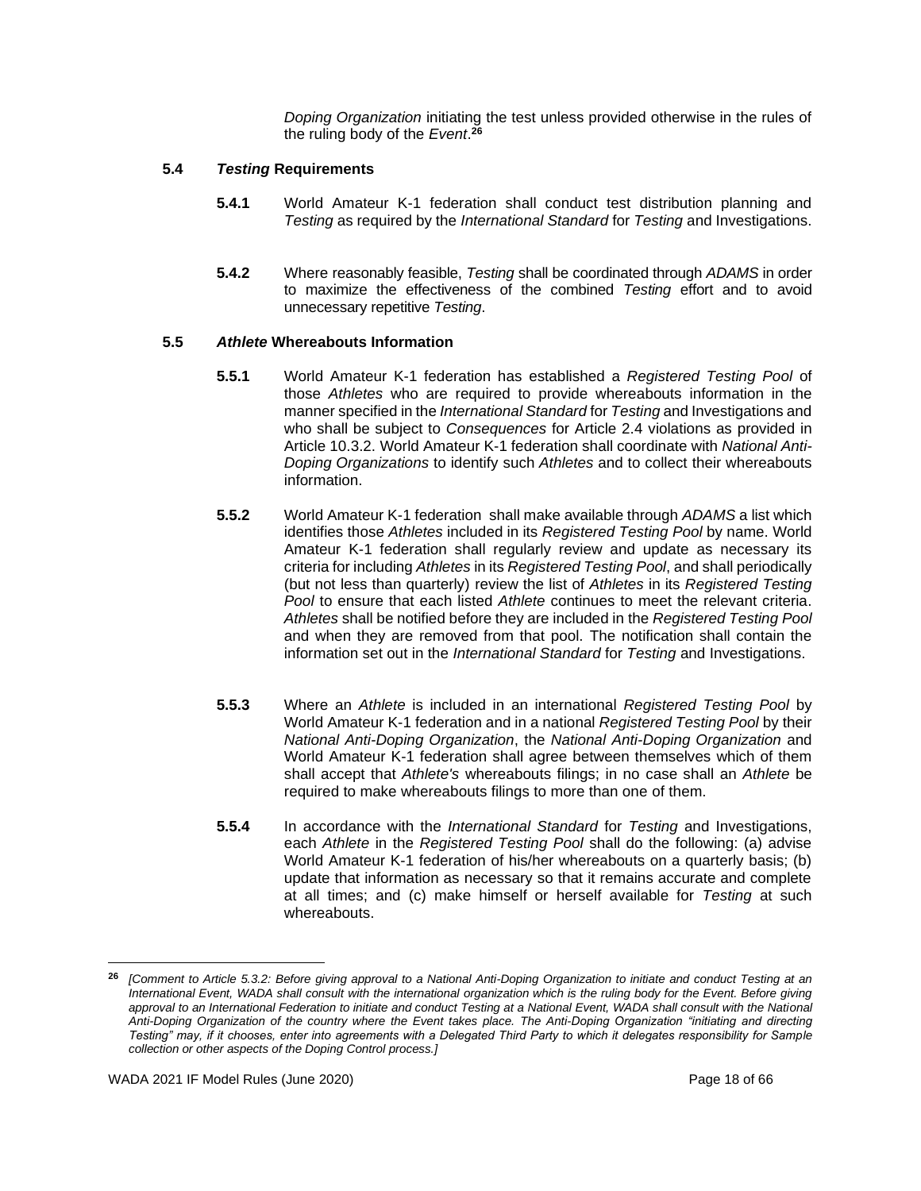*Doping Organization* initiating the test unless provided otherwise in the rules of the ruling body of the *Event*.[26]

### 5.4 *Testing* Requirements

**5.4.1** World Amateur K-1 federation shall conduct test distribution planning and *Testing* as required by the *International Standard* for *Testing* and Investigations.

**5.4.2** Where reasonably feasible, *Testing* shall be coordinated through *ADAMS* in order to maximize the effectiveness of the combined *Testing* effort and to avoid unnecessary repetitive *Testing*.

### 5.5 *Athlete* Whereabouts Information

**5.5.1** World Amateur K-1 federation has established a *Registered Testing Pool* of those *Athletes* who are required to provide whereabouts information in the manner specified in the *International Standard* for *Testing* and Investigations and who shall be subject to *Consequences* for Article 2.4 violations as provided in Article 10.3.2. World Amateur K-1 federation shall coordinate with *National Anti-Doping Organizations* to identify such *Athletes* and to collect their whereabouts information.

**5.5.2** World Amateur K-1 federation shall make available through *ADAMS* a list which identifies those *Athletes* included in its *Registered Testing Pool* by name. World Amateur K-1 federation shall regularly review and update as necessary its criteria for including *Athletes* in its *Registered Testing Pool*, and shall periodically (but not less than quarterly) review the list of *Athletes* in its *Registered Testing Pool* to ensure that each listed *Athlete* continues to meet the relevant criteria. *Athletes* shall be notified before they are included in the *Registered Testing Pool* and when they are removed from that pool. The notification shall contain the information set out in the *International Standard* for *Testing* and Investigations.

**5.5.3** Where an *Athlete* is included in an international *Registered Testing Pool* by World Amateur K-1 federation and in a national *Registered Testing Pool* by their *National Anti-Doping Organization*, the *National Anti-Doping Organization* and World Amateur K-1 federation shall agree between themselves which of them shall accept that *Athlete's* whereabouts filings; in no case shall an *Athlete* be required to make whereabouts filings to more than one of them.

**5.5.4** In accordance with the *International Standard* for *Testing* and Investigations, each *Athlete* in the *Registered Testing Pool* shall do the following: (a) advise World Amateur K-1 federation of his/her whereabouts on a quarterly basis; (b) update that information as necessary so that it remains accurate and complete at all times; and (c) make himself or herself available for *Testing* at such whereabouts.

---

[26] *[Comment to Article 5.3.2: Before giving approval to a National Anti-Doping Organization to initiate and conduct Testing at an International Event, WADA shall consult with the international organization which is the ruling body for the Event. Before giving approval to an International Federation to initiate and conduct Testing at a National Event, WADA shall consult with the National Anti-Doping Organization of the country where the Event takes place. The Anti-Doping Organization "initiating and directing Testing" may, if it chooses, enter into agreements with a Delegated Third Party to which it delegates responsibility for Sample collection or other aspects of the Doping Control process.]*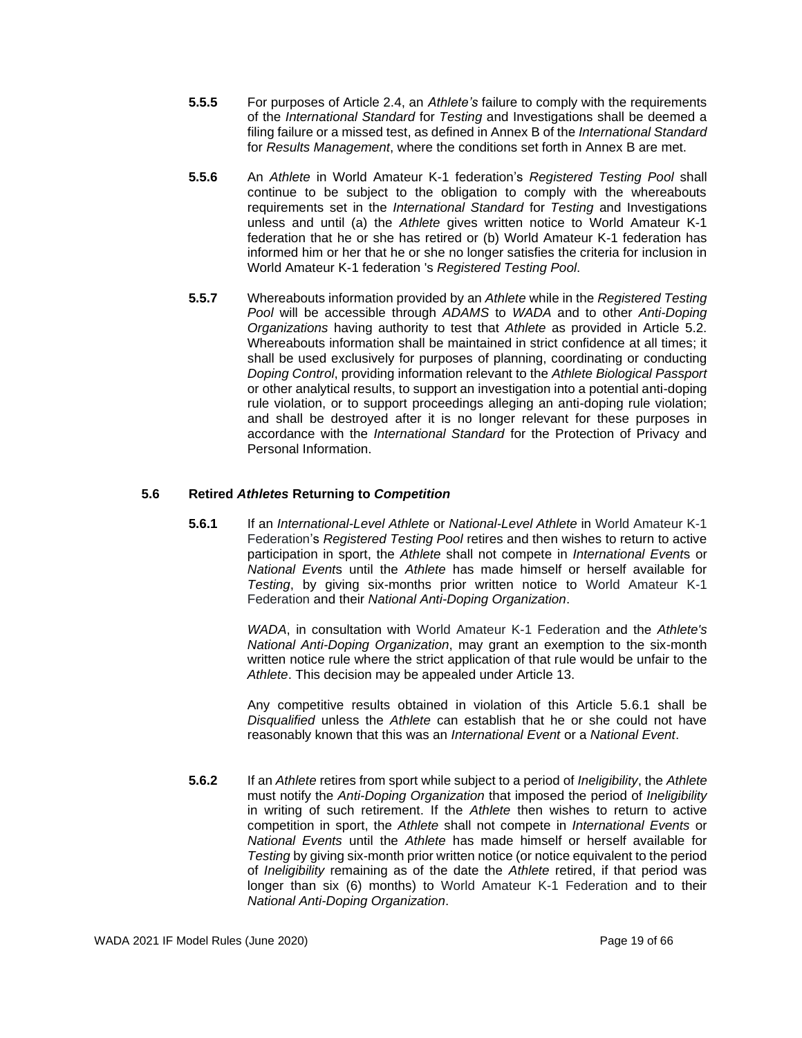**5.5.5** For purposes of Article 2.4, an *Athlete's* failure to comply with the requirements of the *International Standard* for *Testing* and Investigations shall be deemed a filing failure or a missed test, as defined in Annex B of the *International Standard* for *Results Management*, where the conditions set forth in Annex B are met.

**5.5.6** An *Athlete* in World Amateur K-1 federation's *Registered Testing Pool* shall continue to be subject to the obligation to comply with the whereabouts requirements set in the *International Standard* for *Testing* and Investigations unless and until (a) the *Athlete* gives written notice to World Amateur K-1 federation that he or she has retired or (b) World Amateur K-1 federation has informed him or her that he or she no longer satisfies the criteria for inclusion in World Amateur K-1 federation 's *Registered Testing Pool*.

**5.5.7** Whereabouts information provided by an *Athlete* while in the *Registered Testing Pool* will be accessible through *ADAMS* to *WADA* and to other *Anti-Doping Organizations* having authority to test that *Athlete* as provided in Article 5.2. Whereabouts information shall be maintained in strict confidence at all times; it shall be used exclusively for purposes of planning, coordinating or conducting *Doping Control*, providing information relevant to the *Athlete Biological Passport* or other analytical results, to support an investigation into a potential anti-doping rule violation, or to support proceedings alleging an anti-doping rule violation; and shall be destroyed after it is no longer relevant for these purposes in accordance with the *International Standard* for the Protection of Privacy and Personal Information.

### 5.6 Retired *Athletes* Returning to *Competition*

**5.6.1** If an *International-Level Athlete* or *National-Level Athlete* in World Amateur K-1 Federation's *Registered Testing Pool* retires and then wishes to return to active participation in sport, the *Athlete* shall not compete in *International Events* or *National Events* until the *Athlete* has made himself or herself available for *Testing*, by giving six-months prior written notice to World Amateur K-1 Federation and their *National Anti-Doping Organization*.

*WADA*, in consultation with World Amateur K-1 Federation and the *Athlete's National Anti-Doping Organization*, may grant an exemption to the six-month written notice rule where the strict application of that rule would be unfair to the *Athlete*. This decision may be appealed under Article 13.

Any competitive results obtained in violation of this Article 5.6.1 shall be *Disqualified* unless the *Athlete* can establish that he or she could not have reasonably known that this was an *International Event* or a *National Event*.

**5.6.2** If an *Athlete* retires from sport while subject to a period of *Ineligibility*, the *Athlete* must notify the *Anti-Doping Organization* that imposed the period of *Ineligibility* in writing of such retirement. If the *Athlete* then wishes to return to active competition in sport, the *Athlete* shall not compete in *International Events* or *National Events* until the *Athlete* has made himself or herself available for *Testing* by giving six-month prior written notice (or notice equivalent to the period of *Ineligibility* remaining as of the date the *Athlete* retired, if that period was longer than six (6) months) to World Amateur K-1 Federation and to their *National Anti-Doping Organization*.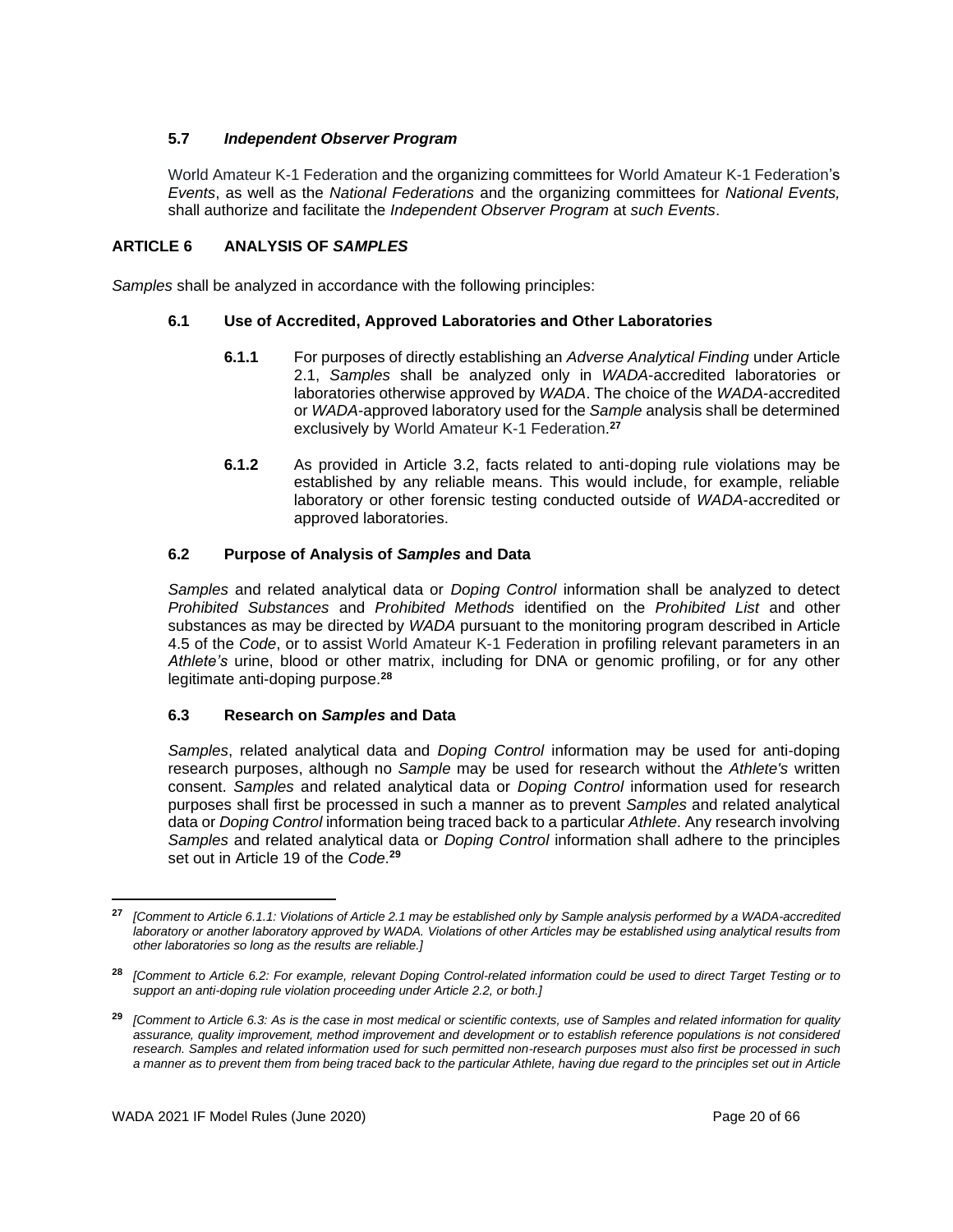### 5.7 *Independent Observer Program*

World Amateur K-1 Federation and the organizing committees for World Amateur K-1 Federation's *Events*, as well as the *National Federations* and the organizing committees for *National Events,* shall authorize and facilitate the *Independent Observer Program* at *such Events*.

## ARTICLE 6 ANALYSIS OF *SAMPLES*

*Samples* shall be analyzed in accordance with the following principles:

### 6.1 Use of Accredited, Approved Laboratories and Other Laboratories

**6.1.1** For purposes of directly establishing an *Adverse Analytical Finding* under Article 2.1, *Samples* shall be analyzed only in *WADA*-accredited laboratories or laboratories otherwise approved by *WADA*. The choice of the *WADA*-accredited or *WADA*-approved laboratory used for the *Sample* analysis shall be determined exclusively by World Amateur K-1 Federation.[27]

**6.1.2** As provided in Article 3.2, facts related to anti-doping rule violations may be established by any reliable means. This would include, for example, reliable laboratory or other forensic testing conducted outside of *WADA*-accredited or approved laboratories.

### 6.2 Purpose of Analysis of *Samples* and Data

*Samples* and related analytical data or *Doping Control* information shall be analyzed to detect *Prohibited Substances* and *Prohibited Methods* identified on the *Prohibited List* and other substances as may be directed by *WADA* pursuant to the monitoring program described in Article 4.5 of the *Code*, or to assist World Amateur K-1 Federation in profiling relevant parameters in an *Athlete's* urine, blood or other matrix, including for DNA or genomic profiling, or for any other legitimate anti-doping purpose.[28]

### 6.3 Research on *Samples* and Data

*Samples*, related analytical data and *Doping Control* information may be used for anti-doping research purposes, although no *Sample* may be used for research without the *Athlete's* written consent. *Samples* and related analytical data or *Doping Control* information used for research purposes shall first be processed in such a manner as to prevent *Samples* and related analytical data or *Doping Control* information being traced back to a particular *Athlete*. Any research involving *Samples* and related analytical data or *Doping Control* information shall adhere to the principles set out in Article 19 of the *Code*.[29]

---

[27] *[Comment to Article 6.1.1: Violations of Article 2.1 may be established only by Sample analysis performed by a WADA-accredited laboratory or another laboratory approved by WADA. Violations of other Articles may be established using analytical results from other laboratories so long as the results are reliable.]*

[28] *[Comment to Article 6.2: For example, relevant Doping Control-related information could be used to direct Target Testing or to support an anti-doping rule violation proceeding under Article 2.2, or both.]*

[29] *[Comment to Article 6.3: As is the case in most medical or scientific contexts, use of Samples and related information for quality assurance, quality improvement, method improvement and development or to establish reference populations is not considered research. Samples and related information used for such permitted non-research purposes must also first be processed in such a manner as to prevent them from being traced back to the particular Athlete, having due regard to the principles set out in Article*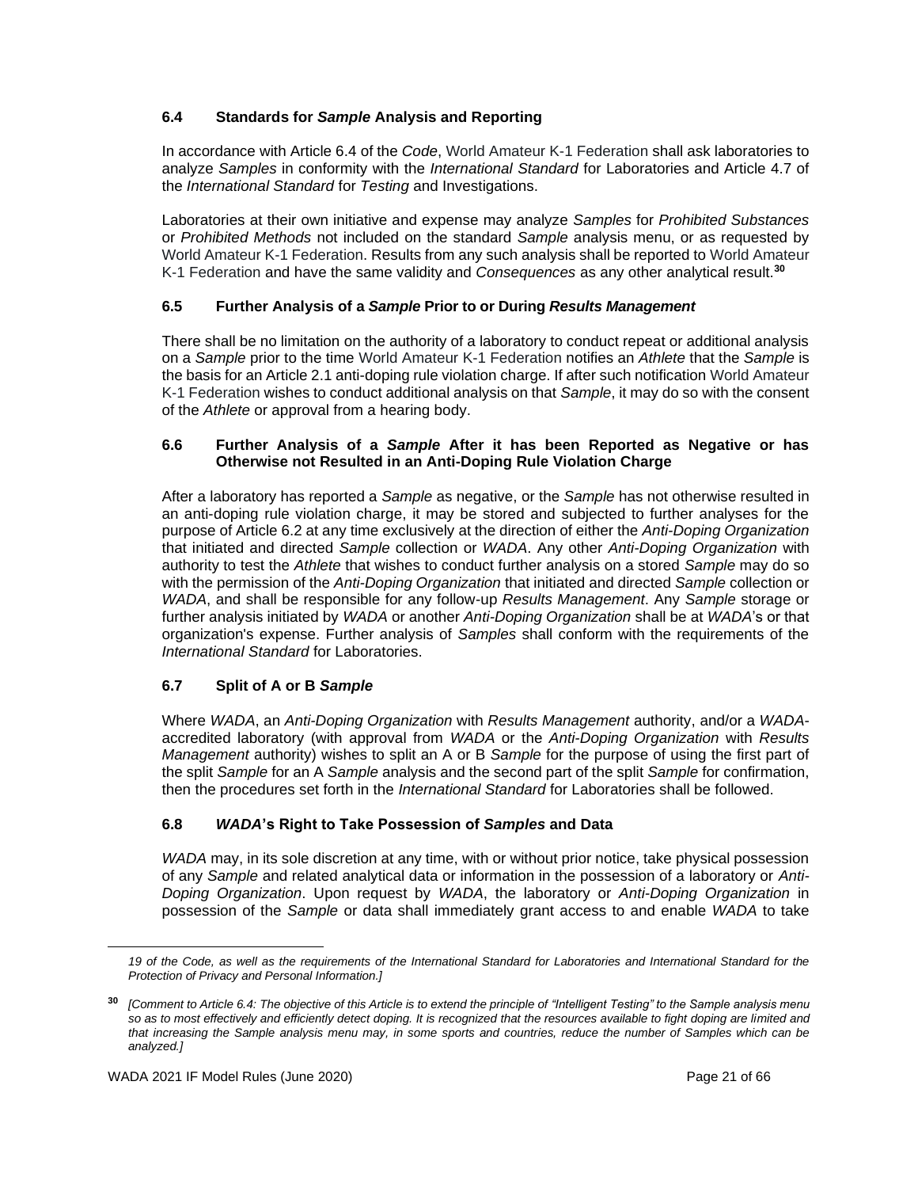### 6.4 Standards for *Sample* Analysis and Reporting

In accordance with Article 6.4 of the *Code*, World Amateur K-1 Federation shall ask laboratories to analyze *Samples* in conformity with the *International Standard* for Laboratories and Article 4.7 of the *International Standard* for *Testing* and Investigations.

Laboratories at their own initiative and expense may analyze *Samples* for *Prohibited Substances* or *Prohibited Methods* not included on the standard *Sample* analysis menu, or as requested by World Amateur K-1 Federation. Results from any such analysis shall be reported to World Amateur K-1 Federation and have the same validity and *Consequences* as any other analytical result.[30]

### 6.5 Further Analysis of a *Sample* Prior to or During *Results Management*

There shall be no limitation on the authority of a laboratory to conduct repeat or additional analysis on a *Sample* prior to the time World Amateur K-1 Federation notifies an *Athlete* that the *Sample* is the basis for an Article 2.1 anti-doping rule violation charge. If after such notification World Amateur K-1 Federation wishes to conduct additional analysis on that *Sample*, it may do so with the consent of the *Athlete* or approval from a hearing body.

### 6.6 Further Analysis of a *Sample* After it has been Reported as Negative or has Otherwise not Resulted in an Anti-Doping Rule Violation Charge

After a laboratory has reported a *Sample* as negative, or the *Sample* has not otherwise resulted in an anti-doping rule violation charge, it may be stored and subjected to further analyses for the purpose of Article 6.2 at any time exclusively at the direction of either the *Anti-Doping Organization* that initiated and directed *Sample* collection or *WADA*. Any other *Anti-Doping Organization* with authority to test the *Athlete* that wishes to conduct further analysis on a stored *Sample* may do so with the permission of the *Anti-Doping Organization* that initiated and directed *Sample* collection or *WADA*, and shall be responsible for any follow-up *Results Management*. Any *Sample* storage or further analysis initiated by *WADA* or another *Anti-Doping Organization* shall be at *WADA*'s or that organization's expense. Further analysis of *Samples* shall conform with the requirements of the *International Standard* for Laboratories.

### 6.7 Split of A or B *Sample*

Where *WADA*, an *Anti-Doping Organization* with *Results Management* authority, and/or a *WADA*-accredited laboratory (with approval from *WADA* or the *Anti-Doping Organization* with *Results Management* authority) wishes to split an A or B *Sample* for the purpose of using the first part of the split *Sample* for an A *Sample* analysis and the second part of the split *Sample* for confirmation, then the procedures set forth in the *International Standard* for Laboratories shall be followed.

### 6.8 *WADA*'s Right to Take Possession of *Samples* and Data

*WADA* may, in its sole discretion at any time, with or without prior notice, take physical possession of any *Sample* and related analytical data or information in the possession of a laboratory or *Anti-Doping Organization*. Upon request by *WADA*, the laboratory or *Anti-Doping Organization* in possession of the *Sample* or data shall immediately grant access to and enable *WADA* to take

---

*19 of the Code, as well as the requirements of the International Standard for Laboratories and International Standard for the Protection of Privacy and Personal Information.]*

[30] *[Comment to Article 6.4: The objective of this Article is to extend the principle of "Intelligent Testing" to the Sample analysis menu so as to most effectively and efficiently detect doping. It is recognized that the resources available to fight doping are limited and that increasing the Sample analysis menu may, in some sports and countries, reduce the number of Samples which can be analyzed.]*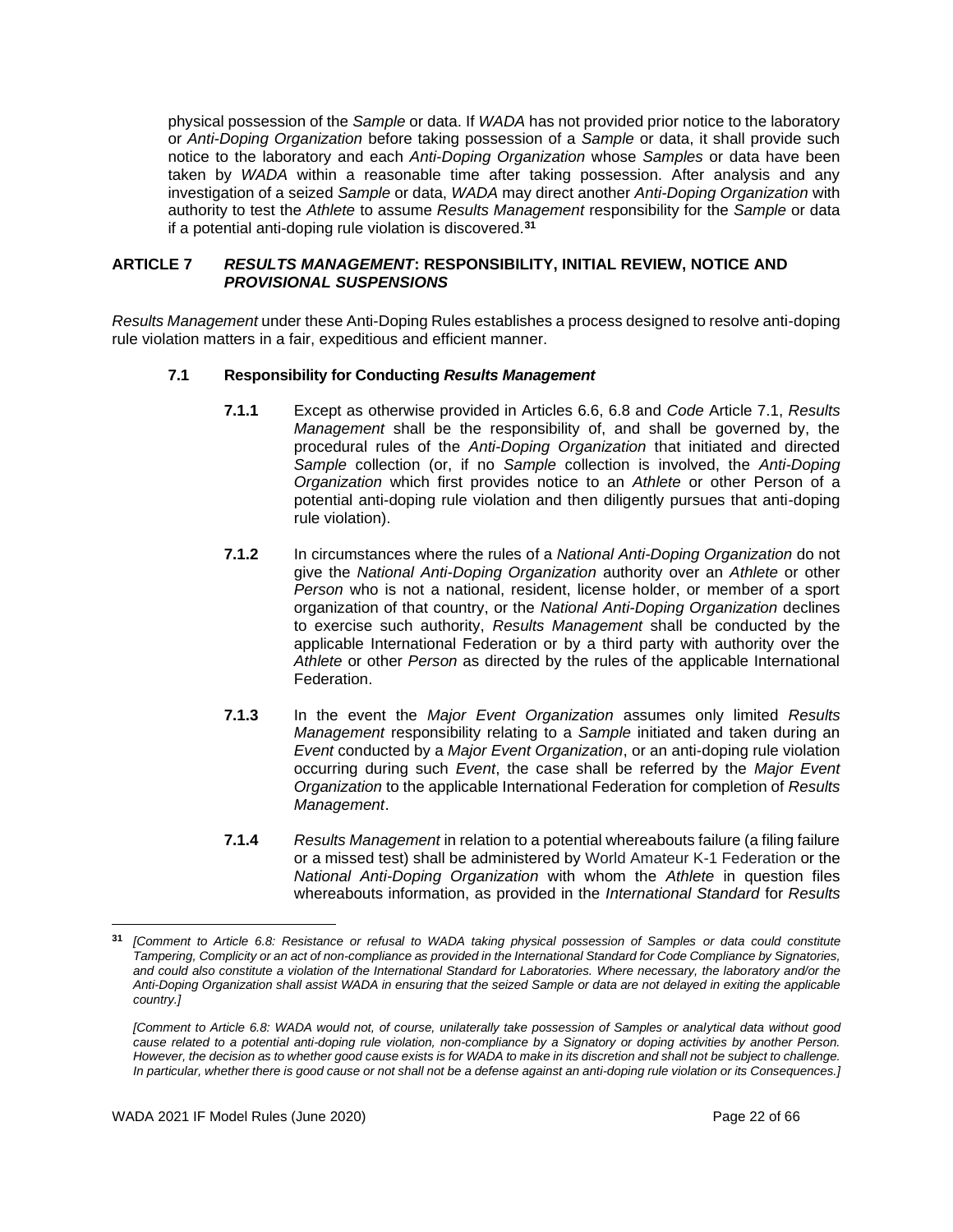physical possession of the *Sample* or data. If *WADA* has not provided prior notice to the laboratory or *Anti-Doping Organization* before taking possession of a *Sample* or data, it shall provide such notice to the laboratory and each *Anti-Doping Organization* whose *Samples* or data have been taken by *WADA* within a reasonable time after taking possession. After analysis and any investigation of a seized *Sample* or data, *WADA* may direct another *Anti-Doping Organization* with authority to test the *Athlete* to assume *Results Management* responsibility for the *Sample* or data if a potential anti-doping rule violation is discovered.[31]

## ARTICLE 7 *RESULTS MANAGEMENT*: RESPONSIBILITY, INITIAL REVIEW, NOTICE AND *PROVISIONAL SUSPENSIONS*

*Results Management* under these Anti-Doping Rules establishes a process designed to resolve anti-doping rule violation matters in a fair, expeditious and efficient manner.

### 7.1 Responsibility for Conducting *Results Management*

**7.1.1** Except as otherwise provided in Articles 6.6, 6.8 and *Code* Article 7.1, *Results Management* shall be the responsibility of, and shall be governed by, the procedural rules of the *Anti-Doping Organization* that initiated and directed *Sample* collection (or, if no *Sample* collection is involved, the *Anti-Doping Organization* which first provides notice to an *Athlete* or other Person of a potential anti-doping rule violation and then diligently pursues that anti-doping rule violation).

**7.1.2** In circumstances where the rules of a *National Anti-Doping Organization* do not give the *National Anti-Doping Organization* authority over an *Athlete* or other *Person* who is not a national, resident, license holder, or member of a sport organization of that country, or the *National Anti-Doping Organization* declines to exercise such authority, *Results Management* shall be conducted by the applicable International Federation or by a third party with authority over the *Athlete* or other *Person* as directed by the rules of the applicable International Federation.

**7.1.3** In the event the *Major Event Organization* assumes only limited *Results Management* responsibility relating to a *Sample* initiated and taken during an *Event* conducted by a *Major Event Organization*, or an anti-doping rule violation occurring during such *Event*, the case shall be referred by the *Major Event Organization* to the applicable International Federation for completion of *Results Management*.

**7.1.4** *Results Management* in relation to a potential whereabouts failure (a filing failure or a missed test) shall be administered by World Amateur K-1 Federation or the *National Anti-Doping Organization* with whom the *Athlete* in question files whereabouts information, as provided in the *International Standard* for *Results*

---

[31] *[Comment to Article 6.8: Resistance or refusal to WADA taking physical possession of Samples or data could constitute Tampering, Complicity or an act of non-compliance as provided in the International Standard for Code Compliance by Signatories, and could also constitute a violation of the International Standard for Laboratories. Where necessary, the laboratory and/or the Anti-Doping Organization shall assist WADA in ensuring that the seized Sample or data are not delayed in exiting the applicable country.]*

*[Comment to Article 6.8: WADA would not, of course, unilaterally take possession of Samples or analytical data without good cause related to a potential anti-doping rule violation, non-compliance by a Signatory or doping activities by another Person. However, the decision as to whether good cause exists is for WADA to make in its discretion and shall not be subject to challenge. In particular, whether there is good cause or not shall not be a defense against an anti-doping rule violation or its Consequences.]*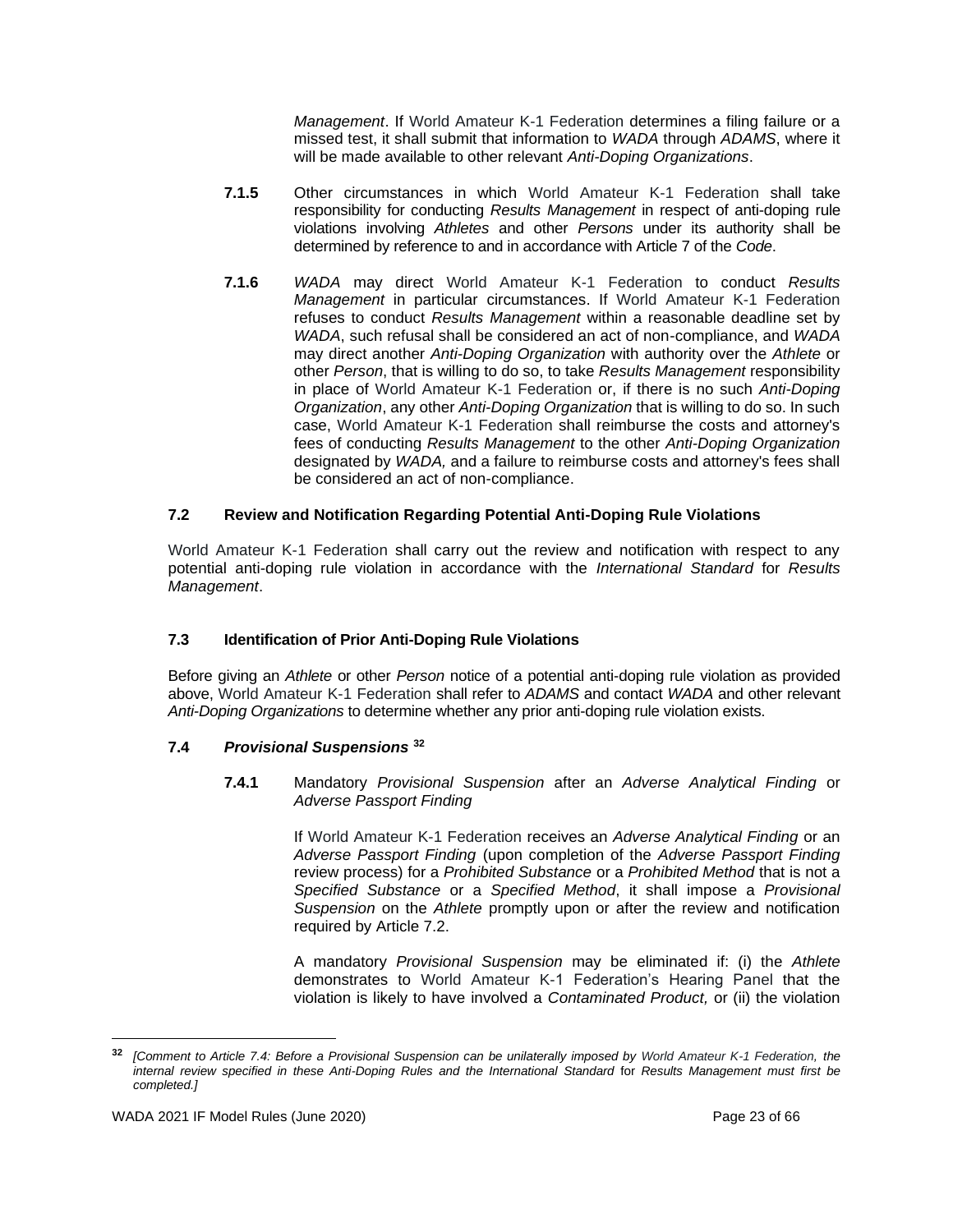*Management*. If World Amateur K-1 Federation determines a filing failure or a missed test, it shall submit that information to *WADA* through *ADAMS*, where it will be made available to other relevant *Anti-Doping Organizations*.

**7.1.5** Other circumstances in which World Amateur K-1 Federation shall take responsibility for conducting *Results Management* in respect of anti-doping rule violations involving *Athletes* and other *Persons* under its authority shall be determined by reference to and in accordance with Article 7 of the *Code*.

**7.1.6** *WADA* may direct World Amateur K-1 Federation to conduct *Results Management* in particular circumstances. If World Amateur K-1 Federation refuses to conduct *Results Management* within a reasonable deadline set by *WADA*, such refusal shall be considered an act of non-compliance, and *WADA* may direct another *Anti-Doping Organization* with authority over the *Athlete* or other *Person*, that is willing to do so, to take *Results Management* responsibility in place of World Amateur K-1 Federation or, if there is no such *Anti-Doping Organization*, any other *Anti-Doping Organization* that is willing to do so. In such case, World Amateur K-1 Federation shall reimburse the costs and attorney's fees of conducting *Results Management* to the other *Anti-Doping Organization* designated by *WADA,* and a failure to reimburse costs and attorney's fees shall be considered an act of non-compliance.

### 7.2 Review and Notification Regarding Potential Anti-Doping Rule Violations

World Amateur K-1 Federation shall carry out the review and notification with respect to any potential anti-doping rule violation in accordance with the *International Standard* for *Results Management*.

### 7.3 Identification of Prior Anti-Doping Rule Violations

Before giving an *Athlete* or other *Person* notice of a potential anti-doping rule violation as provided above, World Amateur K-1 Federation shall refer to *ADAMS* and contact *WADA* and other relevant *Anti-Doping Organizations* to determine whether any prior anti-doping rule violation exists.

### 7.4 *Provisional Suspensions* [32]

**7.4.1** Mandatory *Provisional Suspension* after an *Adverse Analytical Finding* or *Adverse Passport Finding*

If World Amateur K-1 Federation receives an *Adverse Analytical Finding* or an *Adverse Passport Finding* (upon completion of the *Adverse Passport Finding* review process) for a *Prohibited Substance* or a *Prohibited Method* that is not a *Specified Substance* or a *Specified Method*, it shall impose a *Provisional Suspension* on the *Athlete* promptly upon or after the review and notification required by Article 7.2.

A mandatory *Provisional Suspension* may be eliminated if: (i) the *Athlete* demonstrates to World Amateur K-1 Federation's Hearing Panel that the violation is likely to have involved a *Contaminated Product,* or (ii) the violation

---

[32] *[Comment to Article 7.4: Before a Provisional Suspension can be unilaterally imposed by World Amateur K-1 Federation, the internal review specified in these Anti-Doping Rules and the International Standard* for *Results Management must first be completed.]*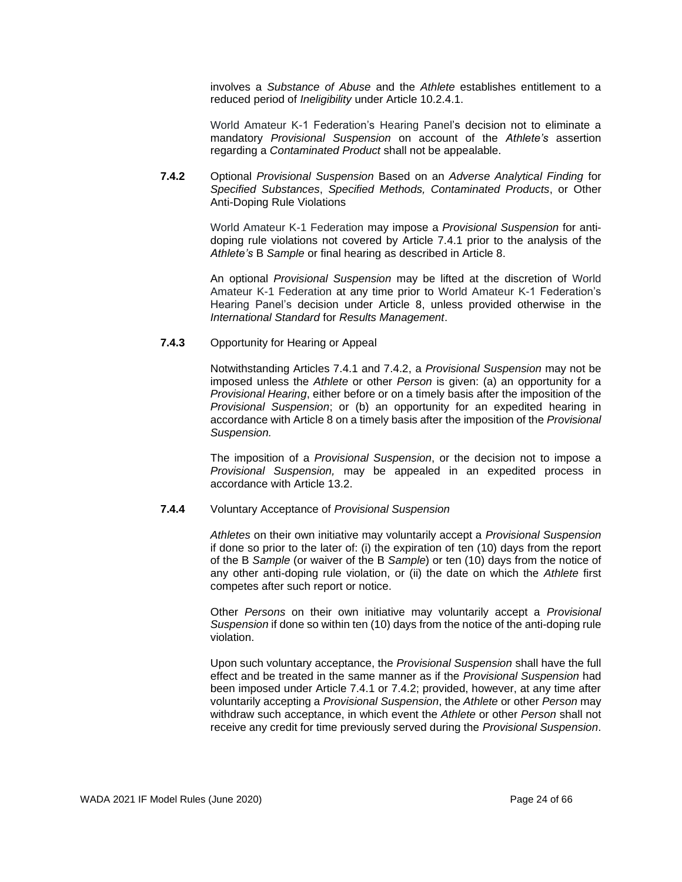involves a *Substance of Abuse* and the *Athlete* establishes entitlement to a reduced period of *Ineligibility* under Article 10.2.4.1.

World Amateur K-1 Federation's Hearing Panel's decision not to eliminate a mandatory *Provisional Suspension* on account of the *Athlete's* assertion regarding a *Contaminated Product* shall not be appealable.

**7.4.2** Optional *Provisional Suspension* Based on an *Adverse Analytical Finding* for *Specified Substances*, *Specified Methods, Contaminated Products*, or Other Anti-Doping Rule Violations

World Amateur K-1 Federation may impose a *Provisional Suspension* for anti-doping rule violations not covered by Article 7.4.1 prior to the analysis of the *Athlete's* B *Sample* or final hearing as described in Article 8.

An optional *Provisional Suspension* may be lifted at the discretion of World Amateur K-1 Federation at any time prior to World Amateur K-1 Federation's Hearing Panel's decision under Article 8, unless provided otherwise in the *International Standard* for *Results Management*.

**7.4.3** Opportunity for Hearing or Appeal

Notwithstanding Articles 7.4.1 and 7.4.2, a *Provisional Suspension* may not be imposed unless the *Athlete* or other *Person* is given: (a) an opportunity for a *Provisional Hearing*, either before or on a timely basis after the imposition of the *Provisional Suspension*; or (b) an opportunity for an expedited hearing in accordance with Article 8 on a timely basis after the imposition of the *Provisional Suspension.*

The imposition of a *Provisional Suspension*, or the decision not to impose a *Provisional Suspension,* may be appealed in an expedited process in accordance with Article 13.2.

**7.4.4** Voluntary Acceptance of *Provisional Suspension*

*Athletes* on their own initiative may voluntarily accept a *Provisional Suspension* if done so prior to the later of: (i) the expiration of ten (10) days from the report of the B *Sample* (or waiver of the B *Sample*) or ten (10) days from the notice of any other anti-doping rule violation, or (ii) the date on which the *Athlete* first competes after such report or notice.

Other *Persons* on their own initiative may voluntarily accept a *Provisional Suspension* if done so within ten (10) days from the notice of the anti-doping rule violation.

Upon such voluntary acceptance, the *Provisional Suspension* shall have the full effect and be treated in the same manner as if the *Provisional Suspension* had been imposed under Article 7.4.1 or 7.4.2; provided, however, at any time after voluntarily accepting a *Provisional Suspension*, the *Athlete* or other *Person* may withdraw such acceptance, in which event the *Athlete* or other *Person* shall not receive any credit for time previously served during the *Provisional Suspension*.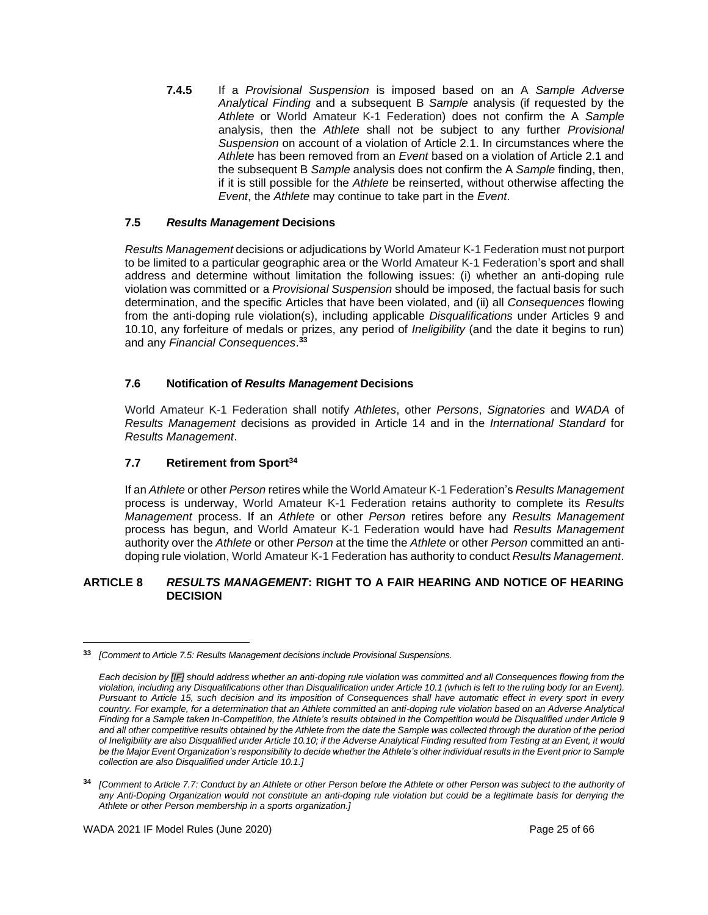**7.4.5** If a *Provisional Suspension* is imposed based on an A *Sample Adverse Analytical Finding* and a subsequent B *Sample* analysis (if requested by the *Athlete* or World Amateur K-1 Federation) does not confirm the A *Sample* analysis, then the *Athlete* shall not be subject to any further *Provisional Suspension* on account of a violation of Article 2.1. In circumstances where the *Athlete* has been removed from an *Event* based on a violation of Article 2.1 and the subsequent B *Sample* analysis does not confirm the A *Sample* finding, then, if it is still possible for the *Athlete* be reinserted, without otherwise affecting the *Event*, the *Athlete* may continue to take part in the *Event*.

### 7.5 *Results Management* Decisions

*Results Management* decisions or adjudications by World Amateur K-1 Federation must not purport to be limited to a particular geographic area or the World Amateur K-1 Federation's sport and shall address and determine without limitation the following issues: (i) whether an anti-doping rule violation was committed or a *Provisional Suspension* should be imposed, the factual basis for such determination, and the specific Articles that have been violated, and (ii) all *Consequences* flowing from the anti-doping rule violation(s), including applicable *Disqualifications* under Articles 9 and 10.10, any forfeiture of medals or prizes, any period of *Ineligibility* (and the date it begins to run) and any *Financial Consequences*.[33]

### 7.6 Notification of *Results Management* Decisions

World Amateur K-1 Federation shall notify *Athletes*, other *Persons*, *Signatories* and *WADA* of *Results Management* decisions as provided in Article 14 and in the *International Standard* for *Results Management*.

### 7.7 Retirement from Sport[34]

If an *Athlete* or other *Person* retires while the World Amateur K-1 Federation's *Results Management* process is underway, World Amateur K-1 Federation retains authority to complete its *Results Management* process. If an *Athlete* or other *Person* retires before any *Results Management* process has begun, and World Amateur K-1 Federation would have had *Results Management* authority over the *Athlete* or other *Person* at the time the *Athlete* or other *Person* committed an anti-doping rule violation, World Amateur K-1 Federation has authority to conduct *Results Management*.

## ARTICLE 8 *RESULTS MANAGEMENT*: RIGHT TO A FAIR HEARING AND NOTICE OF HEARING DECISION

---

[33] *[Comment to Article 7.5: Results Management decisions include Provisional Suspensions.*

*Each decision by [IF] should address whether an anti-doping rule violation was committed and all Consequences flowing from the violation, including any Disqualifications other than Disqualification under Article 10.1 (which is left to the ruling body for an Event). Pursuant to Article 15, such decision and its imposition of Consequences shall have automatic effect in every sport in every country. For example, for a determination that an Athlete committed an anti-doping rule violation based on an Adverse Analytical Finding for a Sample taken In-Competition, the Athlete's results obtained in the Competition would be Disqualified under Article 9 and all other competitive results obtained by the Athlete from the date the Sample was collected through the duration of the period of Ineligibility are also Disqualified under Article 10.10; if the Adverse Analytical Finding resulted from Testing at an Event, it would be the Major Event Organization's responsibility to decide whether the Athlete's other individual results in the Event prior to Sample collection are also Disqualified under Article 10.1.]*

[34] *[Comment to Article 7.7: Conduct by an Athlete or other Person before the Athlete or other Person was subject to the authority of any Anti-Doping Organization would not constitute an anti-doping rule violation but could be a legitimate basis for denying the Athlete or other Person membership in a sports organization.]*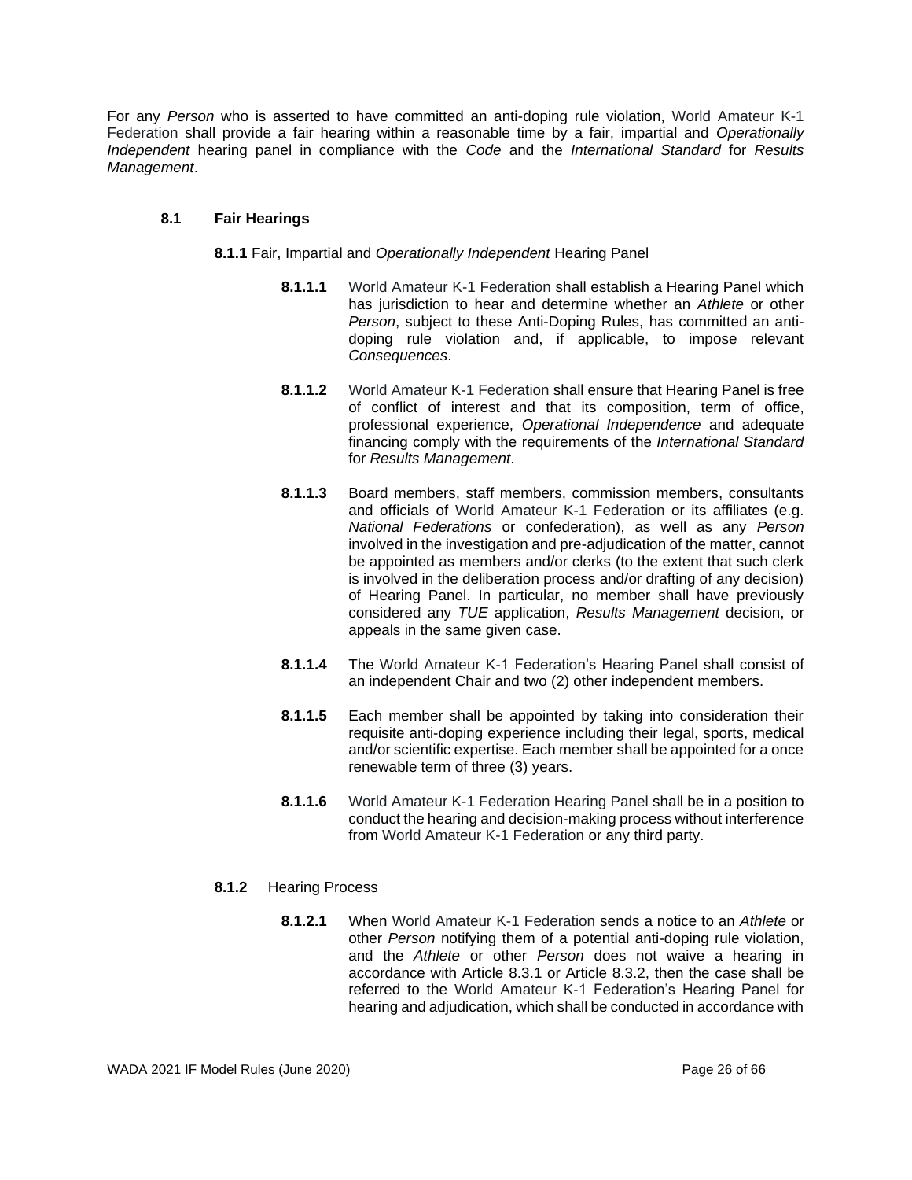For any *Person* who is asserted to have committed an anti-doping rule violation, World Amateur K-1 Federation shall provide a fair hearing within a reasonable time by a fair, impartial and *Operationally Independent* hearing panel in compliance with the *Code* and the *International Standard* for *Results Management*.

### 8.1 Fair Hearings

**8.1.1** Fair, Impartial and *Operationally Independent* Hearing Panel

**8.1.1.1** World Amateur K-1 Federation shall establish a Hearing Panel which has jurisdiction to hear and determine whether an *Athlete* or other *Person*, subject to these Anti-Doping Rules, has committed an anti-doping rule violation and, if applicable, to impose relevant *Consequences*.

**8.1.1.2** World Amateur K-1 Federation shall ensure that Hearing Panel is free of conflict of interest and that its composition, term of office, professional experience, *Operational Independence* and adequate financing comply with the requirements of the *International Standard* for *Results Management*.

**8.1.1.3** Board members, staff members, commission members, consultants and officials of World Amateur K-1 Federation or its affiliates (e.g. *National Federations* or confederation), as well as any *Person* involved in the investigation and pre-adjudication of the matter, cannot be appointed as members and/or clerks (to the extent that such clerk is involved in the deliberation process and/or drafting of any decision) of Hearing Panel. In particular, no member shall have previously considered any *TUE* application, *Results Management* decision, or appeals in the same given case.

**8.1.1.4** The World Amateur K-1 Federation's Hearing Panel shall consist of an independent Chair and two (2) other independent members.

**8.1.1.5** Each member shall be appointed by taking into consideration their requisite anti-doping experience including their legal, sports, medical and/or scientific expertise. Each member shall be appointed for a once renewable term of three (3) years.

**8.1.1.6** World Amateur K-1 Federation Hearing Panel shall be in a position to conduct the hearing and decision-making process without interference from World Amateur K-1 Federation or any third party.

**8.1.2** Hearing Process

**8.1.2.1** When World Amateur K-1 Federation sends a notice to an *Athlete* or other *Person* notifying them of a potential anti-doping rule violation, and the *Athlete* or other *Person* does not waive a hearing in accordance with Article 8.3.1 or Article 8.3.2, then the case shall be referred to the World Amateur K-1 Federation's Hearing Panel for hearing and adjudication, which shall be conducted in accordance with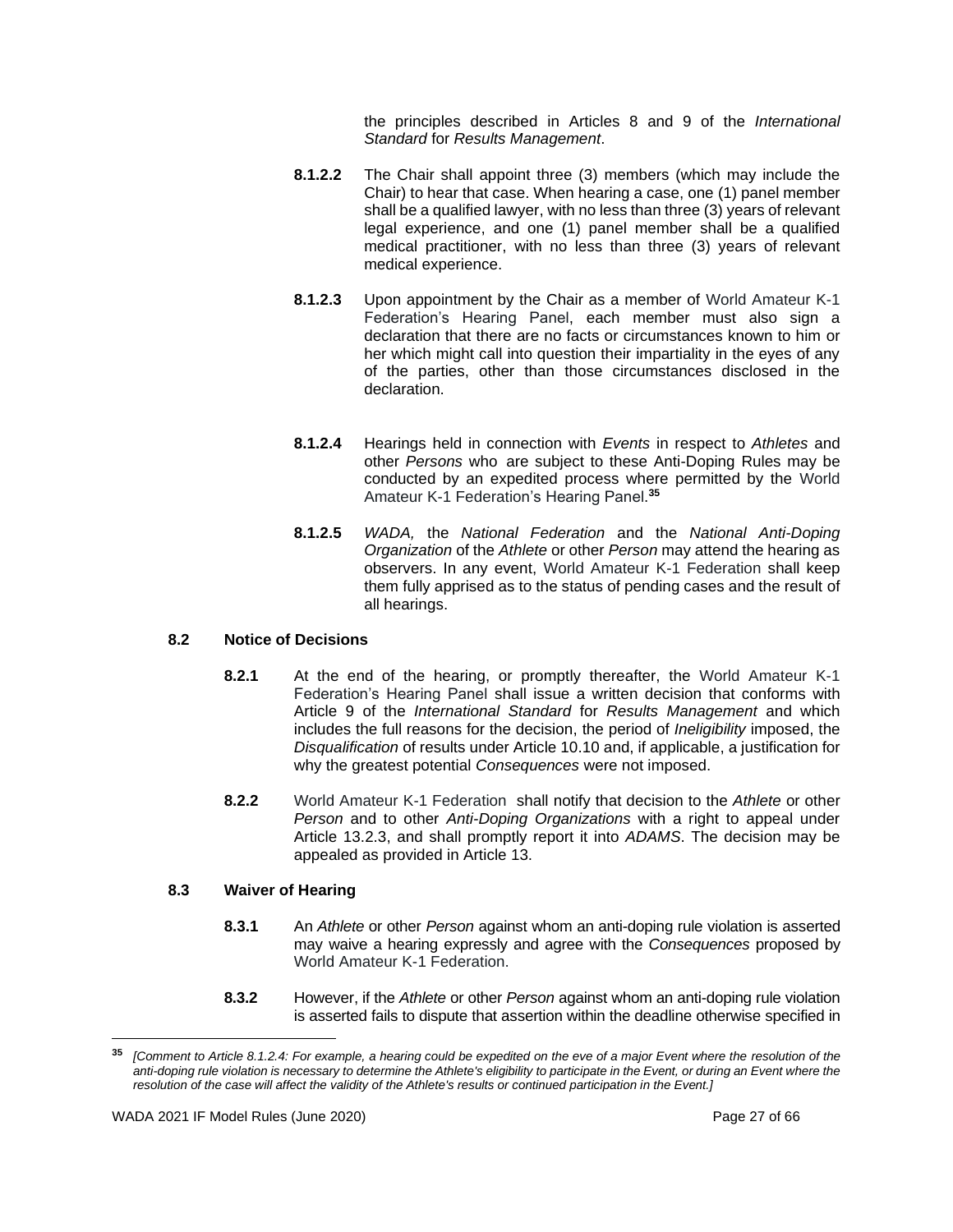the principles described in Articles 8 and 9 of the *International Standard* for *Results Management*.

**8.1.2.2** The Chair shall appoint three (3) members (which may include the Chair) to hear that case. When hearing a case, one (1) panel member shall be a qualified lawyer, with no less than three (3) years of relevant legal experience, and one (1) panel member shall be a qualified medical practitioner, with no less than three (3) years of relevant medical experience.

**8.1.2.3** Upon appointment by the Chair as a member of World Amateur K-1 Federation's Hearing Panel, each member must also sign a declaration that there are no facts or circumstances known to him or her which might call into question their impartiality in the eyes of any of the parties, other than those circumstances disclosed in the declaration.

**8.1.2.4** Hearings held in connection with *Events* in respect to *Athletes* and other *Persons* who are subject to these Anti-Doping Rules may be conducted by an expedited process where permitted by the World Amateur K-1 Federation's Hearing Panel.[35]

**8.1.2.5** *WADA,* the *National Federation* and the *National Anti-Doping Organization* of the *Athlete* or other *Person* may attend the hearing as observers. In any event, World Amateur K-1 Federation shall keep them fully apprised as to the status of pending cases and the result of all hearings.

### 8.2 Notice of Decisions

**8.2.1** At the end of the hearing, or promptly thereafter, the World Amateur K-1 Federation's Hearing Panel shall issue a written decision that conforms with Article 9 of the *International Standard* for *Results Management* and which includes the full reasons for the decision, the period of *Ineligibility* imposed, the *Disqualification* of results under Article 10.10 and, if applicable, a justification for why the greatest potential *Consequences* were not imposed.

**8.2.2** World Amateur K-1 Federation shall notify that decision to the *Athlete* or other *Person* and to other *Anti-Doping Organizations* with a right to appeal under Article 13.2.3, and shall promptly report it into *ADAMS*. The decision may be appealed as provided in Article 13.

### 8.3 Waiver of Hearing

**8.3.1** An *Athlete* or other *Person* against whom an anti-doping rule violation is asserted may waive a hearing expressly and agree with the *Consequences* proposed by World Amateur K-1 Federation.

**8.3.2** However, if the *Athlete* or other *Person* against whom an anti-doping rule violation is asserted fails to dispute that assertion within the deadline otherwise specified in

---

[35] *[Comment to Article 8.1.2.4: For example, a hearing could be expedited on the eve of a major Event where the resolution of the anti-doping rule violation is necessary to determine the Athlete's eligibility to participate in the Event, or during an Event where the resolution of the case will affect the validity of the Athlete's results or continued participation in the Event.]*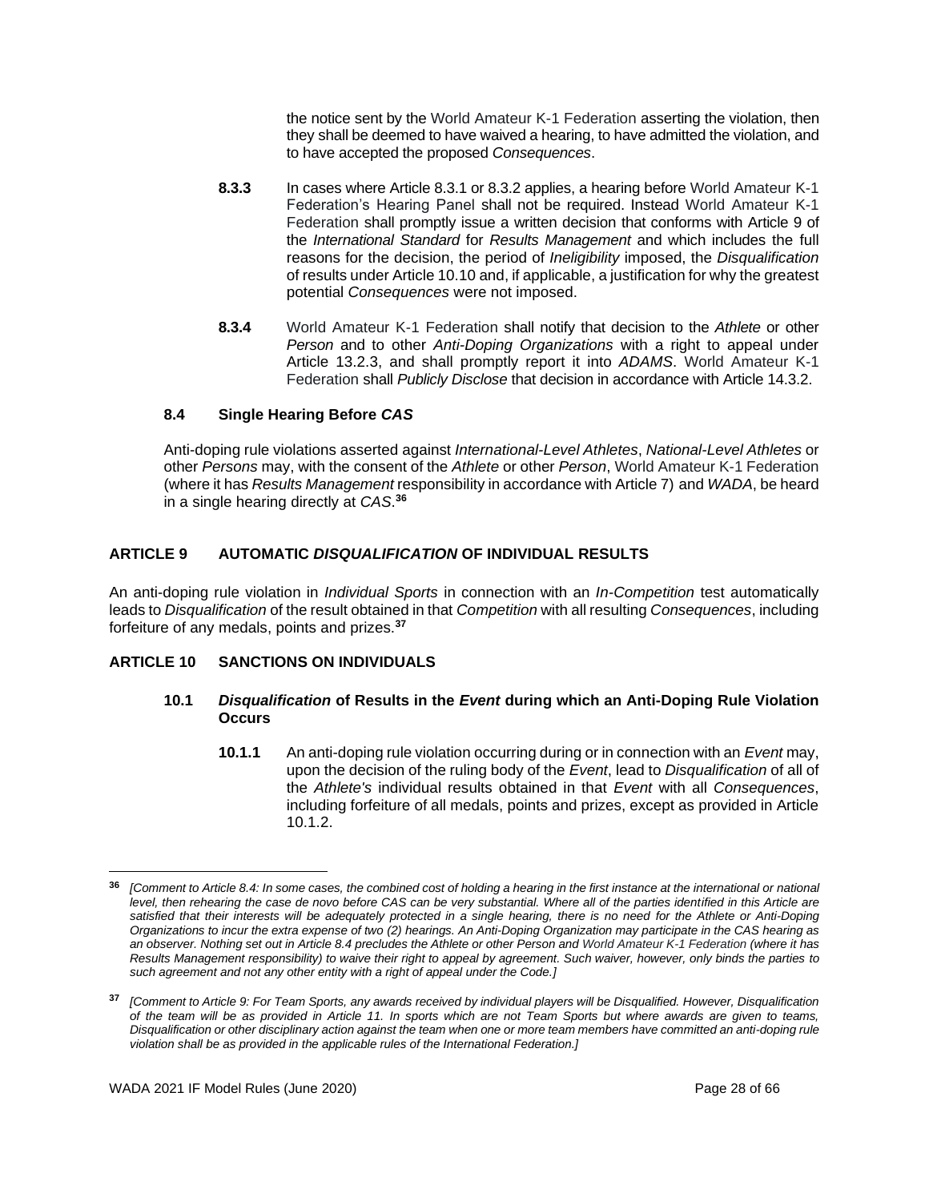the notice sent by the World Amateur K-1 Federation asserting the violation, then they shall be deemed to have waived a hearing, to have admitted the violation, and to have accepted the proposed *Consequences*.

**8.3.3** In cases where Article 8.3.1 or 8.3.2 applies, a hearing before World Amateur K-1 Federation's Hearing Panel shall not be required. Instead World Amateur K-1 Federation shall promptly issue a written decision that conforms with Article 9 of the *International Standard* for *Results Management* and which includes the full reasons for the decision, the period of *Ineligibility* imposed, the *Disqualification* of results under Article 10.10 and, if applicable, a justification for why the greatest potential *Consequences* were not imposed.

**8.3.4** World Amateur K-1 Federation shall notify that decision to the *Athlete* or other *Person* and to other *Anti-Doping Organizations* with a right to appeal under Article 13.2.3, and shall promptly report it into *ADAMS*. World Amateur K-1 Federation shall *Publicly Disclose* that decision in accordance with Article 14.3.2.

### 8.4 Single Hearing Before *CAS*

Anti-doping rule violations asserted against *International-Level Athletes*, *National-Level Athletes* or other *Persons* may, with the consent of the *Athlete* or other *Person*, World Amateur K-1 Federation (where it has *Results Management* responsibility in accordance with Article 7) and *WADA*, be heard in a single hearing directly at *CAS*.[36]

## ARTICLE 9 AUTOMATIC *DISQUALIFICATION* OF INDIVIDUAL RESULTS

An anti-doping rule violation in *Individual Sports* in connection with an *In-Competition* test automatically leads to *Disqualification* of the result obtained in that *Competition* with all resulting *Consequences*, including forfeiture of any medals, points and prizes.[37]

## ARTICLE 10 SANCTIONS ON INDIVIDUALS

### 10.1 *Disqualification* of Results in the *Event* during which an Anti-Doping Rule Violation Occurs

**10.1.1** An anti-doping rule violation occurring during or in connection with an *Event* may, upon the decision of the ruling body of the *Event*, lead to *Disqualification* of all of the *Athlete's* individual results obtained in that *Event* with all *Consequences*, including forfeiture of all medals, points and prizes, except as provided in Article 10.1.2.

---

[36] *[Comment to Article 8.4: In some cases, the combined cost of holding a hearing in the first instance at the international or national level, then rehearing the case de novo before CAS can be very substantial. Where all of the parties identified in this Article are satisfied that their interests will be adequately protected in a single hearing, there is no need for the Athlete or Anti-Doping Organizations to incur the extra expense of two (2) hearings. An Anti-Doping Organization may participate in the CAS hearing as an observer. Nothing set out in Article 8.4 precludes the Athlete or other Person and World Amateur K-1 Federation (where it has Results Management responsibility) to waive their right to appeal by agreement. Such waiver, however, only binds the parties to such agreement and not any other entity with a right of appeal under the Code.]*

[37] *[Comment to Article 9: For Team Sports, any awards received by individual players will be Disqualified. However, Disqualification of the team will be as provided in Article 11. In sports which are not Team Sports but where awards are given to teams, Disqualification or other disciplinary action against the team when one or more team members have committed an anti-doping rule violation shall be as provided in the applicable rules of the International Federation.]*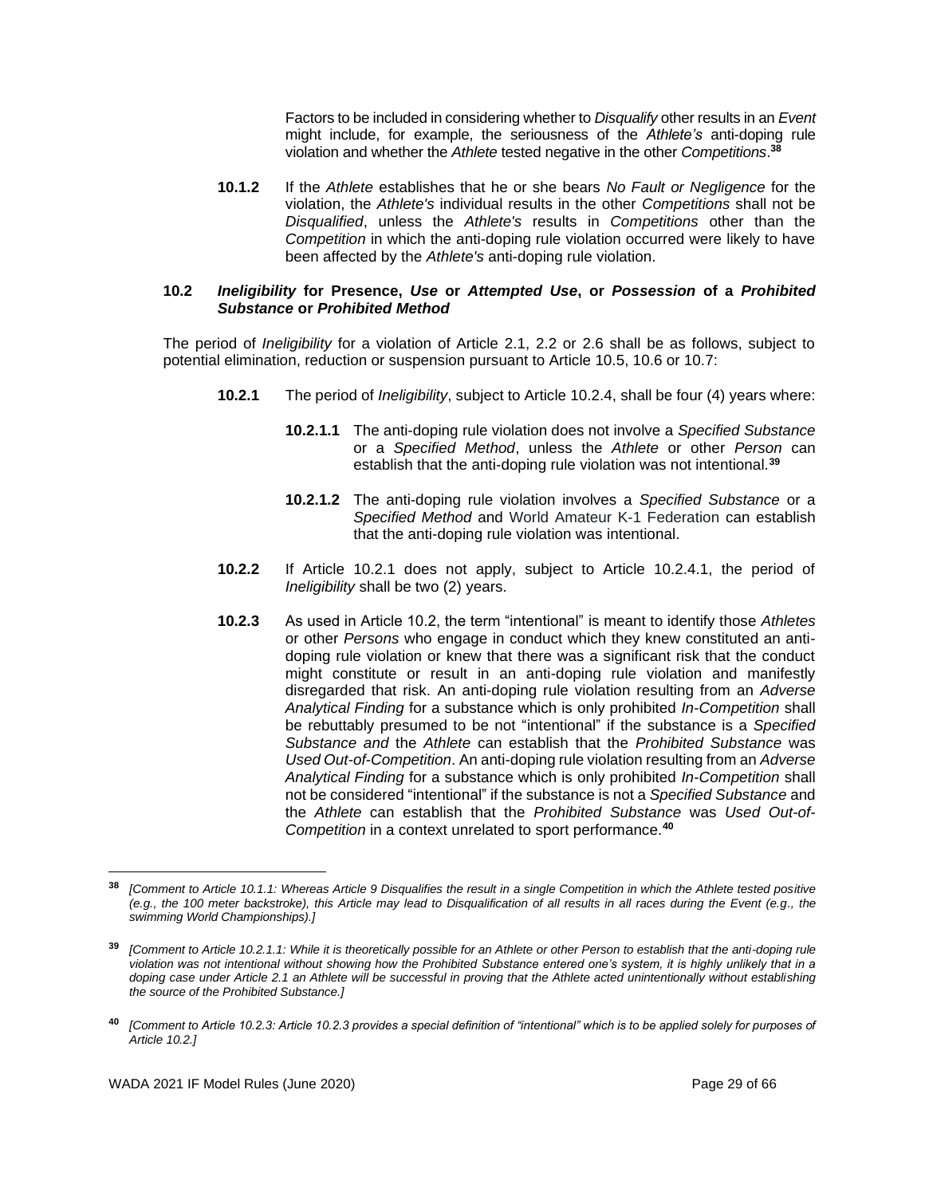Factors to be included in considering whether to *Disqualify* other results in an *Event* might include, for example, the seriousness of the *Athlete's* anti-doping rule violation and whether the *Athlete* tested negative in the other *Competitions*.[38]

**10.1.2** If the *Athlete* establishes that he or she bears *No Fault or Negligence* for the violation, the *Athlete's* individual results in the other *Competitions* shall not be *Disqualified*, unless the *Athlete's* results in *Competitions* other than the *Competition* in which the anti-doping rule violation occurred were likely to have been affected by the *Athlete's* anti-doping rule violation.

### 10.2 *Ineligibility* for Presence, *Use* or *Attempted Use*, or *Possession* of a *Prohibited Substance* or *Prohibited Method*

The period of *Ineligibility* for a violation of Article 2.1, 2.2 or 2.6 shall be as follows, subject to potential elimination, reduction or suspension pursuant to Article 10.5, 10.6 or 10.7:

**10.2.1** The period of *Ineligibility*, subject to Article 10.2.4, shall be four (4) years where:

**10.2.1.1** The anti-doping rule violation does not involve a *Specified Substance* or a *Specified Method*, unless the *Athlete* or other *Person* can establish that the anti-doping rule violation was not intentional.[39]

**10.2.1.2** The anti-doping rule violation involves a *Specified Substance* or a *Specified Method* and World Amateur K-1 Federation can establish that the anti-doping rule violation was intentional.

**10.2.2** If Article 10.2.1 does not apply, subject to Article 10.2.4.1, the period of *Ineligibility* shall be two (2) years.

**10.2.3** As used in Article 10.2, the term "intentional" is meant to identify those *Athletes* or other *Persons* who engage in conduct which they knew constituted an anti-doping rule violation or knew that there was a significant risk that the conduct might constitute or result in an anti-doping rule violation and manifestly disregarded that risk. An anti-doping rule violation resulting from an *Adverse Analytical Finding* for a substance which is only prohibited *In-Competition* shall be rebuttably presumed to be not "intentional" if the substance is a *Specified Substance and* the *Athlete* can establish that the *Prohibited Substance* was *Used Out-of-Competition*. An anti-doping rule violation resulting from an *Adverse Analytical Finding* for a substance which is only prohibited *In-Competition* shall not be considered "intentional" if the substance is not a *Specified Substance* and the *Athlete* can establish that the *Prohibited Substance* was *Used Out-of-Competition* in a context unrelated to sport performance.[40]

---

[38] *[Comment to Article 10.1.1: Whereas Article 9 Disqualifies the result in a single Competition in which the Athlete tested positive (e.g., the 100 meter backstroke), this Article may lead to Disqualification of all results in all races during the Event (e.g., the swimming World Championships).]*

[39] *[Comment to Article 10.2.1.1: While it is theoretically possible for an Athlete or other Person to establish that the anti-doping rule violation was not intentional without showing how the Prohibited Substance entered one's system, it is highly unlikely that in a doping case under Article 2.1 an Athlete will be successful in proving that the Athlete acted unintentionally without establishing the source of the Prohibited Substance.]*

[40] *[Comment to Article 10.2.3: Article 10.2.3 provides a special definition of "intentional" which is to be applied solely for purposes of Article 10.2.]*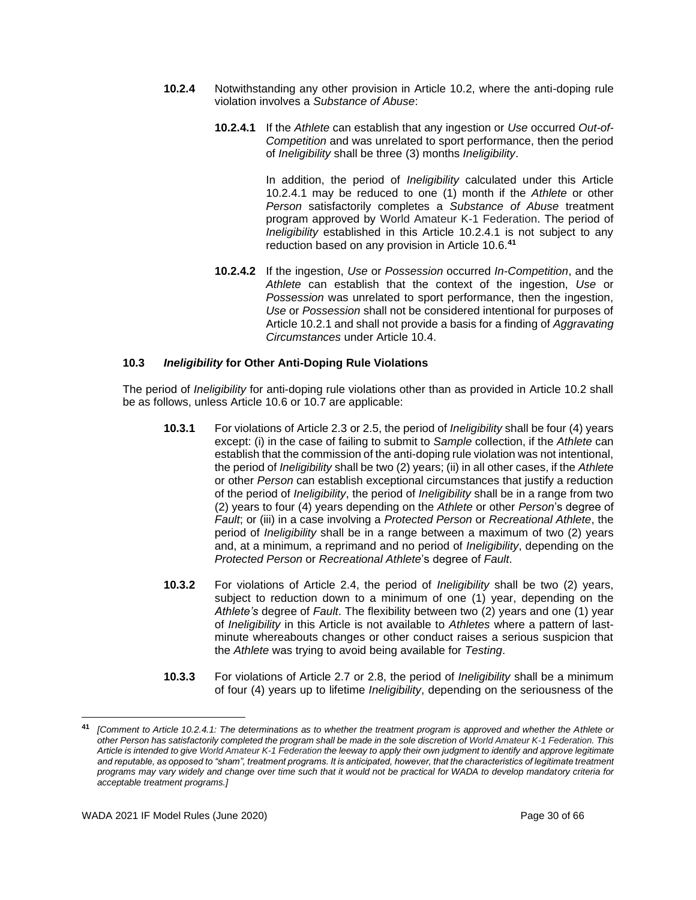**10.2.4** Notwithstanding any other provision in Article 10.2, where the anti-doping rule violation involves a *Substance of Abuse*:

**10.2.4.1** If the *Athlete* can establish that any ingestion or *Use* occurred *Out-of-Competition* and was unrelated to sport performance, then the period of *Ineligibility* shall be three (3) months *Ineligibility*.

In addition, the period of *Ineligibility* calculated under this Article 10.2.4.1 may be reduced to one (1) month if the *Athlete* or other *Person* satisfactorily completes a *Substance of Abuse* treatment program approved by World Amateur K-1 Federation. The period of *Ineligibility* established in this Article 10.2.4.1 is not subject to any reduction based on any provision in Article 10.6.[41]

**10.2.4.2** If the ingestion, *Use* or *Possession* occurred *In-Competition*, and the *Athlete* can establish that the context of the ingestion, *Use* or *Possession* was unrelated to sport performance, then the ingestion, *Use* or *Possession* shall not be considered intentional for purposes of Article 10.2.1 and shall not provide a basis for a finding of *Aggravating Circumstances* under Article 10.4.

### 10.3 *Ineligibility* for Other Anti-Doping Rule Violations

The period of *Ineligibility* for anti-doping rule violations other than as provided in Article 10.2 shall be as follows, unless Article 10.6 or 10.7 are applicable:

**10.3.1** For violations of Article 2.3 or 2.5, the period of *Ineligibility* shall be four (4) years except: (i) in the case of failing to submit to *Sample* collection, if the *Athlete* can establish that the commission of the anti-doping rule violation was not intentional, the period of *Ineligibility* shall be two (2) years; (ii) in all other cases, if the *Athlete* or other *Person* can establish exceptional circumstances that justify a reduction of the period of *Ineligibility*, the period of *Ineligibility* shall be in a range from two (2) years to four (4) years depending on the *Athlete* or other *Person*'s degree of *Fault*; or (iii) in a case involving a *Protected Person* or *Recreational Athlete*, the period of *Ineligibility* shall be in a range between a maximum of two (2) years and, at a minimum, a reprimand and no period of *Ineligibility*, depending on the *Protected Person* or *Recreational Athlete*'s degree of *Fault*.

**10.3.2** For violations of Article 2.4, the period of *Ineligibility* shall be two (2) years, subject to reduction down to a minimum of one (1) year, depending on the *Athlete's* degree of *Fault*. The flexibility between two (2) years and one (1) year of *Ineligibility* in this Article is not available to *Athletes* where a pattern of last-minute whereabouts changes or other conduct raises a serious suspicion that the *Athlete* was trying to avoid being available for *Testing*.

**10.3.3** For violations of Article 2.7 or 2.8, the period of *Ineligibility* shall be a minimum of four (4) years up to lifetime *Ineligibility*, depending on the seriousness of the

---

[41] *[Comment to Article 10.2.4.1: The determinations as to whether the treatment program is approved and whether the Athlete or other Person has satisfactorily completed the program shall be made in the sole discretion of World Amateur K-1 Federation. This Article is intended to give World Amateur K-1 Federation the leeway to apply their own judgment to identify and approve legitimate and reputable, as opposed to "sham", treatment programs. It is anticipated, however, that the characteristics of legitimate treatment programs may vary widely and change over time such that it would not be practical for WADA to develop mandatory criteria for acceptable treatment programs.]*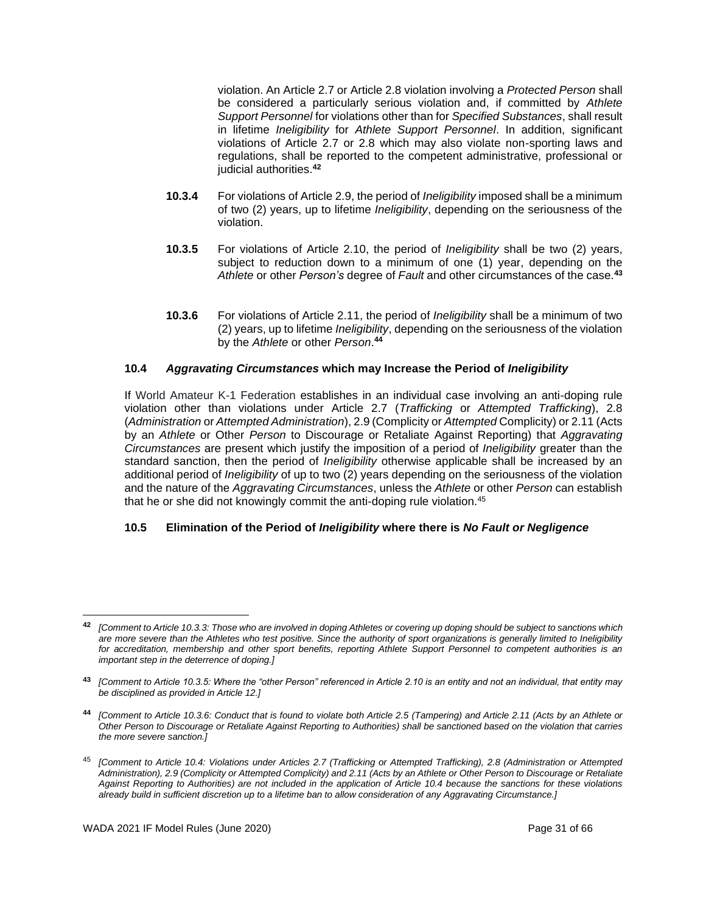violation. An Article 2.7 or Article 2.8 violation involving a *Protected Person* shall be considered a particularly serious violation and, if committed by *Athlete Support Personnel* for violations other than for *Specified Substances*, shall result in lifetime *Ineligibility* for *Athlete Support Personnel*. In addition, significant violations of Article 2.7 or 2.8 which may also violate non-sporting laws and regulations, shall be reported to the competent administrative, professional or judicial authorities.[42]

**10.3.4** For violations of Article 2.9, the period of *Ineligibility* imposed shall be a minimum of two (2) years, up to lifetime *Ineligibility*, depending on the seriousness of the violation.

**10.3.5** For violations of Article 2.10, the period of *Ineligibility* shall be two (2) years, subject to reduction down to a minimum of one (1) year, depending on the *Athlete* or other *Person's* degree of *Fault* and other circumstances of the case.[43]

**10.3.6** For violations of Article 2.11, the period of *Ineligibility* shall be a minimum of two (2) years, up to lifetime *Ineligibility*, depending on the seriousness of the violation by the *Athlete* or other *Person*.[44]

### 10.4 *Aggravating Circumstances* which may Increase the Period of *Ineligibility*

If World Amateur K-1 Federation establishes in an individual case involving an anti-doping rule violation other than violations under Article 2.7 (*Trafficking* or *Attempted Trafficking*), 2.8 (*Administration* or *Attempted Administration*), 2.9 (Complicity or *Attempted* Complicity) or 2.11 (Acts by an *Athlete* or Other *Person* to Discourage or Retaliate Against Reporting) that *Aggravating Circumstances* are present which justify the imposition of a period of *Ineligibility* greater than the standard sanction, then the period of *Ineligibility* otherwise applicable shall be increased by an additional period of *Ineligibility* of up to two (2) years depending on the seriousness of the violation and the nature of the *Aggravating Circumstances*, unless the *Athlete* or other *Person* can establish that he or she did not knowingly commit the anti-doping rule violation.[45]

### 10.5 Elimination of the Period of *Ineligibility* where there is *No Fault or Negligence*

---

[42] *[Comment to Article 10.3.3: Those who are involved in doping Athletes or covering up doping should be subject to sanctions which are more severe than the Athletes who test positive. Since the authority of sport organizations is generally limited to Ineligibility for accreditation, membership and other sport benefits, reporting Athlete Support Personnel to competent authorities is an important step in the deterrence of doping.]*

[43] *[Comment to Article 10.3.5: Where the "other Person" referenced in Article 2.10 is an entity and not an individual, that entity may be disciplined as provided in Article 12.]*

[44] *[Comment to Article 10.3.6: Conduct that is found to violate both Article 2.5 (Tampering) and Article 2.11 (Acts by an Athlete or Other Person to Discourage or Retaliate Against Reporting to Authorities) shall be sanctioned based on the violation that carries the more severe sanction.]*

[45] *[Comment to Article 10.4: Violations under Articles 2.7 (Trafficking or Attempted Trafficking), 2.8 (Administration or Attempted Administration), 2.9 (Complicity or Attempted Complicity) and 2.11 (Acts by an Athlete or Other Person to Discourage or Retaliate Against Reporting to Authorities) are not included in the application of Article 10.4 because the sanctions for these violations already build in sufficient discretion up to a lifetime ban to allow consideration of any Aggravating Circumstance.]*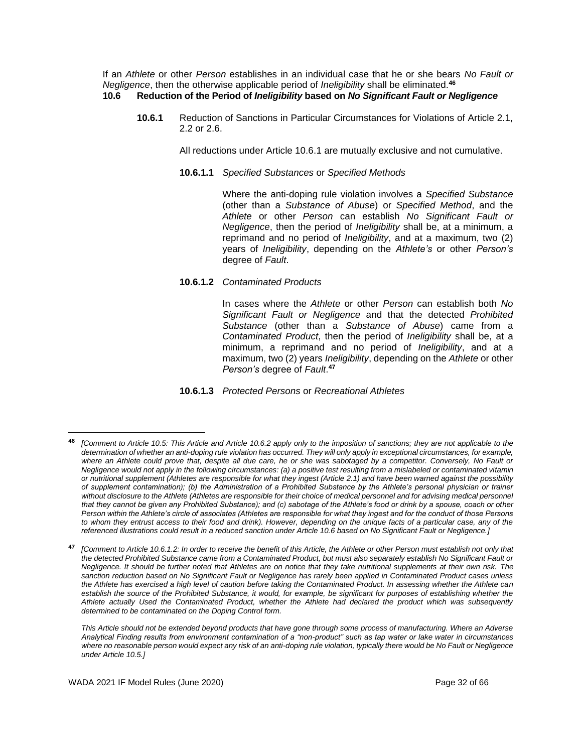If an *Athlete* or other *Person* establishes in an individual case that he or she bears *No Fault or Negligence*, then the otherwise applicable period of *Ineligibility* shall be eliminated.[46]

**10.6 Reduction of the Period of *Ineligibility* based on *No Significant Fault or Negligence***

**10.6.1** Reduction of Sanctions in Particular Circumstances for Violations of Article 2.1, 2.2 or 2.6.

All reductions under Article 10.6.1 are mutually exclusive and not cumulative.

**10.6.1.1** *Specified Substances* or *Specified Methods*

Where the anti-doping rule violation involves a *Specified Substance* (other than a *Substance of Abuse*) or *Specified Method*, and the *Athlete* or other *Person* can establish *No Significant Fault or Negligence*, then the period of *Ineligibility* shall be, at a minimum, a reprimand and no period of *Ineligibility*, and at a maximum, two (2) years of *Ineligibility*, depending on the *Athlete's* or other *Person's* degree of *Fault*.

**10.6.1.2** *Contaminated Products*

In cases where the *Athlete* or other *Person* can establish both *No Significant Fault or Negligence* and that the detected *Prohibited Substance* (other than a *Substance of Abuse*) came from a *Contaminated Product*, then the period of *Ineligibility* shall be, at a minimum, a reprimand and no period of *Ineligibility*, and at a maximum, two (2) years *Ineligibility*, depending on the *Athlete* or other *Person's* degree of *Fault*.[47]

**10.6.1.3** *Protected Persons* or *Recreational Athletes*

---

[46] *[Comment to Article 10.5: This Article and Article 10.6.2 apply only to the imposition of sanctions; they are not applicable to the determination of whether an anti-doping rule violation has occurred. They will only apply in exceptional circumstances, for example, where an Athlete could prove that, despite all due care, he or she was sabotaged by a competitor. Conversely, No Fault or Negligence would not apply in the following circumstances: (a) a positive test resulting from a mislabeled or contaminated vitamin or nutritional supplement (Athletes are responsible for what they ingest (Article 2.1) and have been warned against the possibility of supplement contamination); (b) the Administration of a Prohibited Substance by the Athlete's personal physician or trainer without disclosure to the Athlete (Athletes are responsible for their choice of medical personnel and for advising medical personnel that they cannot be given any Prohibited Substance); and (c) sabotage of the Athlete's food or drink by a spouse, coach or other Person within the Athlete's circle of associates (Athletes are responsible for what they ingest and for the conduct of those Persons to whom they entrust access to their food and drink). However, depending on the unique facts of a particular case, any of the referenced illustrations could result in a reduced sanction under Article 10.6 based on No Significant Fault or Negligence.]*

[47] *[Comment to Article 10.6.1.2: In order to receive the benefit of this Article, the Athlete or other Person must establish not only that the detected Prohibited Substance came from a Contaminated Product, but must also separately establish No Significant Fault or Negligence. It should be further noted that Athletes are on notice that they take nutritional supplements at their own risk. The sanction reduction based on No Significant Fault or Negligence has rarely been applied in Contaminated Product cases unless the Athlete has exercised a high level of caution before taking the Contaminated Product. In assessing whether the Athlete can establish the source of the Prohibited Substance, it would, for example, be significant for purposes of establishing whether the Athlete actually Used the Contaminated Product, whether the Athlete had declared the product which was subsequently determined to be contaminated on the Doping Control form.*

*This Article should not be extended beyond products that have gone through some process of manufacturing. Where an Adverse Analytical Finding results from environment contamination of a "non-product" such as tap water or lake water in circumstances where no reasonable person would expect any risk of an anti-doping rule violation, typically there would be No Fault or Negligence under Article 10.5.]*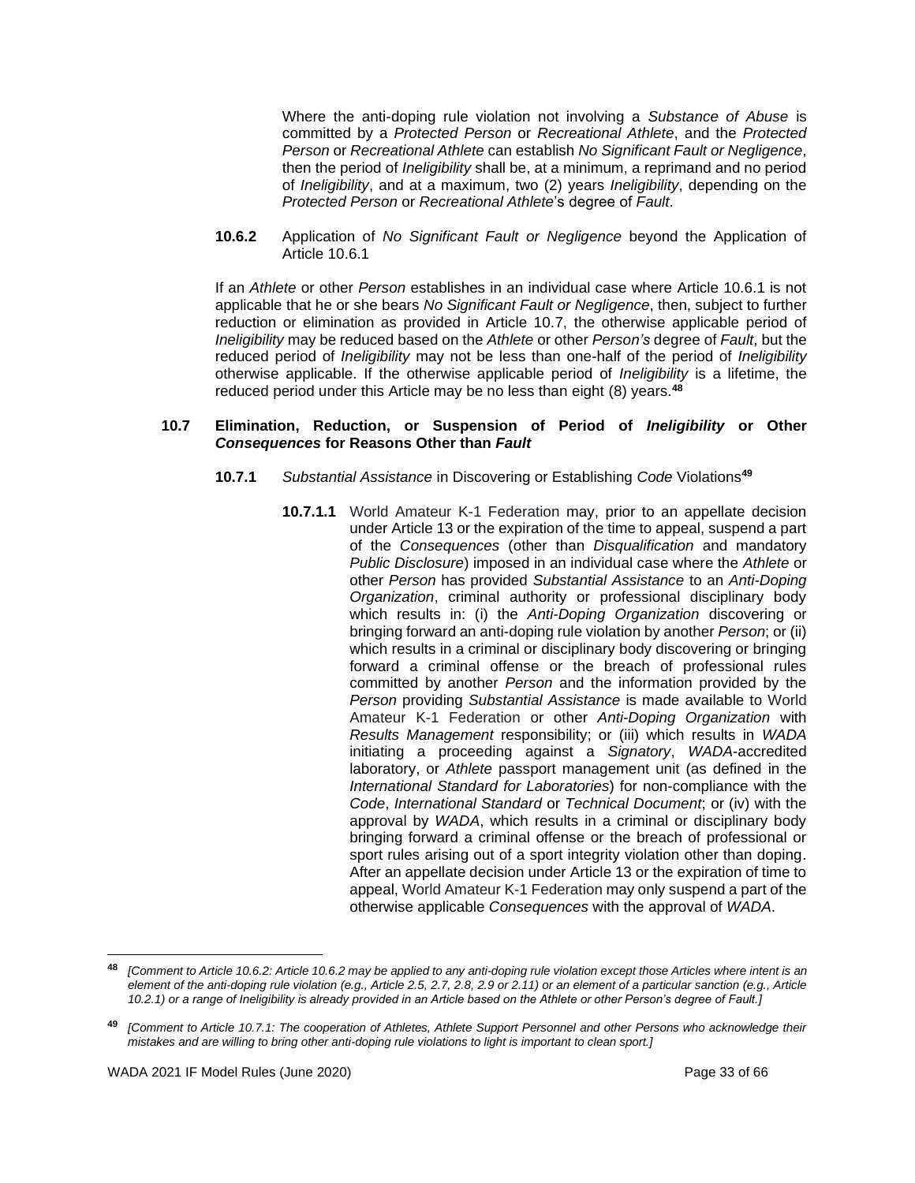Where the anti-doping rule violation not involving a *Substance of Abuse* is committed by a *Protected Person* or *Recreational Athlete*, and the *Protected Person* or *Recreational Athlete* can establish *No Significant Fault or Negligence*, then the period of *Ineligibility* shall be, at a minimum, a reprimand and no period of *Ineligibility*, and at a maximum, two (2) years *Ineligibility*, depending on the *Protected Person* or *Recreational Athlete*'s degree of *Fault*.

**10.6.2** Application of *No Significant Fault or Negligence* beyond the Application of Article 10.6.1

If an *Athlete* or other *Person* establishes in an individual case where Article 10.6.1 is not applicable that he or she bears *No Significant Fault or Negligence*, then, subject to further reduction or elimination as provided in Article 10.7, the otherwise applicable period of *Ineligibility* may be reduced based on the *Athlete* or other *Person's* degree of *Fault*, but the reduced period of *Ineligibility* may not be less than one-half of the period of *Ineligibility* otherwise applicable. If the otherwise applicable period of *Ineligibility* is a lifetime, the reduced period under this Article may be no less than eight (8) years.[48]

### 10.7 Elimination, Reduction, or Suspension of Period of *Ineligibility* or Other *Consequences* for Reasons Other than *Fault*

**10.7.1** *Substantial Assistance* in Discovering or Establishing *Code* Violations[49]

**10.7.1.1** World Amateur K-1 Federation may, prior to an appellate decision under Article 13 or the expiration of the time to appeal, suspend a part of the *Consequences* (other than *Disqualification* and mandatory *Public Disclosure*) imposed in an individual case where the *Athlete* or other *Person* has provided *Substantial Assistance* to an *Anti-Doping Organization*, criminal authority or professional disciplinary body which results in: (i) the *Anti-Doping Organization* discovering or bringing forward an anti-doping rule violation by another *Person*; or (ii) which results in a criminal or disciplinary body discovering or bringing forward a criminal offense or the breach of professional rules committed by another *Person* and the information provided by the *Person* providing *Substantial Assistance* is made available to World Amateur K-1 Federation or other *Anti-Doping Organization* with *Results Management* responsibility; or (iii) which results in *WADA* initiating a proceeding against a *Signatory*, *WADA*-accredited laboratory, or *Athlete* passport management unit (as defined in the *International Standard for Laboratories*) for non-compliance with the *Code*, *International Standard* or *Technical Document*; or (iv) with the approval by *WADA*, which results in a criminal or disciplinary body bringing forward a criminal offense or the breach of professional or sport rules arising out of a sport integrity violation other than doping. After an appellate decision under Article 13 or the expiration of time to appeal, World Amateur K-1 Federation may only suspend a part of the otherwise applicable *Consequences* with the approval of *WADA*.

---

[48] *[Comment to Article 10.6.2: Article 10.6.2 may be applied to any anti-doping rule violation except those Articles where intent is an element of the anti-doping rule violation (e.g., Article 2.5, 2.7, 2.8, 2.9 or 2.11) or an element of a particular sanction (e.g., Article 10.2.1) or a range of Ineligibility is already provided in an Article based on the Athlete or other Person's degree of Fault.]*

[49] *[Comment to Article 10.7.1: The cooperation of Athletes, Athlete Support Personnel and other Persons who acknowledge their mistakes and are willing to bring other anti-doping rule violations to light is important to clean sport.]*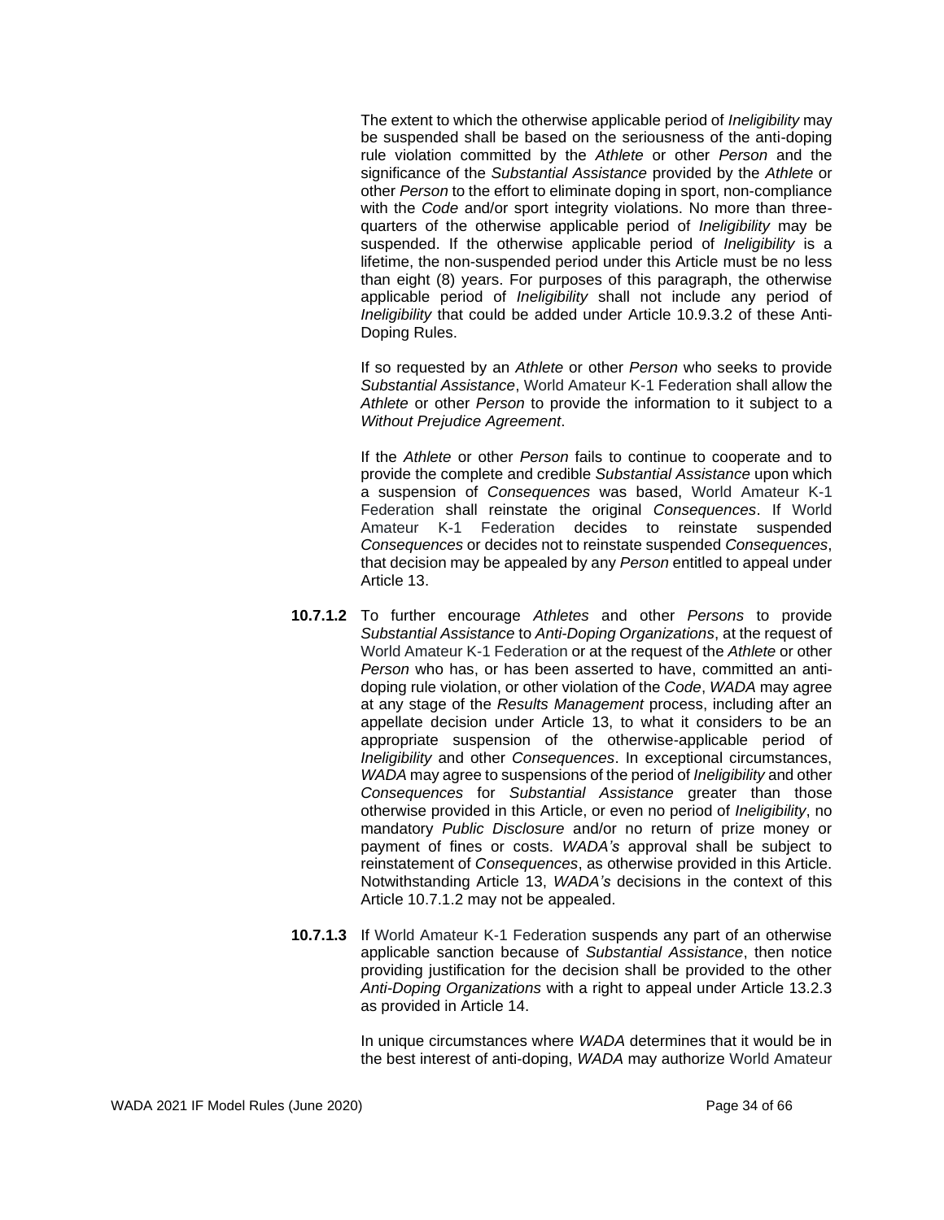The extent to which the otherwise applicable period of *Ineligibility* may be suspended shall be based on the seriousness of the anti-doping rule violation committed by the *Athlete* or other *Person* and the significance of the *Substantial Assistance* provided by the *Athlete* or other *Person* to the effort to eliminate doping in sport, non-compliance with the *Code* and/or sport integrity violations. No more than three-quarters of the otherwise applicable period of *Ineligibility* may be suspended. If the otherwise applicable period of *Ineligibility* is a lifetime, the non-suspended period under this Article must be no less than eight (8) years. For purposes of this paragraph, the otherwise applicable period of *Ineligibility* shall not include any period of *Ineligibility* that could be added under Article 10.9.3.2 of these Anti-Doping Rules.

If so requested by an *Athlete* or other *Person* who seeks to provide *Substantial Assistance*, World Amateur K-1 Federation shall allow the *Athlete* or other *Person* to provide the information to it subject to a *Without Prejudice Agreement*.

If the *Athlete* or other *Person* fails to continue to cooperate and to provide the complete and credible *Substantial Assistance* upon which a suspension of *Consequences* was based, World Amateur K-1 Federation shall reinstate the original *Consequences*. If World Amateur K-1 Federation decides to reinstate suspended *Consequences* or decides not to reinstate suspended *Consequences*, that decision may be appealed by any *Person* entitled to appeal under Article 13.

**10.7.1.2** To further encourage *Athletes* and other *Persons* to provide *Substantial Assistance* to *Anti-Doping Organizations*, at the request of World Amateur K-1 Federation or at the request of the *Athlete* or other *Person* who has, or has been asserted to have, committed an anti-doping rule violation, or other violation of the *Code*, *WADA* may agree at any stage of the *Results Management* process, including after an appellate decision under Article 13, to what it considers to be an appropriate suspension of the otherwise-applicable period of *Ineligibility* and other *Consequences*. In exceptional circumstances, *WADA* may agree to suspensions of the period of *Ineligibility* and other *Consequences* for *Substantial Assistance* greater than those otherwise provided in this Article, or even no period of *Ineligibility*, no mandatory *Public Disclosure* and/or no return of prize money or payment of fines or costs. *WADA's* approval shall be subject to reinstatement of *Consequences*, as otherwise provided in this Article. Notwithstanding Article 13, *WADA's* decisions in the context of this Article 10.7.1.2 may not be appealed.

**10.7.1.3** If World Amateur K-1 Federation suspends any part of an otherwise applicable sanction because of *Substantial Assistance*, then notice providing justification for the decision shall be provided to the other *Anti-Doping Organizations* with a right to appeal under Article 13.2.3 as provided in Article 14.

In unique circumstances where *WADA* determines that it would be in the best interest of anti-doping, *WADA* may authorize World Amateur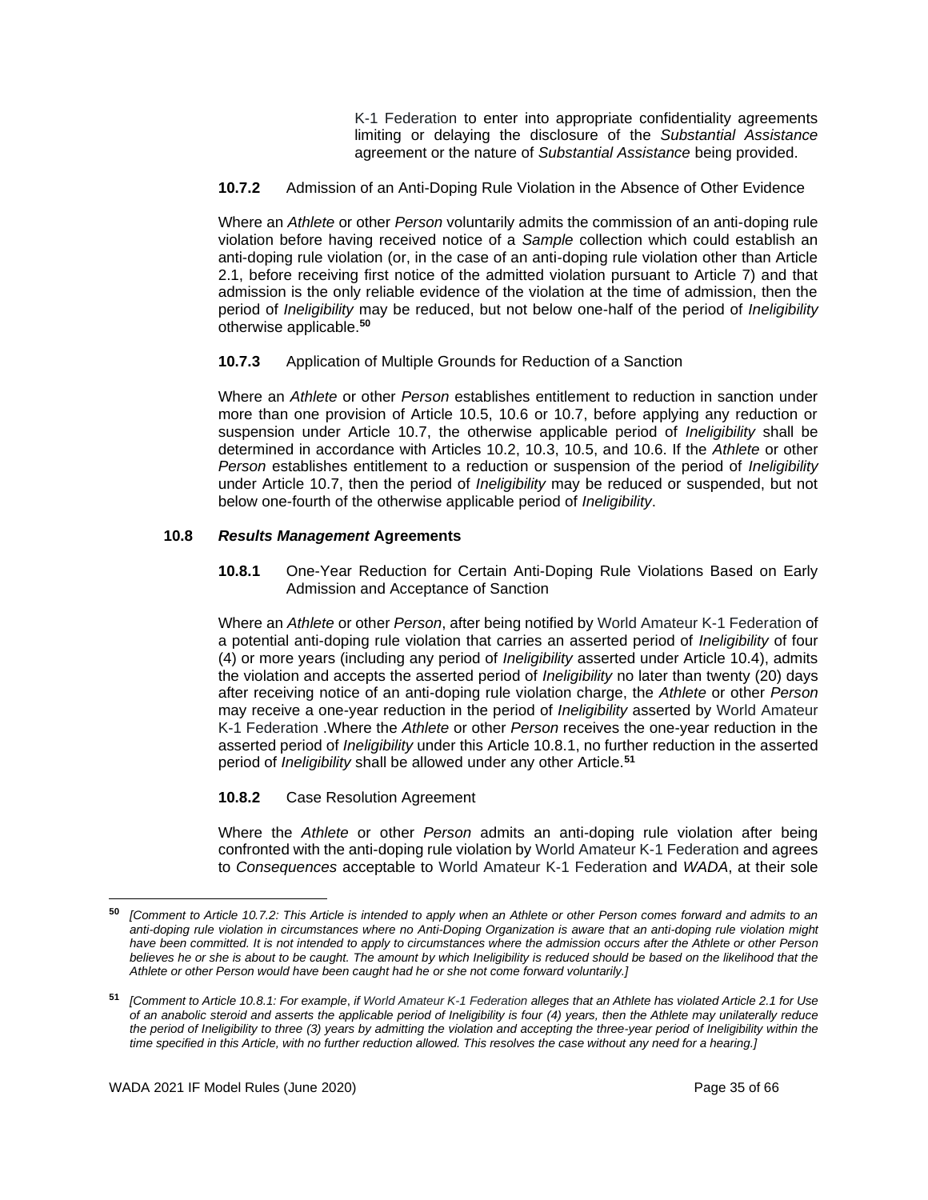K-1 Federation to enter into appropriate confidentiality agreements limiting or delaying the disclosure of the *Substantial Assistance* agreement or the nature of *Substantial Assistance* being provided.

**10.7.2** Admission of an Anti-Doping Rule Violation in the Absence of Other Evidence

Where an *Athlete* or other *Person* voluntarily admits the commission of an anti-doping rule violation before having received notice of a *Sample* collection which could establish an anti-doping rule violation (or, in the case of an anti-doping rule violation other than Article 2.1, before receiving first notice of the admitted violation pursuant to Article 7) and that admission is the only reliable evidence of the violation at the time of admission, then the period of *Ineligibility* may be reduced, but not below one-half of the period of *Ineligibility* otherwise applicable.[50]

**10.7.3** Application of Multiple Grounds for Reduction of a Sanction

Where an *Athlete* or other *Person* establishes entitlement to reduction in sanction under more than one provision of Article 10.5, 10.6 or 10.7, before applying any reduction or suspension under Article 10.7, the otherwise applicable period of *Ineligibility* shall be determined in accordance with Articles 10.2, 10.3, 10.5, and 10.6. If the *Athlete* or other *Person* establishes entitlement to a reduction or suspension of the period of *Ineligibility* under Article 10.7, then the period of *Ineligibility* may be reduced or suspended, but not below one-fourth of the otherwise applicable period of *Ineligibility*.

**10.8** ***Results Management* Agreements**

**10.8.1** One-Year Reduction for Certain Anti-Doping Rule Violations Based on Early Admission and Acceptance of Sanction

Where an *Athlete* or other *Person*, after being notified by World Amateur K-1 Federation of a potential anti-doping rule violation that carries an asserted period of *Ineligibility* of four (4) or more years (including any period of *Ineligibility* asserted under Article 10.4), admits the violation and accepts the asserted period of *Ineligibility* no later than twenty (20) days after receiving notice of an anti-doping rule violation charge, the *Athlete* or other *Person* may receive a one-year reduction in the period of *Ineligibility* asserted by World Amateur K-1 Federation .Where the *Athlete* or other *Person* receives the one-year reduction in the asserted period of *Ineligibility* under this Article 10.8.1, no further reduction in the asserted period of *Ineligibility* shall be allowed under any other Article.[51]

**10.8.2** Case Resolution Agreement

Where the *Athlete* or other *Person* admits an anti-doping rule violation after being confronted with the anti-doping rule violation by World Amateur K-1 Federation and agrees to *Consequences* acceptable to World Amateur K-1 Federation and *WADA*, at their sole

---

[50] *[Comment to Article 10.7.2: This Article is intended to apply when an Athlete or other Person comes forward and admits to an anti-doping rule violation in circumstances where no Anti-Doping Organization is aware that an anti-doping rule violation might have been committed. It is not intended to apply to circumstances where the admission occurs after the Athlete or other Person believes he or she is about to be caught. The amount by which Ineligibility is reduced should be based on the likelihood that the Athlete or other Person would have been caught had he or she not come forward voluntarily.]*

[51] *[Comment to Article 10.8.1: For example, if World Amateur K-1 Federation alleges that an Athlete has violated Article 2.1 for Use of an anabolic steroid and asserts the applicable period of Ineligibility is four (4) years, then the Athlete may unilaterally reduce the period of Ineligibility to three (3) years by admitting the violation and accepting the three-year period of Ineligibility within the time specified in this Article, with no further reduction allowed. This resolves the case without any need for a hearing.]*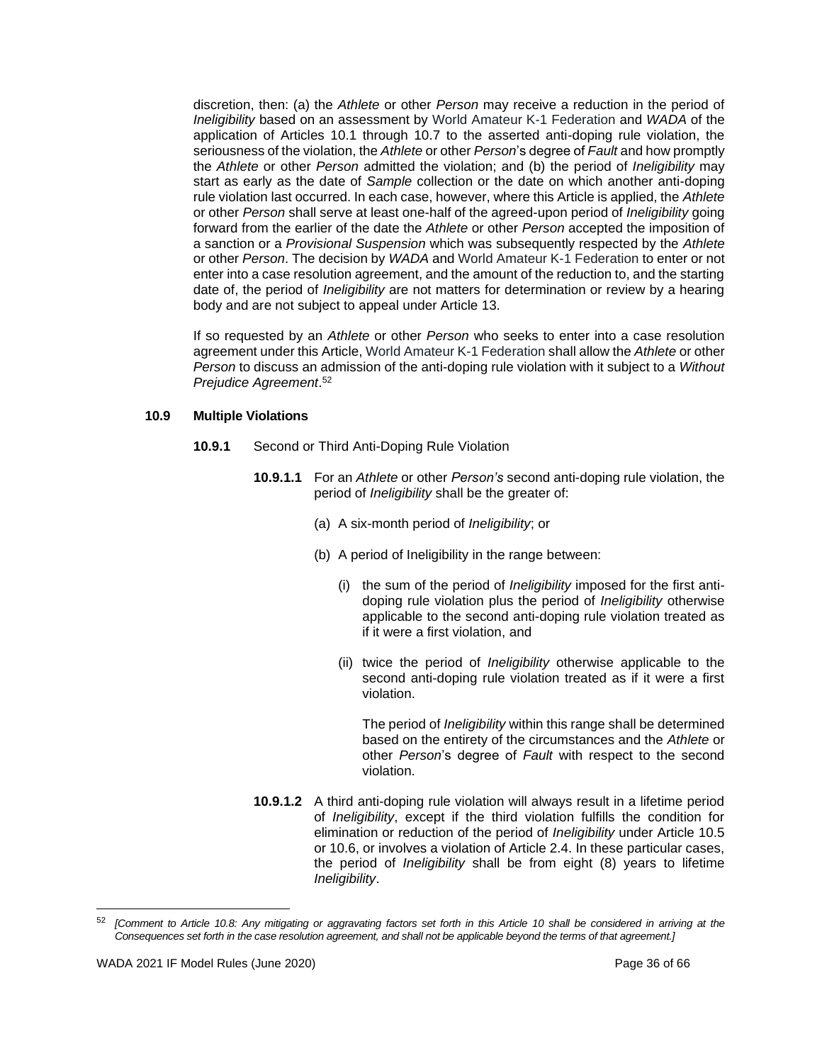discretion, then: (a) the *Athlete* or other *Person* may receive a reduction in the period of *Ineligibility* based on an assessment by World Amateur K-1 Federation and *WADA* of the application of Articles 10.1 through 10.7 to the asserted anti-doping rule violation, the seriousness of the violation, the *Athlete* or other *Person*'s degree of *Fault* and how promptly the *Athlete* or other *Person* admitted the violation; and (b) the period of *Ineligibility* may start as early as the date of *Sample* collection or the date on which another anti-doping rule violation last occurred. In each case, however, where this Article is applied, the *Athlete* or other *Person* shall serve at least one-half of the agreed-upon period of *Ineligibility* going forward from the earlier of the date the *Athlete* or other *Person* accepted the imposition of a sanction or a *Provisional Suspension* which was subsequently respected by the *Athlete* or other *Person*. The decision by *WADA* and World Amateur K-1 Federation to enter or not enter into a case resolution agreement, and the amount of the reduction to, and the starting date of, the period of *Ineligibility* are not matters for determination or review by a hearing body and are not subject to appeal under Article 13.

If so requested by an *Athlete* or other *Person* who seeks to enter into a case resolution agreement under this Article, World Amateur K-1 Federation shall allow the *Athlete* or other *Person* to discuss an admission of the anti-doping rule violation with it subject to a *Without Prejudice Agreement*.[52]

**10.9 Multiple Violations**

**10.9.1** Second or Third Anti-Doping Rule Violation

**10.9.1.1** For an *Athlete* or other *Person's* second anti-doping rule violation, the period of *Ineligibility* shall be the greater of:

(a) A six-month period of *Ineligibility*; or

(b) A period of Ineligibility in the range between:

(i) the sum of the period of *Ineligibility* imposed for the first anti-doping rule violation plus the period of *Ineligibility* otherwise applicable to the second anti-doping rule violation treated as if it were a first violation, and

(ii) twice the period of *Ineligibility* otherwise applicable to the second anti-doping rule violation treated as if it were a first violation.

The period of *Ineligibility* within this range shall be determined based on the entirety of the circumstances and the *Athlete* or other *Person*'s degree of *Fault* with respect to the second violation.

**10.9.1.2** A third anti-doping rule violation will always result in a lifetime period of *Ineligibility*, except if the third violation fulfills the condition for elimination or reduction of the period of *Ineligibility* under Article 10.5 or 10.6, or involves a violation of Article 2.4. In these particular cases, the period of *Ineligibility* shall be from eight (8) years to lifetime *Ineligibility*.

---

[52] *[Comment to Article 10.8: Any mitigating or aggravating factors set forth in this Article 10 shall be considered in arriving at the Consequences set forth in the case resolution agreement, and shall not be applicable beyond the terms of that agreement.]*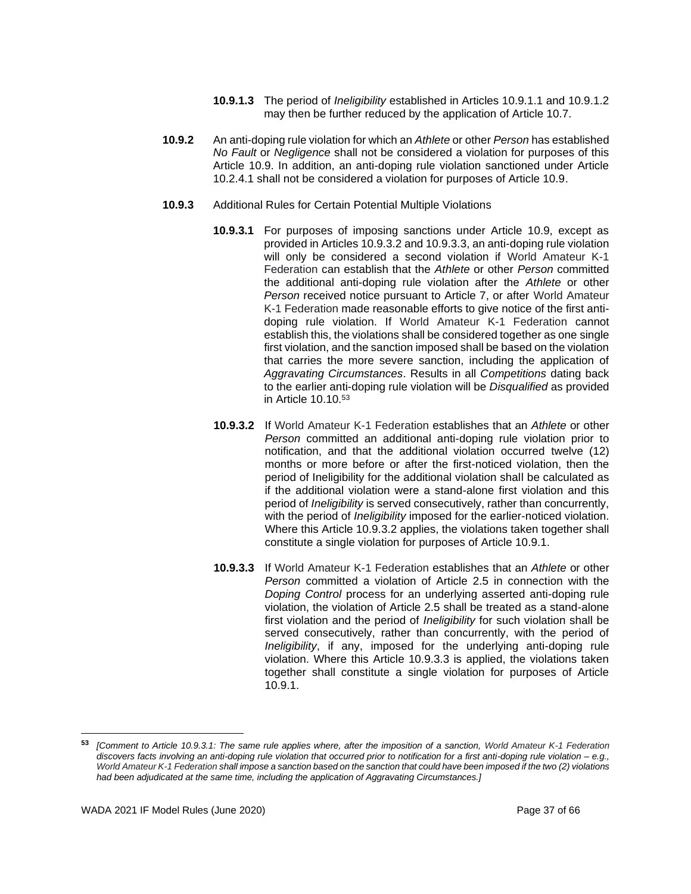**10.9.1.3** The period of *Ineligibility* established in Articles 10.9.1.1 and 10.9.1.2 may then be further reduced by the application of Article 10.7.

**10.9.2** An anti-doping rule violation for which an *Athlete* or other *Person* has established *No Fault* or *Negligence* shall not be considered a violation for purposes of this Article 10.9. In addition, an anti-doping rule violation sanctioned under Article 10.2.4.1 shall not be considered a violation for purposes of Article 10.9.

**10.9.3** Additional Rules for Certain Potential Multiple Violations

**10.9.3.1** For purposes of imposing sanctions under Article 10.9, except as provided in Articles 10.9.3.2 and 10.9.3.3, an anti-doping rule violation will only be considered a second violation if World Amateur K-1 Federation can establish that the *Athlete* or other *Person* committed the additional anti-doping rule violation after the *Athlete* or other *Person* received notice pursuant to Article 7, or after World Amateur K-1 Federation made reasonable efforts to give notice of the first anti-doping rule violation. If World Amateur K-1 Federation cannot establish this, the violations shall be considered together as one single first violation, and the sanction imposed shall be based on the violation that carries the more severe sanction, including the application of *Aggravating Circumstances*. Results in all *Competitions* dating back to the earlier anti-doping rule violation will be *Disqualified* as provided in Article 10.10.[53]

**10.9.3.2** If World Amateur K-1 Federation establishes that an *Athlete* or other *Person* committed an additional anti-doping rule violation prior to notification, and that the additional violation occurred twelve (12) months or more before or after the first-noticed violation, then the period of Ineligibility for the additional violation shall be calculated as if the additional violation were a stand-alone first violation and this period of *Ineligibility* is served consecutively, rather than concurrently, with the period of *Ineligibility* imposed for the earlier-noticed violation. Where this Article 10.9.3.2 applies, the violations taken together shall constitute a single violation for purposes of Article 10.9.1.

**10.9.3.3** If World Amateur K-1 Federation establishes that an *Athlete* or other *Person* committed a violation of Article 2.5 in connection with the *Doping Control* process for an underlying asserted anti-doping rule violation, the violation of Article 2.5 shall be treated as a stand-alone first violation and the period of *Ineligibility* for such violation shall be served consecutively, rather than concurrently, with the period of *Ineligibility*, if any, imposed for the underlying anti-doping rule violation. Where this Article 10.9.3.3 is applied, the violations taken together shall constitute a single violation for purposes of Article 10.9.1.

---

[53] *[Comment to Article 10.9.3.1: The same rule applies where, after the imposition of a sanction, World Amateur K-1 Federation discovers facts involving an anti-doping rule violation that occurred prior to notification for a first anti-doping rule violation – e.g., World Amateur K-1 Federation shall impose a sanction based on the sanction that could have been imposed if the two (2) violations had been adjudicated at the same time, including the application of Aggravating Circumstances.]*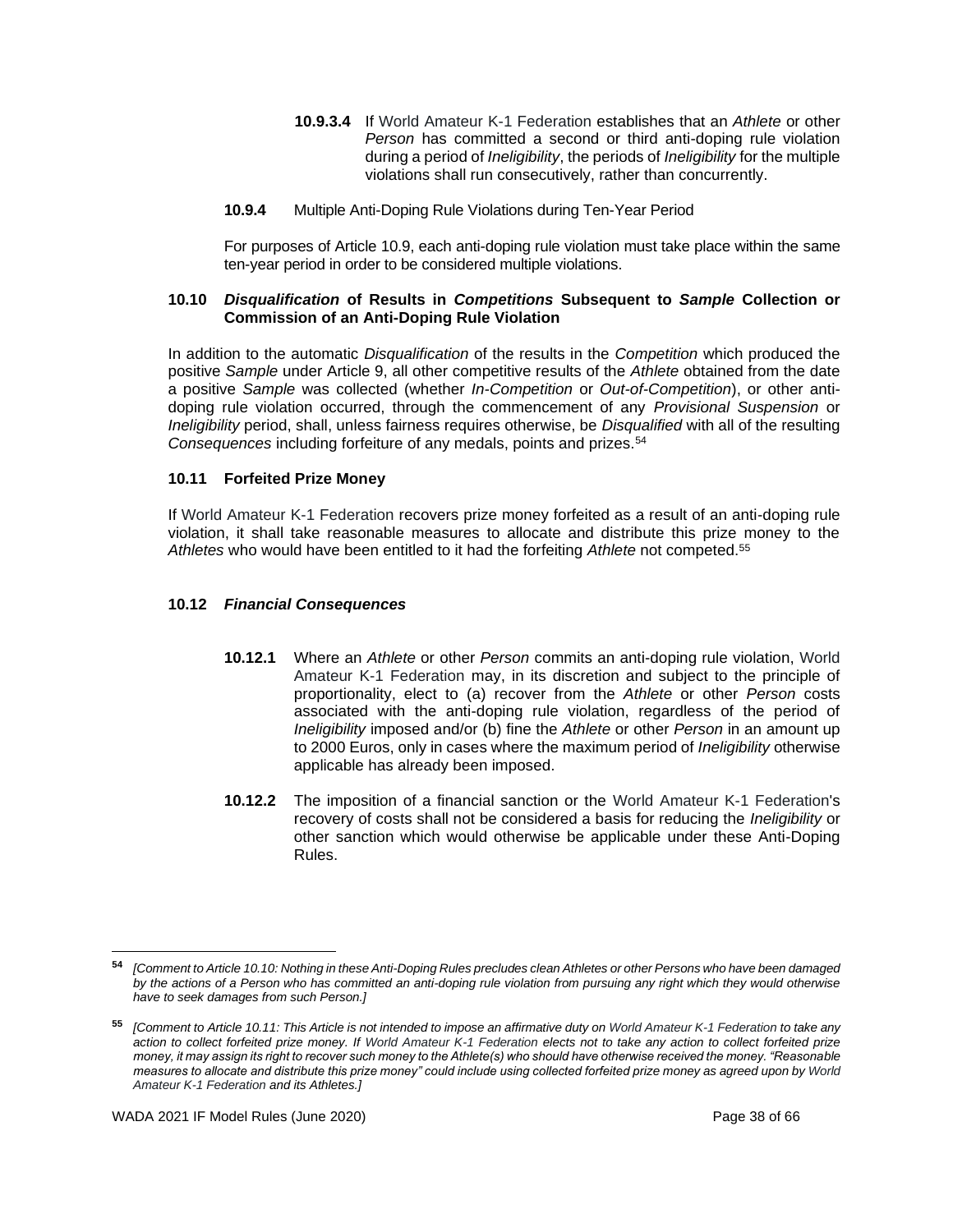**10.9.3.4** If World Amateur K-1 Federation establishes that an *Athlete* or other *Person* has committed a second or third anti-doping rule violation during a period of *Ineligibility*, the periods of *Ineligibility* for the multiple violations shall run consecutively, rather than concurrently.

**10.9.4** Multiple Anti-Doping Rule Violations during Ten-Year Period

For purposes of Article 10.9, each anti-doping rule violation must take place within the same ten-year period in order to be considered multiple violations.

### 10.10 *Disqualification* of Results in *Competitions* Subsequent to *Sample* Collection or Commission of an Anti-Doping Rule Violation

In addition to the automatic *Disqualification* of the results in the *Competition* which produced the positive *Sample* under Article 9, all other competitive results of the *Athlete* obtained from the date a positive *Sample* was collected (whether *In-Competition* or *Out-of-Competition*), or other anti-doping rule violation occurred, through the commencement of any *Provisional Suspension* or *Ineligibility* period, shall, unless fairness requires otherwise, be *Disqualified* with all of the resulting *Consequences* including forfeiture of any medals, points and prizes.[54]

### 10.11 Forfeited Prize Money

If World Amateur K-1 Federation recovers prize money forfeited as a result of an anti-doping rule violation, it shall take reasonable measures to allocate and distribute this prize money to the *Athletes* who would have been entitled to it had the forfeiting *Athlete* not competed.[55]

### 10.12 *Financial Consequences*

**10.12.1** Where an *Athlete* or other *Person* commits an anti-doping rule violation, World Amateur K-1 Federation may, in its discretion and subject to the principle of proportionality, elect to (a) recover from the *Athlete* or other *Person* costs associated with the anti-doping rule violation, regardless of the period of *Ineligibility* imposed and/or (b) fine the *Athlete* or other *Person* in an amount up to 2000 Euros, only in cases where the maximum period of *Ineligibility* otherwise applicable has already been imposed.

**10.12.2** The imposition of a financial sanction or the World Amateur K-1 Federation's recovery of costs shall not be considered a basis for reducing the *Ineligibility* or other sanction which would otherwise be applicable under these Anti-Doping Rules.

---

[54] *[Comment to Article 10.10: Nothing in these Anti-Doping Rules precludes clean Athletes or other Persons who have been damaged by the actions of a Person who has committed an anti-doping rule violation from pursuing any right which they would otherwise have to seek damages from such Person.]*

[55] *[Comment to Article 10.11: This Article is not intended to impose an affirmative duty on World Amateur K-1 Federation to take any action to collect forfeited prize money. If World Amateur K-1 Federation elects not to take any action to collect forfeited prize money, it may assign its right to recover such money to the Athlete(s) who should have otherwise received the money. "Reasonable measures to allocate and distribute this prize money" could include using collected forfeited prize money as agreed upon by World Amateur K-1 Federation and its Athletes.]*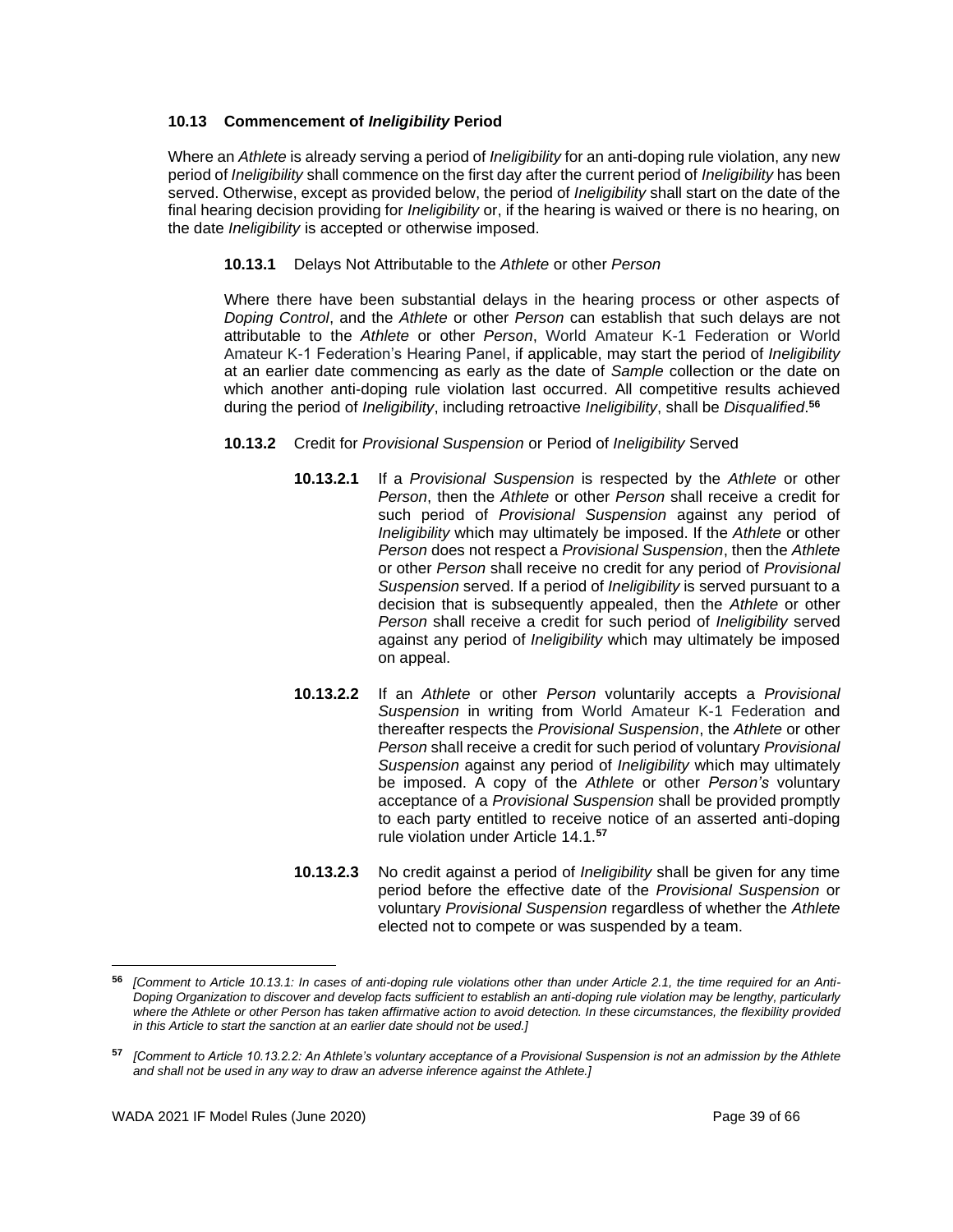### 10.13 Commencement of *Ineligibility* Period

Where an *Athlete* is already serving a period of *Ineligibility* for an anti-doping rule violation, any new period of *Ineligibility* shall commence on the first day after the current period of *Ineligibility* has been served. Otherwise, except as provided below, the period of *Ineligibility* shall start on the date of the final hearing decision providing for *Ineligibility* or, if the hearing is waived or there is no hearing, on the date *Ineligibility* is accepted or otherwise imposed.

**10.13.1** Delays Not Attributable to the *Athlete* or other *Person*

Where there have been substantial delays in the hearing process or other aspects of *Doping Control*, and the *Athlete* or other *Person* can establish that such delays are not attributable to the *Athlete* or other *Person*, World Amateur K-1 Federation or World Amateur K-1 Federation's Hearing Panel, if applicable, may start the period of *Ineligibility* at an earlier date commencing as early as the date of *Sample* collection or the date on which another anti-doping rule violation last occurred. All competitive results achieved during the period of *Ineligibility*, including retroactive *Ineligibility*, shall be *Disqualified*.[56]

**10.13.2** Credit for *Provisional Suspension* or Period of *Ineligibility* Served

**10.13.2.1** If a *Provisional Suspension* is respected by the *Athlete* or other *Person*, then the *Athlete* or other *Person* shall receive a credit for such period of *Provisional Suspension* against any period of *Ineligibility* which may ultimately be imposed. If the *Athlete* or other *Person* does not respect a *Provisional Suspension*, then the *Athlete* or other *Person* shall receive no credit for any period of *Provisional Suspension* served. If a period of *Ineligibility* is served pursuant to a decision that is subsequently appealed, then the *Athlete* or other *Person* shall receive a credit for such period of *Ineligibility* served against any period of *Ineligibility* which may ultimately be imposed on appeal.

**10.13.2.2** If an *Athlete* or other *Person* voluntarily accepts a *Provisional Suspension* in writing from World Amateur K-1 Federation and thereafter respects the *Provisional Suspension*, the *Athlete* or other *Person* shall receive a credit for such period of voluntary *Provisional Suspension* against any period of *Ineligibility* which may ultimately be imposed. A copy of the *Athlete* or other *Person's* voluntary acceptance of a *Provisional Suspension* shall be provided promptly to each party entitled to receive notice of an asserted anti-doping rule violation under Article 14.1.[57]

**10.13.2.3** No credit against a period of *Ineligibility* shall be given for any time period before the effective date of the *Provisional Suspension* or voluntary *Provisional Suspension* regardless of whether the *Athlete* elected not to compete or was suspended by a team.

---

[56] *[Comment to Article 10.13.1: In cases of anti-doping rule violations other than under Article 2.1, the time required for an Anti-Doping Organization to discover and develop facts sufficient to establish an anti-doping rule violation may be lengthy, particularly where the Athlete or other Person has taken affirmative action to avoid detection. In these circumstances, the flexibility provided in this Article to start the sanction at an earlier date should not be used.]*

[57] *[Comment to Article 10.13.2.2: An Athlete's voluntary acceptance of a Provisional Suspension is not an admission by the Athlete and shall not be used in any way to draw an adverse inference against the Athlete.]*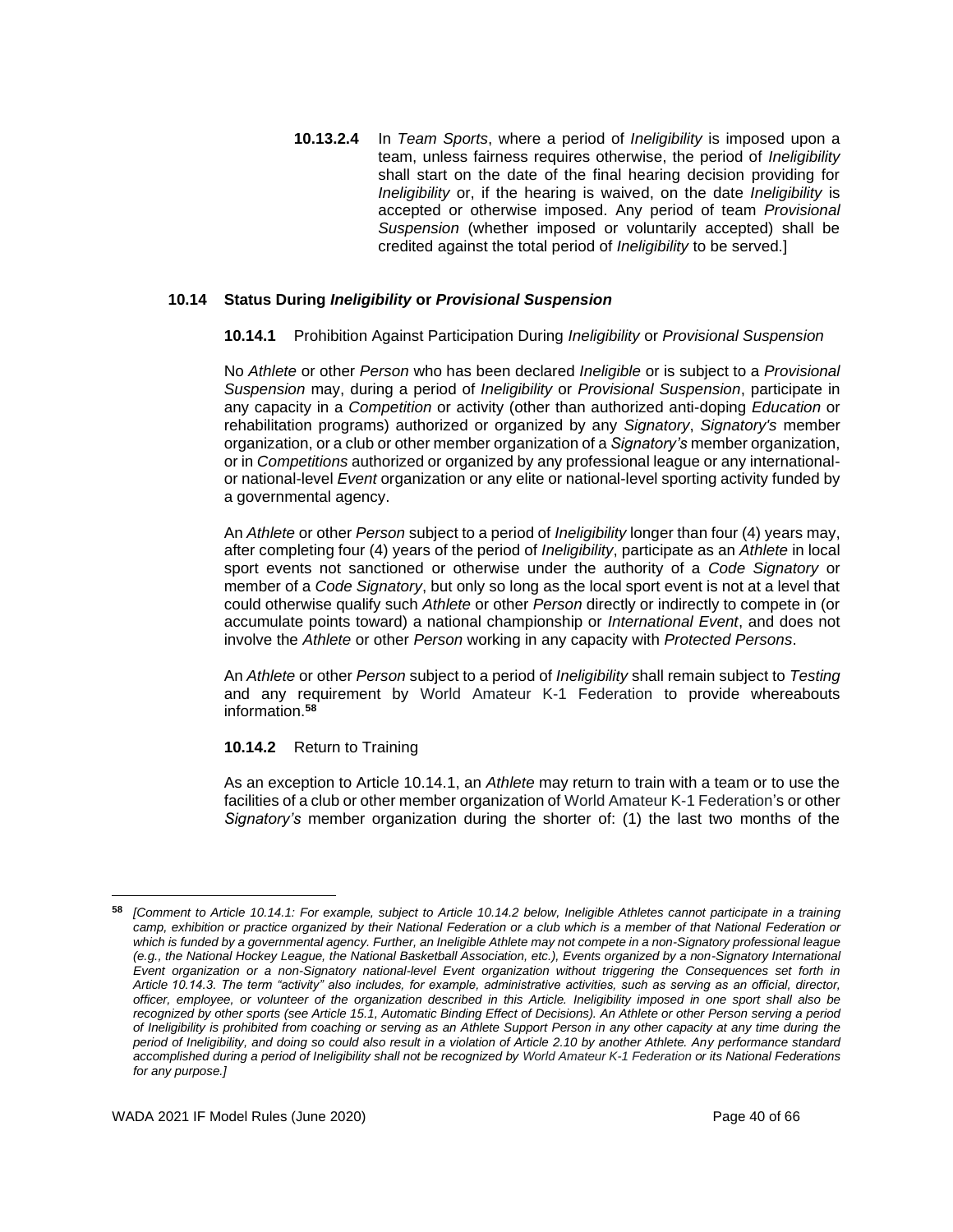**10.13.2.4** In *Team Sports*, where a period of *Ineligibility* is imposed upon a team, unless fairness requires otherwise, the period of *Ineligibility* shall start on the date of the final hearing decision providing for *Ineligibility* or, if the hearing is waived, on the date *Ineligibility* is accepted or otherwise imposed. Any period of team *Provisional Suspension* (whether imposed or voluntarily accepted) shall be credited against the total period of *Ineligibility* to be served.]

### 10.14 Status During *Ineligibility* or *Provisional Suspension*

**10.14.1** Prohibition Against Participation During *Ineligibility* or *Provisional Suspension*

No *Athlete* or other *Person* who has been declared *Ineligible* or is subject to a *Provisional Suspension* may, during a period of *Ineligibility* or *Provisional Suspension*, participate in any capacity in a *Competition* or activity (other than authorized anti-doping *Education* or rehabilitation programs) authorized or organized by any *Signatory*, *Signatory's* member organization, or a club or other member organization of a *Signatory's* member organization, or in *Competitions* authorized or organized by any professional league or any international- or national-level *Event* organization or any elite or national-level sporting activity funded by a governmental agency.

An *Athlete* or other *Person* subject to a period of *Ineligibility* longer than four (4) years may, after completing four (4) years of the period of *Ineligibility*, participate as an *Athlete* in local sport events not sanctioned or otherwise under the authority of a *Code Signatory* or member of a *Code Signatory*, but only so long as the local sport event is not at a level that could otherwise qualify such *Athlete* or other *Person* directly or indirectly to compete in (or accumulate points toward) a national championship or *International Event*, and does not involve the *Athlete* or other *Person* working in any capacity with *Protected Persons*.

An *Athlete* or other *Person* subject to a period of *Ineligibility* shall remain subject to *Testing* and any requirement by World Amateur K-1 Federation to provide whereabouts information.[58]

**10.14.2** Return to Training

As an exception to Article 10.14.1, an *Athlete* may return to train with a team or to use the facilities of a club or other member organization of World Amateur K-1 Federation's or other *Signatory's* member organization during the shorter of: (1) the last two months of the

---

[58] *[Comment to Article 10.14.1: For example, subject to Article 10.14.2 below, Ineligible Athletes cannot participate in a training camp, exhibition or practice organized by their National Federation or a club which is a member of that National Federation or which is funded by a governmental agency. Further, an Ineligible Athlete may not compete in a non-Signatory professional league (e.g., the National Hockey League, the National Basketball Association, etc.), Events organized by a non-Signatory International Event organization or a non-Signatory national-level Event organization without triggering the Consequences set forth in Article 10.14.3. The term "activity" also includes, for example, administrative activities, such as serving as an official, director, officer, employee, or volunteer of the organization described in this Article. Ineligibility imposed in one sport shall also be recognized by other sports (see Article 15.1, Automatic Binding Effect of Decisions). An Athlete or other Person serving a period of Ineligibility is prohibited from coaching or serving as an Athlete Support Person in any other capacity at any time during the period of Ineligibility, and doing so could also result in a violation of Article 2.10 by another Athlete. Any performance standard accomplished during a period of Ineligibility shall not be recognized by World Amateur K-1 Federation or its National Federations for any purpose.]*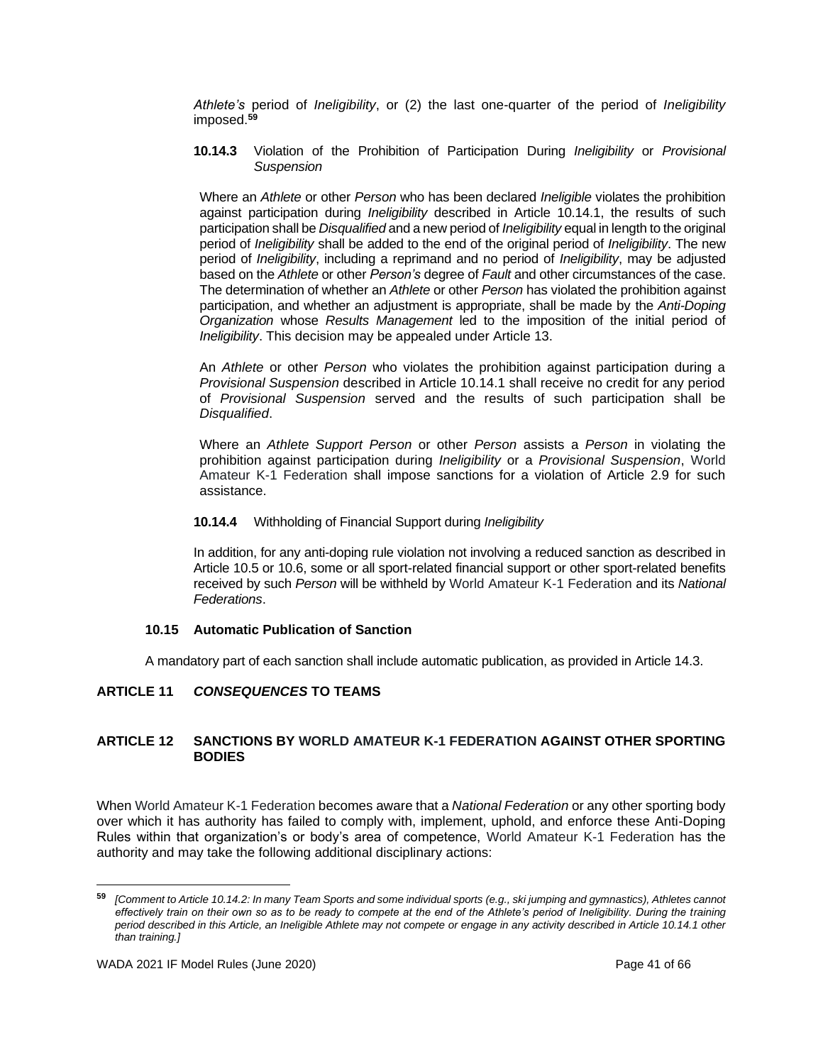*Athlete's* period of *Ineligibility*, or (2) the last one-quarter of the period of *Ineligibility* imposed.[59]

**10.14.3** Violation of the Prohibition of Participation During *Ineligibility* or *Provisional Suspension*

Where an *Athlete* or other *Person* who has been declared *Ineligible* violates the prohibition against participation during *Ineligibility* described in Article 10.14.1, the results of such participation shall be *Disqualified* and a new period of *Ineligibility* equal in length to the original period of *Ineligibility* shall be added to the end of the original period of *Ineligibility*. The new period of *Ineligibility*, including a reprimand and no period of *Ineligibility*, may be adjusted based on the *Athlete* or other *Person's* degree of *Fault* and other circumstances of the case. The determination of whether an *Athlete* or other *Person* has violated the prohibition against participation, and whether an adjustment is appropriate, shall be made by the *Anti-Doping Organization* whose *Results Management* led to the imposition of the initial period of *Ineligibility*. This decision may be appealed under Article 13.

An *Athlete* or other *Person* who violates the prohibition against participation during a *Provisional Suspension* described in Article 10.14.1 shall receive no credit for any period of *Provisional Suspension* served and the results of such participation shall be *Disqualified*.

Where an *Athlete Support Person* or other *Person* assists a *Person* in violating the prohibition against participation during *Ineligibility* or a *Provisional Suspension*, World Amateur K-1 Federation shall impose sanctions for a violation of Article 2.9 for such assistance.

**10.14.4** Withholding of Financial Support during *Ineligibility*

In addition, for any anti-doping rule violation not involving a reduced sanction as described in Article 10.5 or 10.6, some or all sport-related financial support or other sport-related benefits received by such *Person* will be withheld by World Amateur K-1 Federation and its *National Federations*.

### 10.15 Automatic Publication of Sanction

A mandatory part of each sanction shall include automatic publication, as provided in Article 14.3.

## ARTICLE 11 *CONSEQUENCES* TO TEAMS

## ARTICLE 12 SANCTIONS BY WORLD AMATEUR K-1 FEDERATION AGAINST OTHER SPORTING BODIES

When World Amateur K-1 Federation becomes aware that a *National Federation* or any other sporting body over which it has authority has failed to comply with, implement, uphold, and enforce these Anti-Doping Rules within that organization's or body's area of competence, World Amateur K-1 Federation has the authority and may take the following additional disciplinary actions:

---

[59] *[Comment to Article 10.14.2: In many Team Sports and some individual sports (e.g., ski jumping and gymnastics), Athletes cannot effectively train on their own so as to be ready to compete at the end of the Athlete's period of Ineligibility. During the training period described in this Article, an Ineligible Athlete may not compete or engage in any activity described in Article 10.14.1 other than training.]*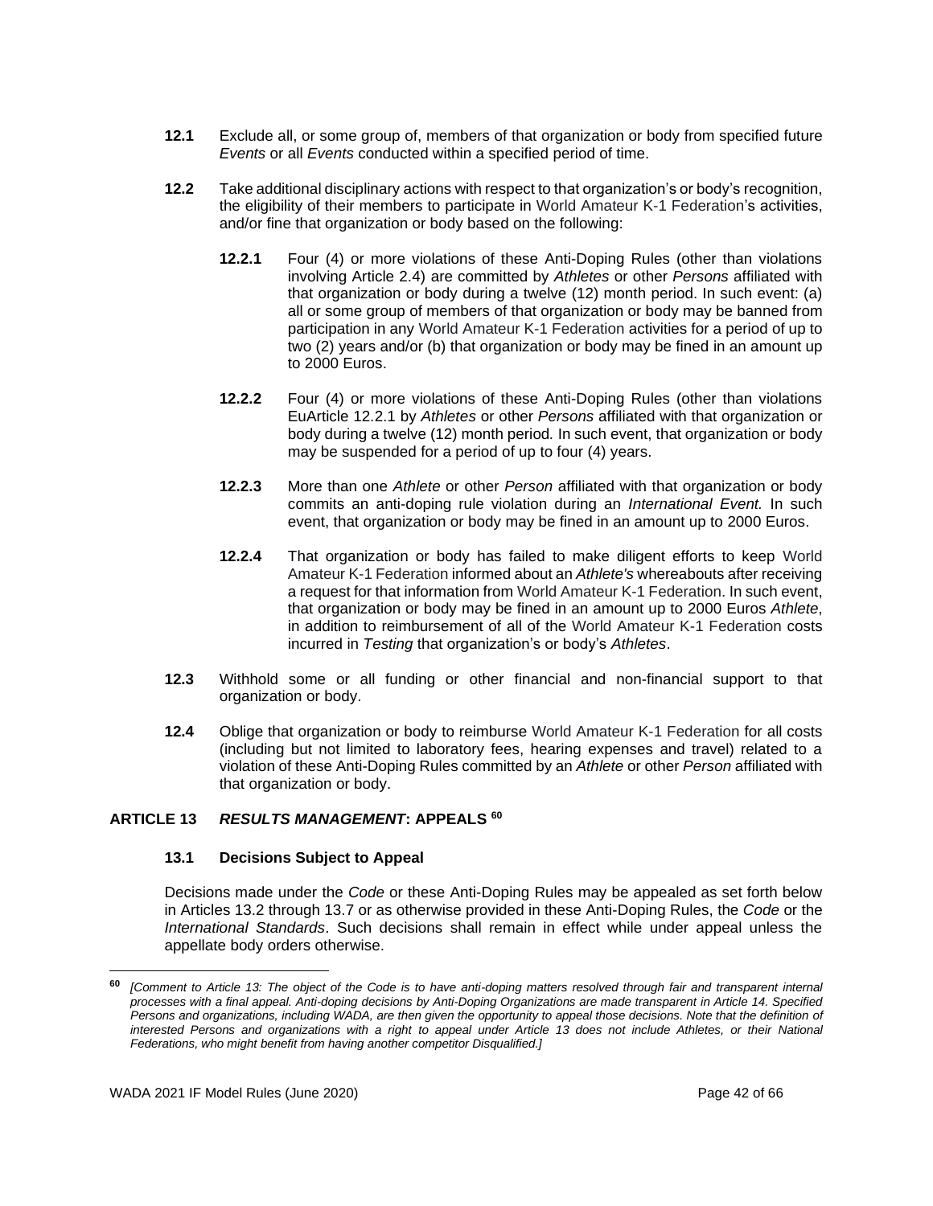**12.1** Exclude all, or some group of, members of that organization or body from specified future *Events* or all *Events* conducted within a specified period of time.

**12.2** Take additional disciplinary actions with respect to that organization's or body's recognition, the eligibility of their members to participate in World Amateur K-1 Federation's activities, and/or fine that organization or body based on the following:

**12.2.1** Four (4) or more violations of these Anti-Doping Rules (other than violations involving Article 2.4) are committed by *Athletes* or other *Persons* affiliated with that organization or body during a twelve (12) month period. In such event: (a) all or some group of members of that organization or body may be banned from participation in any World Amateur K-1 Federation activities for a period of up to two (2) years and/or (b) that organization or body may be fined in an amount up to 2000 Euros.

**12.2.2** Four (4) or more violations of these Anti-Doping Rules (other than violations EuArticle 12.2.1 by *Athletes* or other *Persons* affiliated with that organization or body during a twelve (12) month period*.* In such event, that organization or body may be suspended for a period of up to four (4) years.

**12.2.3** More than one *Athlete* or other *Person* affiliated with that organization or body commits an anti-doping rule violation during an *International Event.* In such event, that organization or body may be fined in an amount up to 2000 Euros.

**12.2.4** That organization or body has failed to make diligent efforts to keep World Amateur K-1 Federation informed about an *Athlete's* whereabouts after receiving a request for that information from World Amateur K-1 Federation. In such event, that organization or body may be fined in an amount up to 2000 Euros *Athlete*, in addition to reimbursement of all of the World Amateur K-1 Federation costs incurred in *Testing* that organization's or body's *Athletes*.

**12.3** Withhold some or all funding or other financial and non-financial support to that organization or body.

**12.4** Oblige that organization or body to reimburse World Amateur K-1 Federation for all costs (including but not limited to laboratory fees, hearing expenses and travel) related to a violation of these Anti-Doping Rules committed by an *Athlete* or other *Person* affiliated with that organization or body.

## ARTICLE 13 *RESULTS MANAGEMENT*: APPEALS [60]

### 13.1 Decisions Subject to Appeal

Decisions made under the *Code* or these Anti-Doping Rules may be appealed as set forth below in Articles 13.2 through 13.7 or as otherwise provided in these Anti-Doping Rules, the *Code* or the *International Standards*. Such decisions shall remain in effect while under appeal unless the appellate body orders otherwise.

---

[60] *[Comment to Article 13: The object of the Code is to have anti-doping matters resolved through fair and transparent internal processes with a final appeal. Anti-doping decisions by Anti-Doping Organizations are made transparent in Article 14. Specified Persons and organizations, including WADA, are then given the opportunity to appeal those decisions. Note that the definition of interested Persons and organizations with a right to appeal under Article 13 does not include Athletes, or their National Federations, who might benefit from having another competitor Disqualified.]*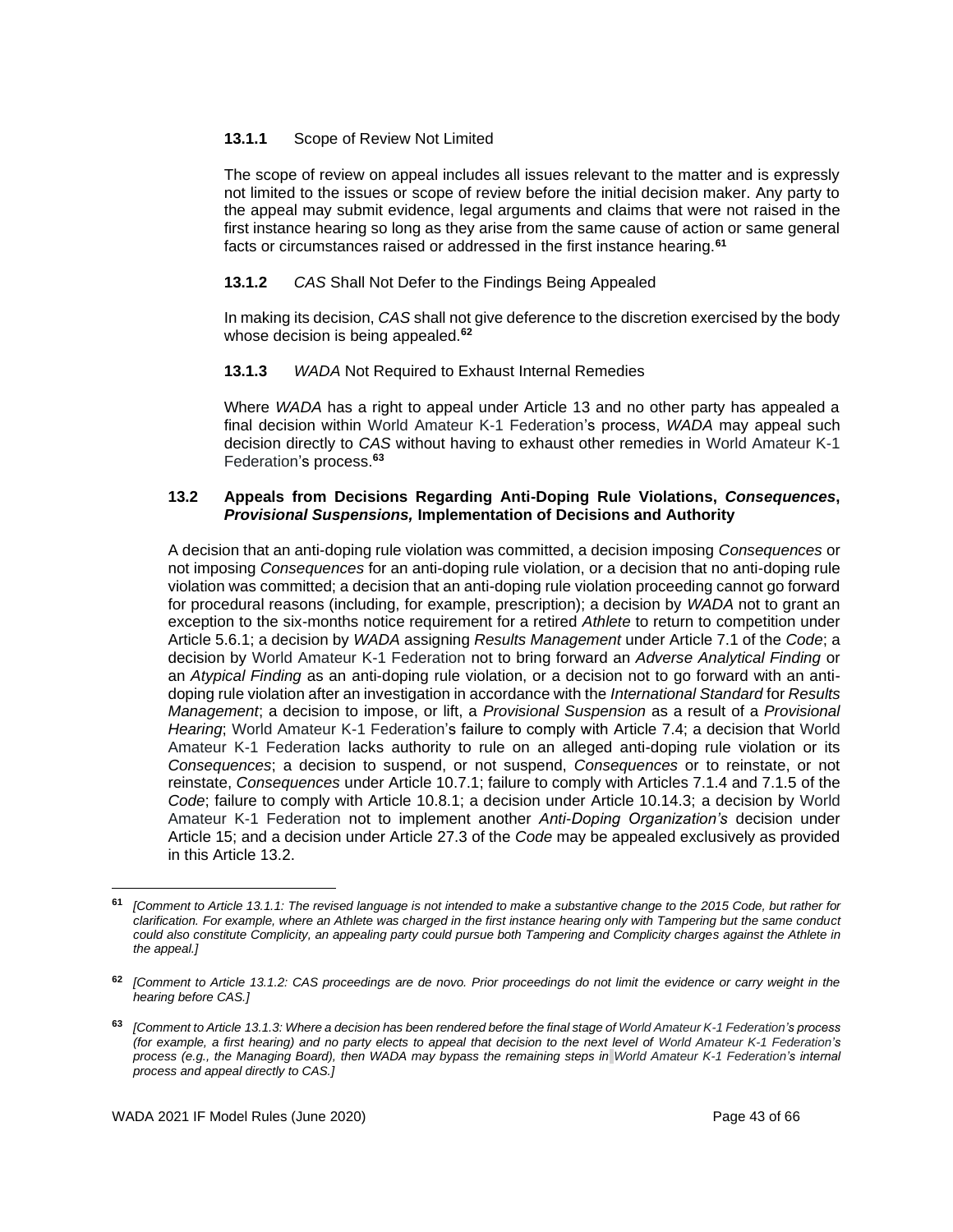#### **13.1.1** Scope of Review Not Limited

The scope of review on appeal includes all issues relevant to the matter and is expressly not limited to the issues or scope of review before the initial decision maker. Any party to the appeal may submit evidence, legal arguments and claims that were not raised in the first instance hearing so long as they arise from the same cause of action or same general facts or circumstances raised or addressed in the first instance hearing.[61]

#### **13.1.2** *CAS* Shall Not Defer to the Findings Being Appealed

In making its decision, *CAS* shall not give deference to the discretion exercised by the body whose decision is being appealed.[62]

#### **13.1.3** *WADA* Not Required to Exhaust Internal Remedies

Where *WADA* has a right to appeal under Article 13 and no other party has appealed a final decision within World Amateur K-1 Federation's process, *WADA* may appeal such decision directly to *CAS* without having to exhaust other remedies in World Amateur K-1 Federation's process.[63]

### **13.2 Appeals from Decisions Regarding Anti-Doping Rule Violations, *Consequences*, *Provisional Suspensions,* Implementation of Decisions and Authority**

A decision that an anti-doping rule violation was committed, a decision imposing *Consequences* or not imposing *Consequences* for an anti-doping rule violation, or a decision that no anti-doping rule violation was committed; a decision that an anti-doping rule violation proceeding cannot go forward for procedural reasons (including, for example, prescription); a decision by *WADA* not to grant an exception to the six-months notice requirement for a retired *Athlete* to return to competition under Article 5.6.1; a decision by *WADA* assigning *Results Management* under Article 7.1 of the *Code*; a decision by World Amateur K-1 Federation not to bring forward an *Adverse Analytical Finding* or an *Atypical Finding* as an anti-doping rule violation, or a decision not to go forward with an anti-doping rule violation after an investigation in accordance with the *International Standard* for *Results Management*; a decision to impose, or lift, a *Provisional Suspension* as a result of a *Provisional Hearing*; World Amateur K-1 Federation's failure to comply with Article 7.4; a decision that World Amateur K-1 Federation lacks authority to rule on an alleged anti-doping rule violation or its *Consequences*; a decision to suspend, or not suspend, *Consequences* or to reinstate, or not reinstate, *Consequences* under Article 10.7.1; failure to comply with Articles 7.1.4 and 7.1.5 of the *Code*; failure to comply with Article 10.8.1; a decision under Article 10.14.3; a decision by World Amateur K-1 Federation not to implement another *Anti-Doping Organization's* decision under Article 15; and a decision under Article 27.3 of the *Code* may be appealed exclusively as provided in this Article 13.2.

---

[61] *[Comment to Article 13.1.1: The revised language is not intended to make a substantive change to the 2015 Code, but rather for clarification. For example, where an Athlete was charged in the first instance hearing only with Tampering but the same conduct could also constitute Complicity, an appealing party could pursue both Tampering and Complicity charges against the Athlete in the appeal.]*

[62] *[Comment to Article 13.1.2: CAS proceedings are de novo. Prior proceedings do not limit the evidence or carry weight in the hearing before CAS.]*

[63] *[Comment to Article 13.1.3: Where a decision has been rendered before the final stage of World Amateur K-1 Federation's process (for example, a first hearing) and no party elects to appeal that decision to the next level of World Amateur K-1 Federation's process (e.g., the Managing Board), then WADA may bypass the remaining steps in World Amateur K-1 Federation's internal process and appeal directly to CAS.]*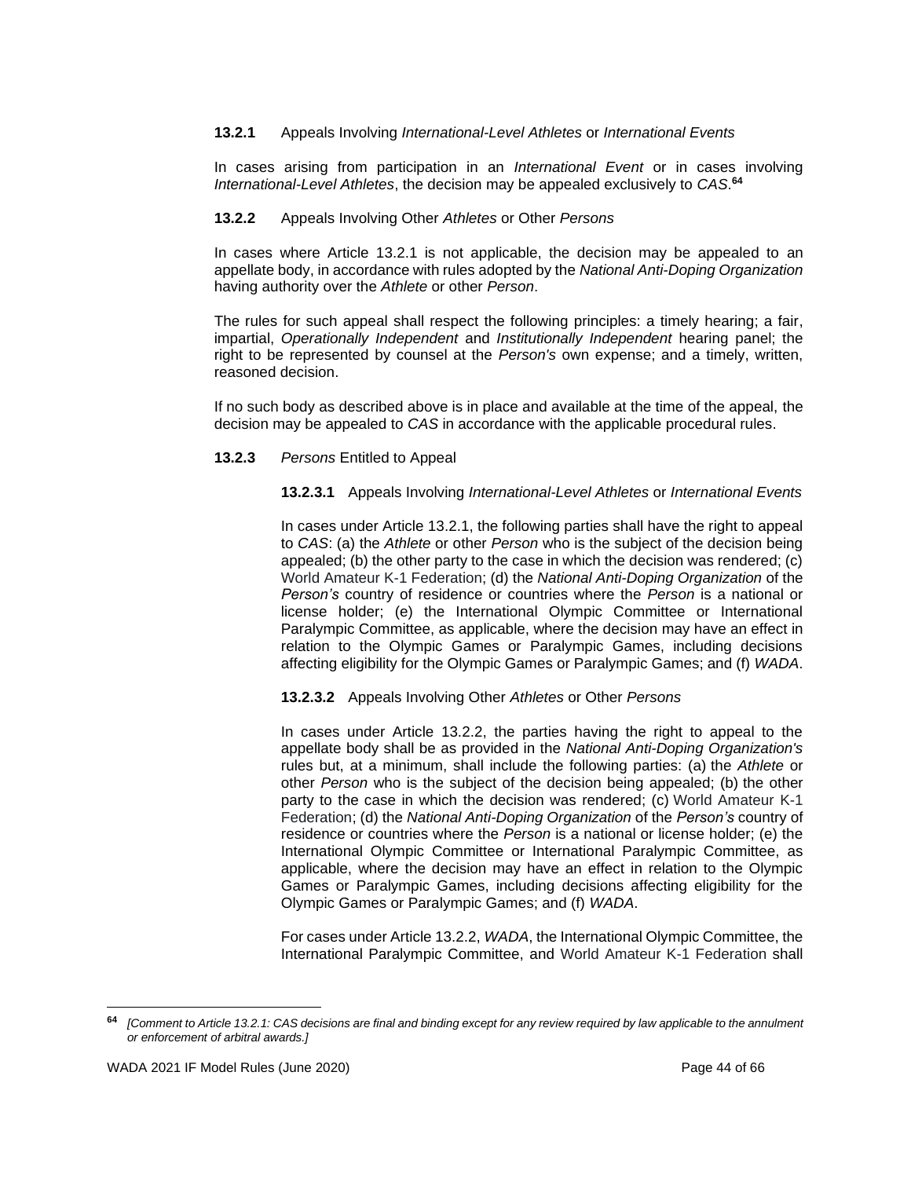**13.2.1** Appeals Involving *International-Level Athletes* or *International Events*

In cases arising from participation in an *International Event* or in cases involving *International-Level Athletes*, the decision may be appealed exclusively to *CAS*.[64]

**13.2.2** Appeals Involving Other *Athletes* or Other *Persons*

In cases where Article 13.2.1 is not applicable, the decision may be appealed to an appellate body, in accordance with rules adopted by the *National Anti-Doping Organization* having authority over the *Athlete* or other *Person*.

The rules for such appeal shall respect the following principles: a timely hearing; a fair, impartial, *Operationally Independent* and *Institutionally Independent* hearing panel; the right to be represented by counsel at the *Person's* own expense; and a timely, written, reasoned decision.

If no such body as described above is in place and available at the time of the appeal, the decision may be appealed to *CAS* in accordance with the applicable procedural rules.

**13.2.3** *Persons* Entitled to Appeal

**13.2.3.1** Appeals Involving *International-Level Athletes* or *International Events*

In cases under Article 13.2.1, the following parties shall have the right to appeal to *CAS*: (a) the *Athlete* or other *Person* who is the subject of the decision being appealed; (b) the other party to the case in which the decision was rendered; (c) World Amateur K-1 Federation; (d) the *National Anti-Doping Organization* of the *Person's* country of residence or countries where the *Person* is a national or license holder; (e) the International Olympic Committee or International Paralympic Committee, as applicable, where the decision may have an effect in relation to the Olympic Games or Paralympic Games, including decisions affecting eligibility for the Olympic Games or Paralympic Games; and (f) *WADA*.

**13.2.3.2** Appeals Involving Other *Athletes* or Other *Persons*

In cases under Article 13.2.2, the parties having the right to appeal to the appellate body shall be as provided in the *National Anti-Doping Organization's* rules but, at a minimum, shall include the following parties: (a) the *Athlete* or other *Person* who is the subject of the decision being appealed; (b) the other party to the case in which the decision was rendered; (c) World Amateur K-1 Federation; (d) the *National Anti-Doping Organization* of the *Person's* country of residence or countries where the *Person* is a national or license holder; (e) the International Olympic Committee or International Paralympic Committee, as applicable, where the decision may have an effect in relation to the Olympic Games or Paralympic Games, including decisions affecting eligibility for the Olympic Games or Paralympic Games; and (f) *WADA*.

For cases under Article 13.2.2, *WADA*, the International Olympic Committee, the International Paralympic Committee, and World Amateur K-1 Federation shall

---

[64] *[Comment to Article 13.2.1: CAS decisions are final and binding except for any review required by law applicable to the annulment or enforcement of arbitral awards.]*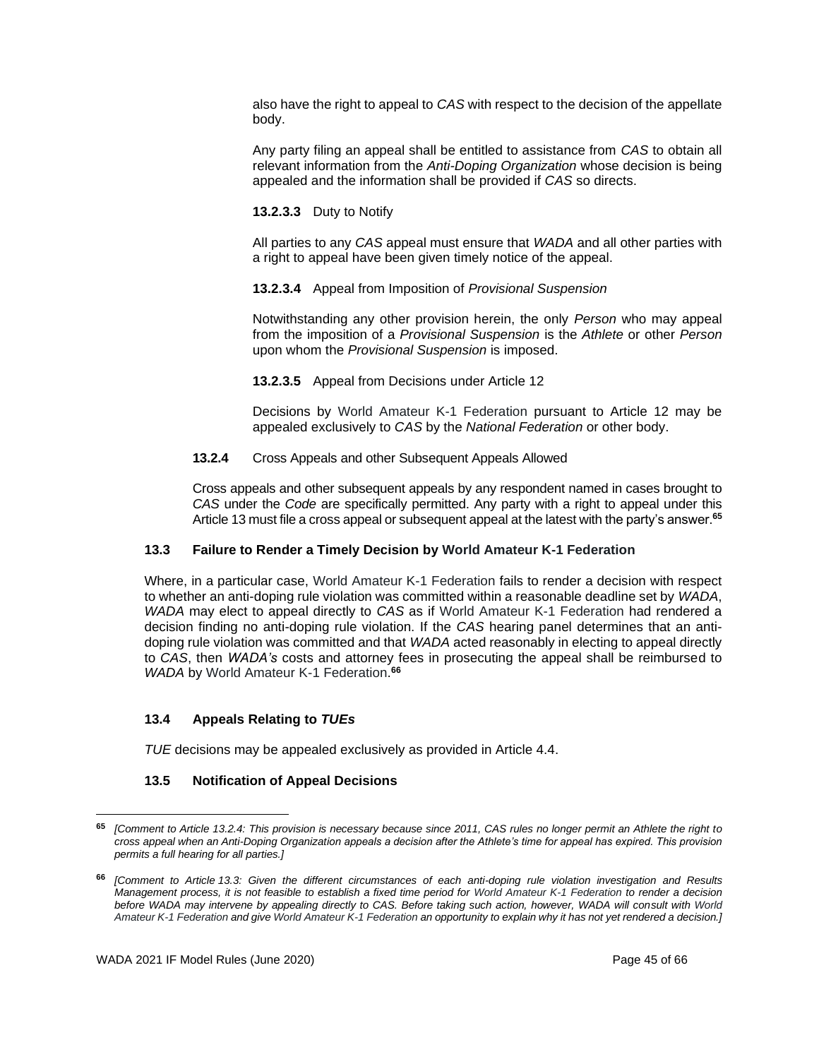also have the right to appeal to *CAS* with respect to the decision of the appellate body.

Any party filing an appeal shall be entitled to assistance from *CAS* to obtain all relevant information from the *Anti-Doping Organization* whose decision is being appealed and the information shall be provided if *CAS* so directs.

**13.2.3.3** Duty to Notify

All parties to any *CAS* appeal must ensure that *WADA* and all other parties with a right to appeal have been given timely notice of the appeal.

**13.2.3.4** Appeal from Imposition of *Provisional Suspension*

Notwithstanding any other provision herein, the only *Person* who may appeal from the imposition of a *Provisional Suspension* is the *Athlete* or other *Person* upon whom the *Provisional Suspension* is imposed.

**13.2.3.5** Appeal from Decisions under Article 12

Decisions by World Amateur K-1 Federation pursuant to Article 12 may be appealed exclusively to *CAS* by the *National Federation* or other body.

**13.2.4** Cross Appeals and other Subsequent Appeals Allowed

Cross appeals and other subsequent appeals by any respondent named in cases brought to *CAS* under the *Code* are specifically permitted. Any party with a right to appeal under this Article 13 must file a cross appeal or subsequent appeal at the latest with the party's answer.[65]

### 13.3 Failure to Render a Timely Decision by World Amateur K-1 Federation

Where, in a particular case, World Amateur K-1 Federation fails to render a decision with respect to whether an anti-doping rule violation was committed within a reasonable deadline set by *WADA*, *WADA* may elect to appeal directly to *CAS* as if World Amateur K-1 Federation had rendered a decision finding no anti-doping rule violation. If the *CAS* hearing panel determines that an anti-doping rule violation was committed and that *WADA* acted reasonably in electing to appeal directly to *CAS*, then *WADA's* costs and attorney fees in prosecuting the appeal shall be reimbursed to *WADA* by World Amateur K-1 Federation.[66]

### 13.4 Appeals Relating to *TUEs*

*TUE* decisions may be appealed exclusively as provided in Article 4.4.

### 13.5 Notification of Appeal Decisions

---

[65] *[Comment to Article 13.2.4: This provision is necessary because since 2011, CAS rules no longer permit an Athlete the right to cross appeal when an Anti-Doping Organization appeals a decision after the Athlete's time for appeal has expired. This provision permits a full hearing for all parties.]*

[66] *[Comment to Article 13.3: Given the different circumstances of each anti-doping rule violation investigation and Results Management process, it is not feasible to establish a fixed time period for World Amateur K-1 Federation to render a decision before WADA may intervene by appealing directly to CAS. Before taking such action, however, WADA will consult with World Amateur K-1 Federation and give World Amateur K-1 Federation an opportunity to explain why it has not yet rendered a decision.]*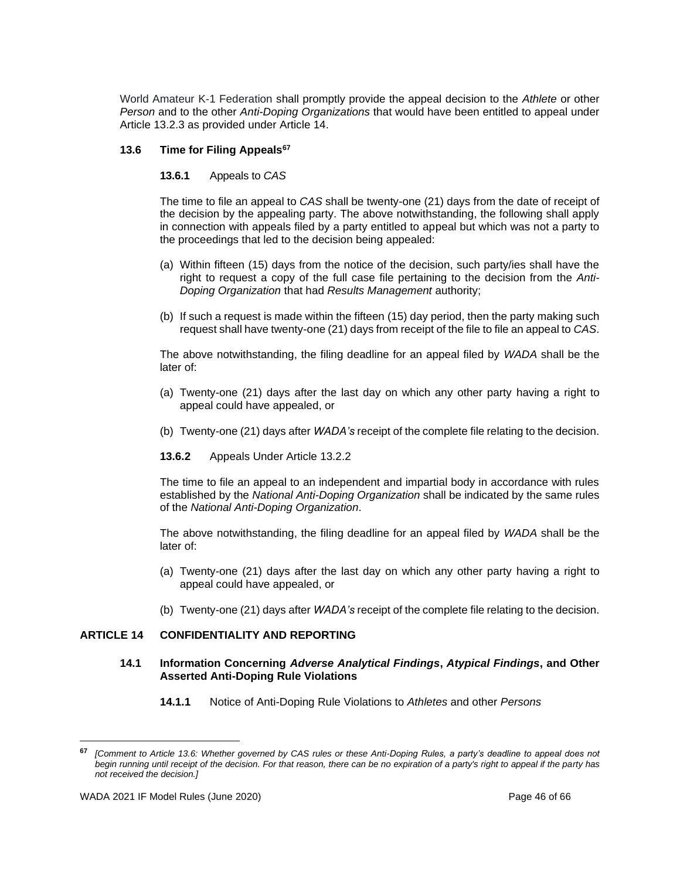World Amateur K-1 Federation shall promptly provide the appeal decision to the *Athlete* or other *Person* and to the other *Anti-Doping Organizations* that would have been entitled to appeal under Article 13.2.3 as provided under Article 14.

### 13.6 Time for Filing Appeals[67]

**13.6.1** Appeals to *CAS*

The time to file an appeal to *CAS* shall be twenty-one (21) days from the date of receipt of the decision by the appealing party. The above notwithstanding, the following shall apply in connection with appeals filed by a party entitled to appeal but which was not a party to the proceedings that led to the decision being appealed:

(a) Within fifteen (15) days from the notice of the decision, such party/ies shall have the right to request a copy of the full case file pertaining to the decision from the *Anti-Doping Organization* that had *Results Management* authority;

(b) If such a request is made within the fifteen (15) day period, then the party making such request shall have twenty-one (21) days from receipt of the file to file an appeal to *CAS*.

The above notwithstanding, the filing deadline for an appeal filed by *WADA* shall be the later of:

(a) Twenty-one (21) days after the last day on which any other party having a right to appeal could have appealed, or

(b) Twenty-one (21) days after *WADA's* receipt of the complete file relating to the decision.

**13.6.2** Appeals Under Article 13.2.2

The time to file an appeal to an independent and impartial body in accordance with rules established by the *National Anti-Doping Organization* shall be indicated by the same rules of the *National Anti-Doping Organization*.

The above notwithstanding, the filing deadline for an appeal filed by *WADA* shall be the later of:

(a) Twenty-one (21) days after the last day on which any other party having a right to appeal could have appealed, or

(b) Twenty-one (21) days after *WADA's* receipt of the complete file relating to the decision.

## ARTICLE 14 CONFIDENTIALITY AND REPORTING

### 14.1 Information Concerning *Adverse Analytical Findings*, *Atypical Findings*, and Other Asserted Anti-Doping Rule Violations

**14.1.1** Notice of Anti-Doping Rule Violations to *Athletes* and other *Persons*

---

[67] *[Comment to Article 13.6: Whether governed by CAS rules or these Anti-Doping Rules, a party's deadline to appeal does not begin running until receipt of the decision. For that reason, there can be no expiration of a party's right to appeal if the party has not received the decision.]*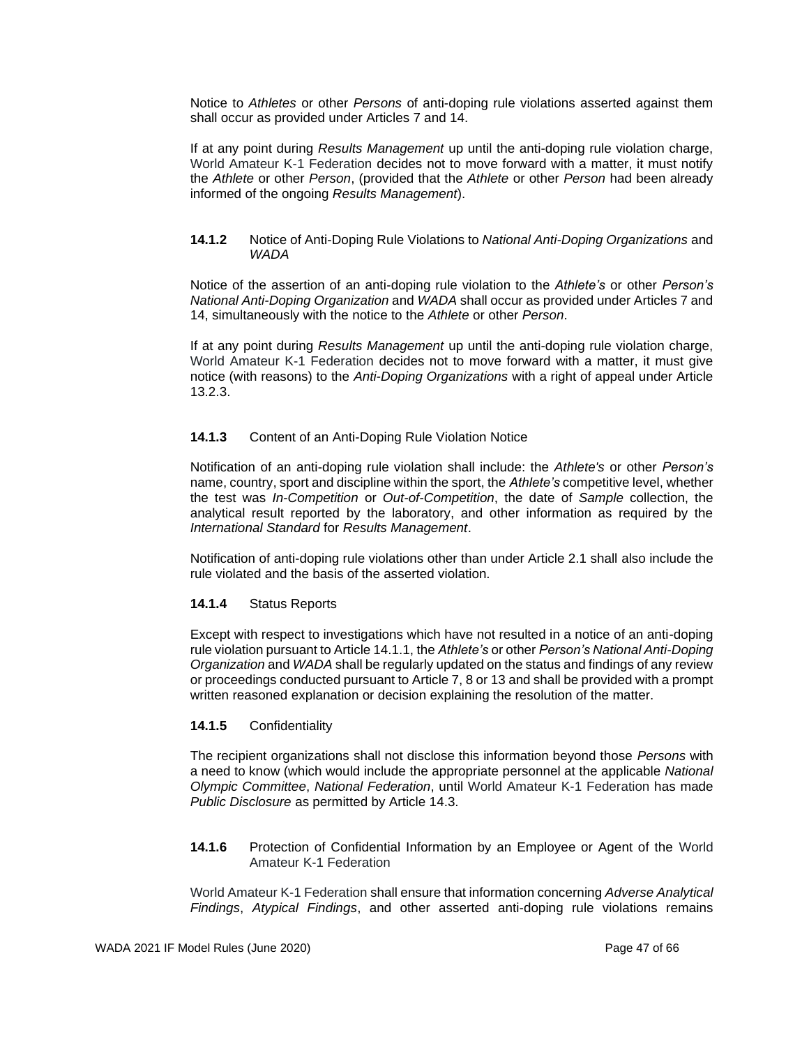Notice to *Athletes* or other *Persons* of anti-doping rule violations asserted against them shall occur as provided under Articles 7 and 14.

If at any point during *Results Management* up until the anti-doping rule violation charge, World Amateur K-1 Federation decides not to move forward with a matter, it must notify the *Athlete* or other *Person*, (provided that the *Athlete* or other *Person* had been already informed of the ongoing *Results Management*).

#### **14.1.2** Notice of Anti-Doping Rule Violations to *National Anti-Doping Organizations* and *WADA*

Notice of the assertion of an anti-doping rule violation to the *Athlete's* or other *Person's National Anti-Doping Organization* and *WADA* shall occur as provided under Articles 7 and 14, simultaneously with the notice to the *Athlete* or other *Person*.

If at any point during *Results Management* up until the anti-doping rule violation charge, World Amateur K-1 Federation decides not to move forward with a matter, it must give notice (with reasons) to the *Anti-Doping Organizations* with a right of appeal under Article 13.2.3.

#### **14.1.3** Content of an Anti-Doping Rule Violation Notice

Notification of an anti-doping rule violation shall include: the *Athlete's* or other *Person's* name, country, sport and discipline within the sport, the *Athlete's* competitive level, whether the test was *In-Competition* or *Out-of-Competition*, the date of *Sample* collection, the analytical result reported by the laboratory, and other information as required by the *International Standard* for *Results Management*.

Notification of anti-doping rule violations other than under Article 2.1 shall also include the rule violated and the basis of the asserted violation.

#### **14.1.4** Status Reports

Except with respect to investigations which have not resulted in a notice of an anti-doping rule violation pursuant to Article 14.1.1, the *Athlete's* or other *Person's National Anti-Doping Organization* and *WADA* shall be regularly updated on the status and findings of any review or proceedings conducted pursuant to Article 7, 8 or 13 and shall be provided with a prompt written reasoned explanation or decision explaining the resolution of the matter.

#### **14.1.5** Confidentiality

The recipient organizations shall not disclose this information beyond those *Persons* with a need to know (which would include the appropriate personnel at the applicable *National Olympic Committee*, *National Federation*, until World Amateur K-1 Federation has made *Public Disclosure* as permitted by Article 14.3.

#### **14.1.6** Protection of Confidential Information by an Employee or Agent of the World Amateur K-1 Federation

World Amateur K-1 Federation shall ensure that information concerning *Adverse Analytical Findings*, *Atypical Findings*, and other asserted anti-doping rule violations remains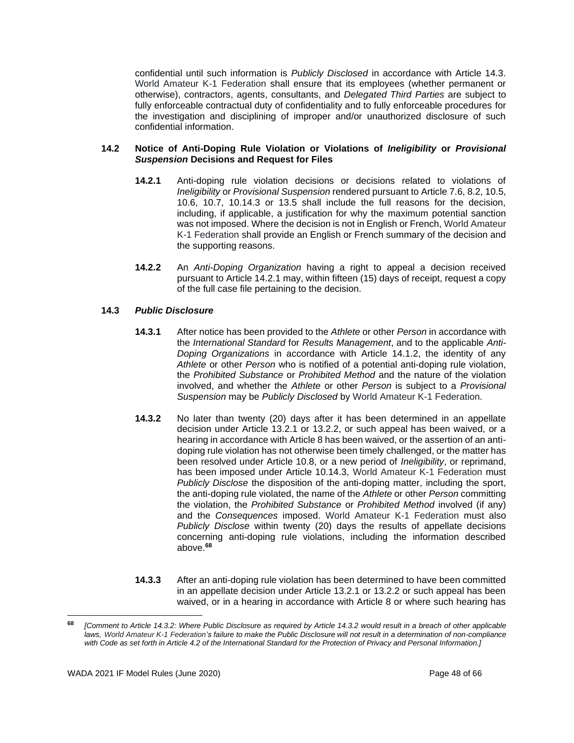confidential until such information is *Publicly Disclosed* in accordance with Article 14.3. World Amateur K-1 Federation shall ensure that its employees (whether permanent or otherwise), contractors, agents, consultants, and *Delegated Third Parties* are subject to fully enforceable contractual duty of confidentiality and to fully enforceable procedures for the investigation and disciplining of improper and/or unauthorized disclosure of such confidential information.

### 14.2 Notice of Anti-Doping Rule Violation or Violations of *Ineligibility* or *Provisional Suspension* Decisions and Request for Files

**14.2.1** Anti-doping rule violation decisions or decisions related to violations of *Ineligibility* or *Provisional Suspension* rendered pursuant to Article 7.6, 8.2, 10.5, 10.6, 10.7, 10.14.3 or 13.5 shall include the full reasons for the decision, including, if applicable, a justification for why the maximum potential sanction was not imposed. Where the decision is not in English or French, World Amateur K-1 Federation shall provide an English or French summary of the decision and the supporting reasons.

**14.2.2** An *Anti-Doping Organization* having a right to appeal a decision received pursuant to Article 14.2.1 may, within fifteen (15) days of receipt, request a copy of the full case file pertaining to the decision.

### 14.3 *Public Disclosure*

**14.3.1** After notice has been provided to the *Athlete* or other *Person* in accordance with the *International Standard* for *Results Management*, and to the applicable *Anti-Doping Organizations* in accordance with Article 14.1.2, the identity of any *Athlete* or other *Person* who is notified of a potential anti-doping rule violation, the *Prohibited Substance* or *Prohibited Method* and the nature of the violation involved, and whether the *Athlete* or other *Person* is subject to a *Provisional Suspension* may be *Publicly Disclosed* by World Amateur K-1 Federation.

**14.3.2** No later than twenty (20) days after it has been determined in an appellate decision under Article 13.2.1 or 13.2.2, or such appeal has been waived, or a hearing in accordance with Article 8 has been waived, or the assertion of an anti-doping rule violation has not otherwise been timely challenged, or the matter has been resolved under Article 10.8, or a new period of *Ineligibility*, or reprimand, has been imposed under Article 10.14.3, World Amateur K-1 Federation must *Publicly Disclose* the disposition of the anti-doping matter, including the sport, the anti-doping rule violated, the name of the *Athlete* or other *Person* committing the violation, the *Prohibited Substance* or *Prohibited Method* involved (if any) and the *Consequences* imposed. World Amateur K-1 Federation must also *Publicly Disclose* within twenty (20) days the results of appellate decisions concerning anti-doping rule violations, including the information described above.[68]

**14.3.3** After an anti-doping rule violation has been determined to have been committed in an appellate decision under Article 13.2.1 or 13.2.2 or such appeal has been waived, or in a hearing in accordance with Article 8 or where such hearing has

---

[68] *[Comment to Article 14.3.2: Where Public Disclosure as required by Article 14.3.2 would result in a breach of other applicable laws, World Amateur K-1 Federation's failure to make the Public Disclosure will not result in a determination of non-compliance with Code as set forth in Article 4.2 of the International Standard for the Protection of Privacy and Personal Information.]*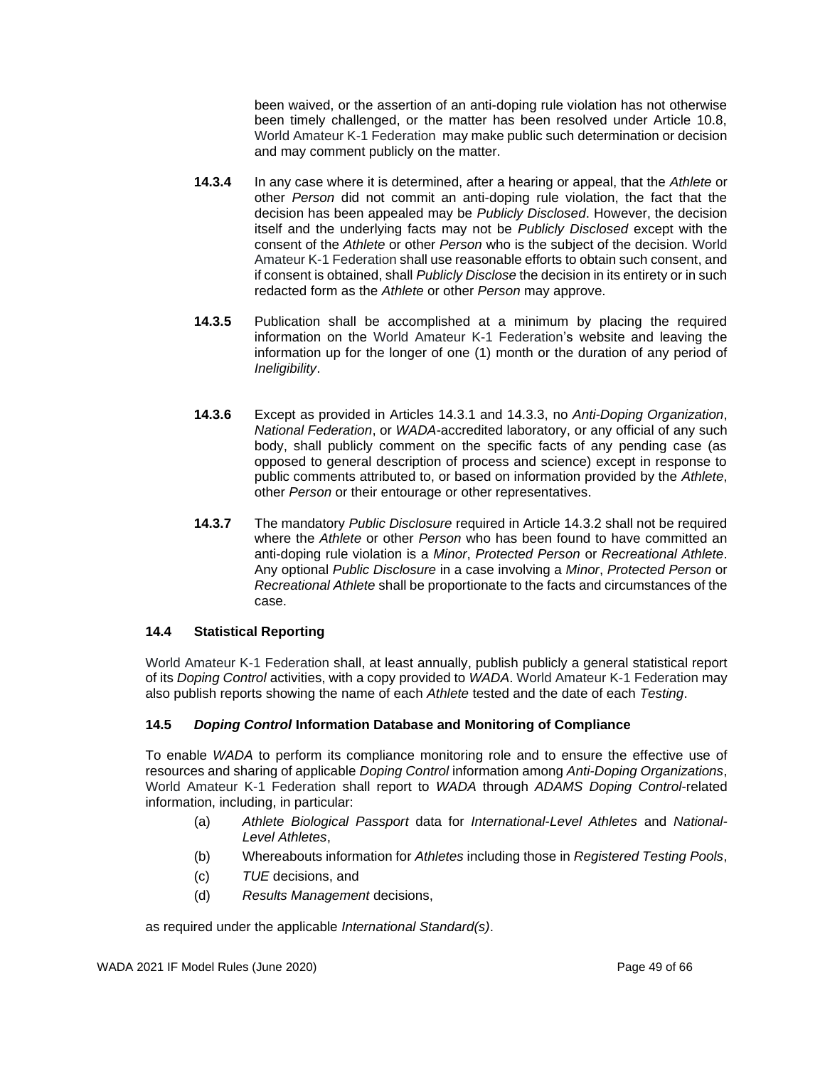been waived, or the assertion of an anti-doping rule violation has not otherwise been timely challenged, or the matter has been resolved under Article 10.8, World Amateur K-1 Federation may make public such determination or decision and may comment publicly on the matter.

**14.3.4** In any case where it is determined, after a hearing or appeal, that the *Athlete* or other *Person* did not commit an anti-doping rule violation, the fact that the decision has been appealed may be *Publicly Disclosed*. However, the decision itself and the underlying facts may not be *Publicly Disclosed* except with the consent of the *Athlete* or other *Person* who is the subject of the decision. World Amateur K-1 Federation shall use reasonable efforts to obtain such consent, and if consent is obtained, shall *Publicly Disclose* the decision in its entirety or in such redacted form as the *Athlete* or other *Person* may approve.

**14.3.5** Publication shall be accomplished at a minimum by placing the required information on the World Amateur K-1 Federation's website and leaving the information up for the longer of one (1) month or the duration of any period of *Ineligibility*.

**14.3.6** Except as provided in Articles 14.3.1 and 14.3.3, no *Anti-Doping Organization*, *National Federation*, or *WADA*-accredited laboratory, or any official of any such body, shall publicly comment on the specific facts of any pending case (as opposed to general description of process and science) except in response to public comments attributed to, or based on information provided by the *Athlete*, other *Person* or their entourage or other representatives.

**14.3.7** The mandatory *Public Disclosure* required in Article 14.3.2 shall not be required where the *Athlete* or other *Person* who has been found to have committed an anti-doping rule violation is a *Minor*, *Protected Person* or *Recreational Athlete*. Any optional *Public Disclosure* in a case involving a *Minor*, *Protected Person* or *Recreational Athlete* shall be proportionate to the facts and circumstances of the case.

### 14.4 Statistical Reporting

World Amateur K-1 Federation shall, at least annually, publish publicly a general statistical report of its *Doping Control* activities, with a copy provided to *WADA*. World Amateur K-1 Federation may also publish reports showing the name of each *Athlete* tested and the date of each *Testing*.

### 14.5 *Doping Control* Information Database and Monitoring of Compliance

To enable *WADA* to perform its compliance monitoring role and to ensure the effective use of resources and sharing of applicable *Doping Control* information among *Anti-Doping Organizations*, World Amateur K-1 Federation shall report to *WADA* through *ADAMS Doping Control*-related information, including, in particular:

- (a) *Athlete Biological Passport* data for *International-Level Athletes* and *National-Level Athletes*,
- (b) Whereabouts information for *Athletes* including those in *Registered Testing Pools*,
- (c) *TUE* decisions, and
- (d) *Results Management* decisions,

as required under the applicable *International Standard(s)*.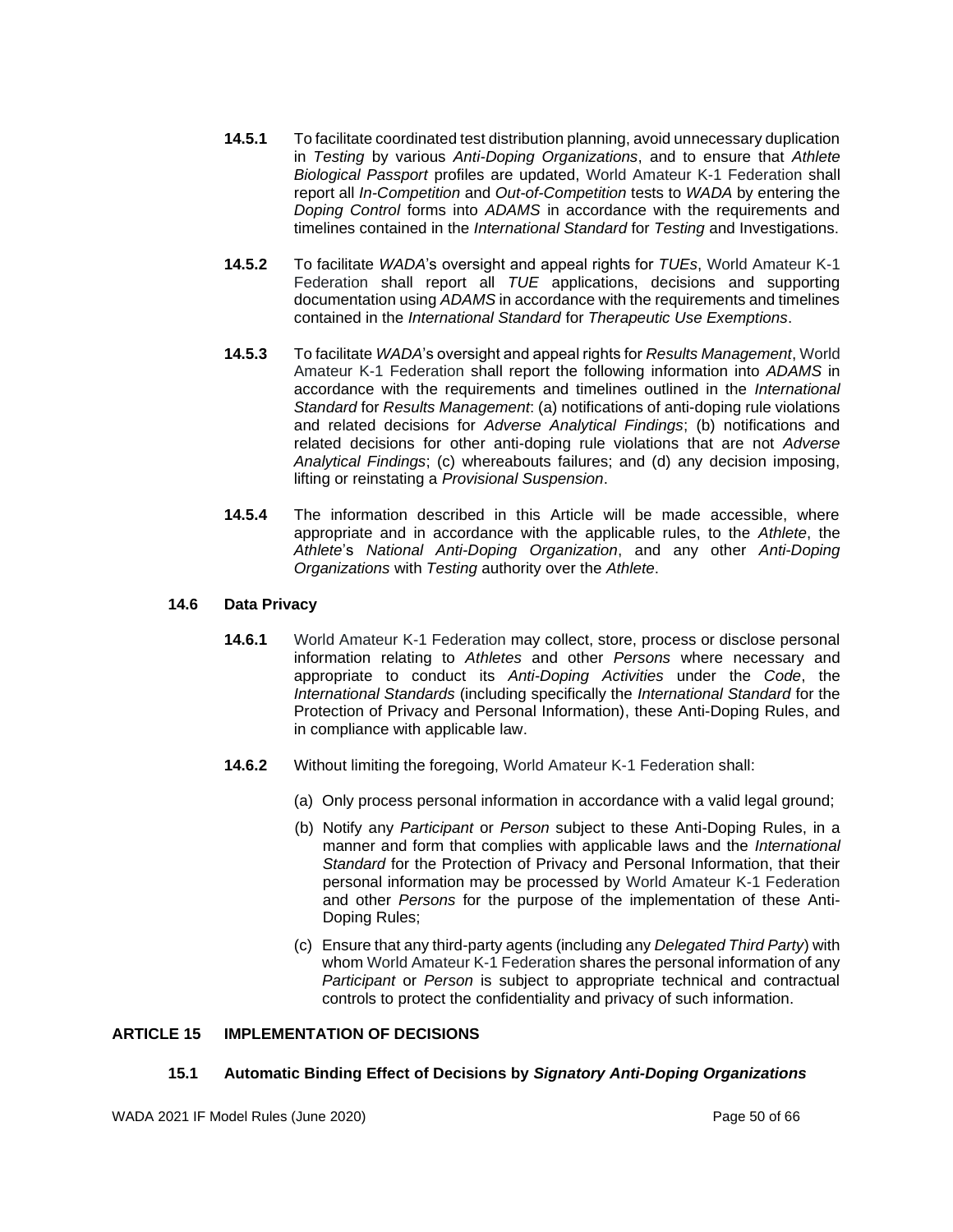**14.5.1** To facilitate coordinated test distribution planning, avoid unnecessary duplication in *Testing* by various *Anti-Doping Organizations*, and to ensure that *Athlete Biological Passport* profiles are updated, World Amateur K-1 Federation shall report all *In-Competition* and *Out-of-Competition* tests to *WADA* by entering the *Doping Control* forms into *ADAMS* in accordance with the requirements and timelines contained in the *International Standard* for *Testing* and Investigations.

**14.5.2** To facilitate *WADA*'s oversight and appeal rights for *TUEs*, World Amateur K-1 Federation shall report all *TUE* applications, decisions and supporting documentation using *ADAMS* in accordance with the requirements and timelines contained in the *International Standard* for *Therapeutic Use Exemptions*.

**14.5.3** To facilitate *WADA*'s oversight and appeal rights for *Results Management*, World Amateur K-1 Federation shall report the following information into *ADAMS* in accordance with the requirements and timelines outlined in the *International Standard* for *Results Management*: (a) notifications of anti-doping rule violations and related decisions for *Adverse Analytical Findings*; (b) notifications and related decisions for other anti-doping rule violations that are not *Adverse Analytical Findings*; (c) whereabouts failures; and (d) any decision imposing, lifting or reinstating a *Provisional Suspension*.

**14.5.4** The information described in this Article will be made accessible, where appropriate and in accordance with the applicable rules, to the *Athlete*, the *Athlete*'s *National Anti-Doping Organization*, and any other *Anti-Doping Organizations* with *Testing* authority over the *Athlete*.

### 14.6 Data Privacy

**14.6.1** World Amateur K-1 Federation may collect, store, process or disclose personal information relating to *Athletes* and other *Persons* where necessary and appropriate to conduct its *Anti-Doping Activities* under the *Code*, the *International Standards* (including specifically the *International Standard* for the Protection of Privacy and Personal Information), these Anti-Doping Rules, and in compliance with applicable law.

**14.6.2** Without limiting the foregoing, World Amateur K-1 Federation shall:

(a) Only process personal information in accordance with a valid legal ground;

(b) Notify any *Participant* or *Person* subject to these Anti-Doping Rules, in a manner and form that complies with applicable laws and the *International Standard* for the Protection of Privacy and Personal Information, that their personal information may be processed by World Amateur K-1 Federation and other *Persons* for the purpose of the implementation of these Anti-Doping Rules;

(c) Ensure that any third-party agents (including any *Delegated Third Party*) with whom World Amateur K-1 Federation shares the personal information of any *Participant* or *Person* is subject to appropriate technical and contractual controls to protect the confidentiality and privacy of such information.

## ARTICLE 15 IMPLEMENTATION OF DECISIONS

### 15.1 Automatic Binding Effect of Decisions by *Signatory Anti-Doping Organizations*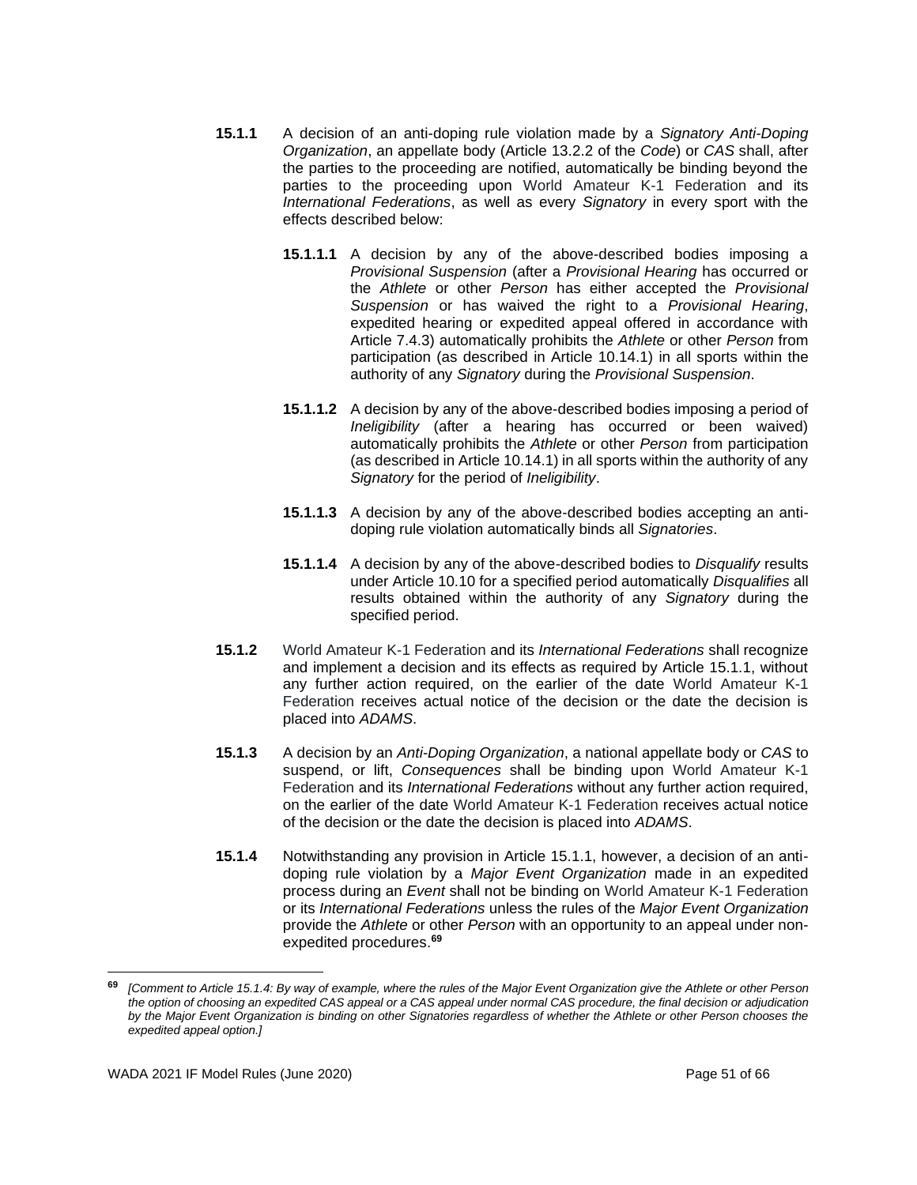**15.1.1** A decision of an anti-doping rule violation made by a *Signatory Anti-Doping Organization*, an appellate body (Article 13.2.2 of the *Code*) or *CAS* shall, after the parties to the proceeding are notified, automatically be binding beyond the parties to the proceeding upon World Amateur K-1 Federation and its *International Federations*, as well as every *Signatory* in every sport with the effects described below:

**15.1.1.1** A decision by any of the above-described bodies imposing a *Provisional Suspension* (after a *Provisional Hearing* has occurred or the *Athlete* or other *Person* has either accepted the *Provisional Suspension* or has waived the right to a *Provisional Hearing*, expedited hearing or expedited appeal offered in accordance with Article 7.4.3) automatically prohibits the *Athlete* or other *Person* from participation (as described in Article 10.14.1) in all sports within the authority of any *Signatory* during the *Provisional Suspension*.

**15.1.1.2** A decision by any of the above-described bodies imposing a period of *Ineligibility* (after a hearing has occurred or been waived) automatically prohibits the *Athlete* or other *Person* from participation (as described in Article 10.14.1) in all sports within the authority of any *Signatory* for the period of *Ineligibility*.

**15.1.1.3** A decision by any of the above-described bodies accepting an anti-doping rule violation automatically binds all *Signatories*.

**15.1.1.4** A decision by any of the above-described bodies to *Disqualify* results under Article 10.10 for a specified period automatically *Disqualifies* all results obtained within the authority of any *Signatory* during the specified period.

**15.1.2** World Amateur K-1 Federation and its *International Federations* shall recognize and implement a decision and its effects as required by Article 15.1.1, without any further action required, on the earlier of the date World Amateur K-1 Federation receives actual notice of the decision or the date the decision is placed into *ADAMS*.

**15.1.3** A decision by an *Anti-Doping Organization*, a national appellate body or *CAS* to suspend, or lift, *Consequences* shall be binding upon World Amateur K-1 Federation and its *International Federations* without any further action required, on the earlier of the date World Amateur K-1 Federation receives actual notice of the decision or the date the decision is placed into *ADAMS*.

**15.1.4** Notwithstanding any provision in Article 15.1.1, however, a decision of an anti-doping rule violation by a *Major Event Organization* made in an expedited process during an *Event* shall not be binding on World Amateur K-1 Federation or its *International Federations* unless the rules of the *Major Event Organization* provide the *Athlete* or other *Person* with an opportunity to an appeal under non-expedited procedures.[69]

---

[69] *[Comment to Article 15.1.4: By way of example, where the rules of the Major Event Organization give the Athlete or other Person the option of choosing an expedited CAS appeal or a CAS appeal under normal CAS procedure, the final decision or adjudication by the Major Event Organization is binding on other Signatories regardless of whether the Athlete or other Person chooses the expedited appeal option.]*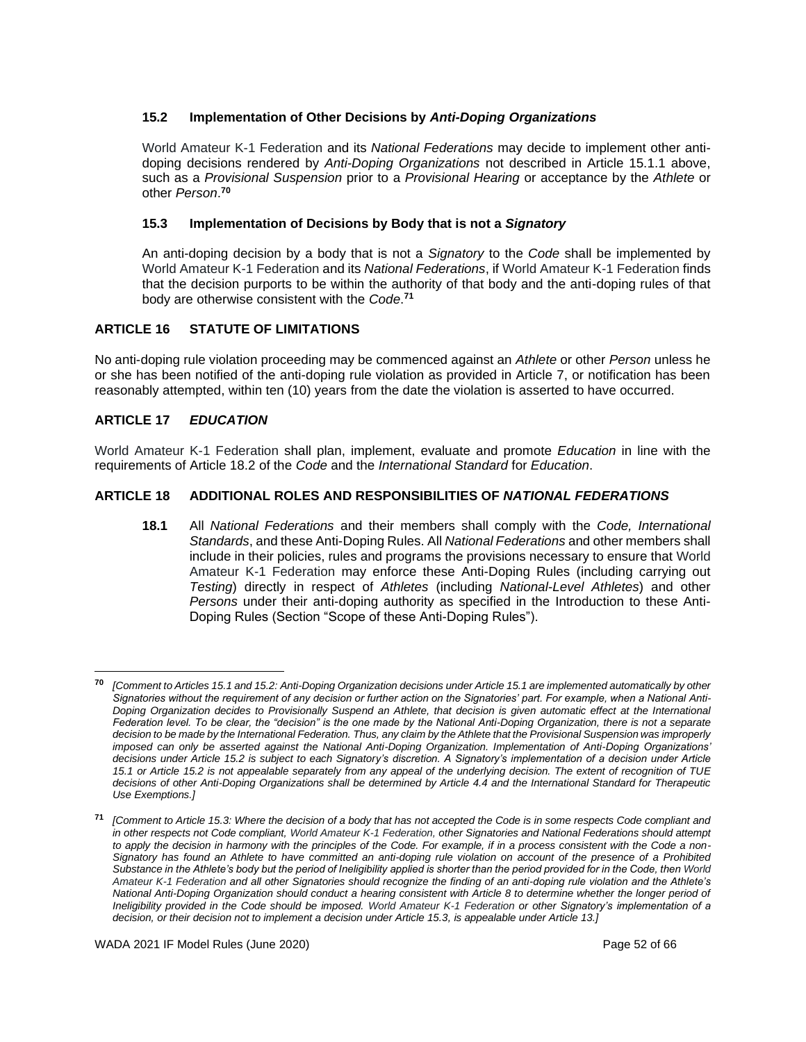### 15.2 Implementation of Other Decisions by *Anti-Doping Organizations*

World Amateur K-1 Federation and its *National Federations* may decide to implement other anti-doping decisions rendered by *Anti-Doping Organizations* not described in Article 15.1.1 above, such as a *Provisional Suspension* prior to a *Provisional Hearing* or acceptance by the *Athlete* or other *Person*.[70]

### 15.3 Implementation of Decisions by Body that is not a *Signatory*

An anti-doping decision by a body that is not a *Signatory* to the *Code* shall be implemented by World Amateur K-1 Federation and its *National Federations*, if World Amateur K-1 Federation finds that the decision purports to be within the authority of that body and the anti-doping rules of that body are otherwise consistent with the *Code*.[71]

## ARTICLE 16 STATUTE OF LIMITATIONS

No anti-doping rule violation proceeding may be commenced against an *Athlete* or other *Person* unless he or she has been notified of the anti-doping rule violation as provided in Article 7, or notification has been reasonably attempted, within ten (10) years from the date the violation is asserted to have occurred.

## ARTICLE 17 *EDUCATION*

World Amateur K-1 Federation shall plan, implement, evaluate and promote *Education* in line with the requirements of Article 18.2 of the *Code* and the *International Standard* for *Education*.

## ARTICLE 18 ADDITIONAL ROLES AND RESPONSIBILITIES OF *NATIONAL FEDERATIONS*

**18.1** All *National Federations* and their members shall comply with the *Code, International Standards*, and these Anti-Doping Rules. All *National Federations* and other members shall include in their policies, rules and programs the provisions necessary to ensure that World Amateur K-1 Federation may enforce these Anti-Doping Rules (including carrying out *Testing*) directly in respect of *Athletes* (including *National-Level Athletes*) and other *Persons* under their anti-doping authority as specified in the Introduction to these Anti-Doping Rules (Section "Scope of these Anti-Doping Rules").

---

[70] *[Comment to Articles 15.1 and 15.2: Anti-Doping Organization decisions under Article 15.1 are implemented automatically by other Signatories without the requirement of any decision or further action on the Signatories' part. For example, when a National Anti-Doping Organization decides to Provisionally Suspend an Athlete, that decision is given automatic effect at the International Federation level. To be clear, the "decision" is the one made by the National Anti-Doping Organization, there is not a separate decision to be made by the International Federation. Thus, any claim by the Athlete that the Provisional Suspension was improperly imposed can only be asserted against the National Anti-Doping Organization. Implementation of Anti-Doping Organizations' decisions under Article 15.2 is subject to each Signatory's discretion. A Signatory's implementation of a decision under Article 15.1 or Article 15.2 is not appealable separately from any appeal of the underlying decision. The extent of recognition of TUE decisions of other Anti-Doping Organizations shall be determined by Article 4.4 and the International Standard for Therapeutic Use Exemptions.]*

[71] *[Comment to Article 15.3: Where the decision of a body that has not accepted the Code is in some respects Code compliant and in other respects not Code compliant, World Amateur K-1 Federation, other Signatories and National Federations should attempt to apply the decision in harmony with the principles of the Code. For example, if in a process consistent with the Code a non-Signatory has found an Athlete to have committed an anti-doping rule violation on account of the presence of a Prohibited Substance in the Athlete's body but the period of Ineligibility applied is shorter than the period provided for in the Code, then World Amateur K-1 Federation and all other Signatories should recognize the finding of an anti-doping rule violation and the Athlete's National Anti-Doping Organization should conduct a hearing consistent with Article 8 to determine whether the longer period of Ineligibility provided in the Code should be imposed. World Amateur K-1 Federation or other Signatory's implementation of a decision, or their decision not to implement a decision under Article 15.3, is appealable under Article 13.]*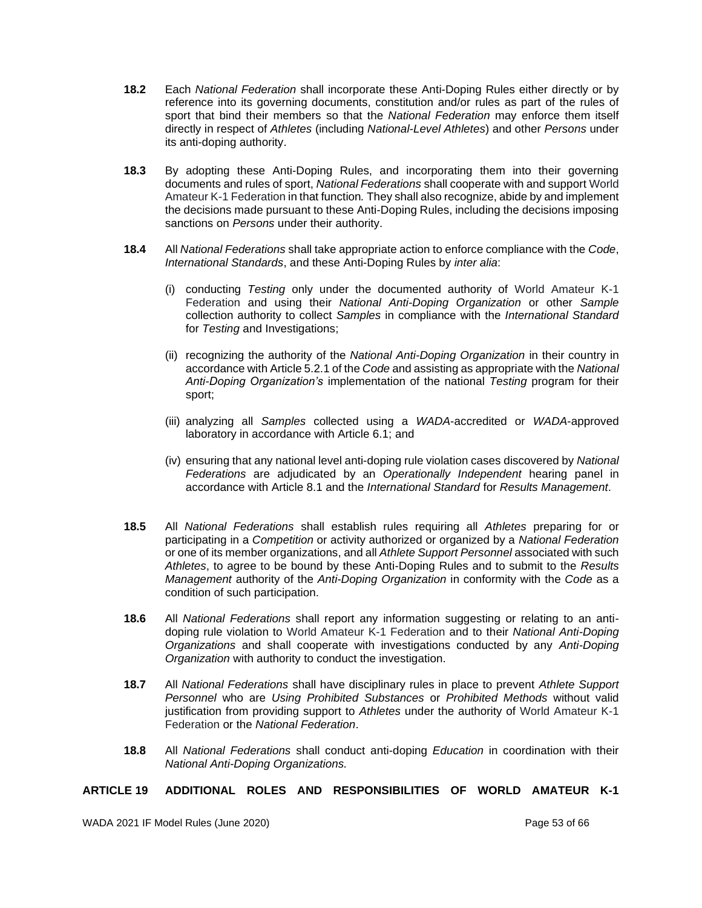**18.2** Each *National Federation* shall incorporate these Anti-Doping Rules either directly or by reference into its governing documents, constitution and/or rules as part of the rules of sport that bind their members so that the *National Federation* may enforce them itself directly in respect of *Athletes* (including *National-Level Athletes*) and other *Persons* under its anti-doping authority.

**18.3** By adopting these Anti-Doping Rules, and incorporating them into their governing documents and rules of sport, *National Federations* shall cooperate with and support World Amateur K-1 Federation in that function*.* They shall also recognize, abide by and implement the decisions made pursuant to these Anti-Doping Rules, including the decisions imposing sanctions on *Persons* under their authority.

**18.4** All *National Federations* shall take appropriate action to enforce compliance with the *Code*, *International Standards*, and these Anti-Doping Rules by *inter alia*:

(i) conducting *Testing* only under the documented authority of World Amateur K-1 Federation and using their *National Anti-Doping Organization* or other *Sample* collection authority to collect *Samples* in compliance with the *International Standard* for *Testing* and Investigations;

(ii) recognizing the authority of the *National Anti-Doping Organization* in their country in accordance with Article 5.2.1 of the *Code* and assisting as appropriate with the *National Anti-Doping Organization's* implementation of the national *Testing* program for their sport;

(iii) analyzing all *Samples* collected using a *WADA*-accredited or *WADA*-approved laboratory in accordance with Article 6.1; and

(iv) ensuring that any national level anti-doping rule violation cases discovered by *National Federations* are adjudicated by an *Operationally Independent* hearing panel in accordance with Article 8.1 and the *International Standard* for *Results Management*.

**18.5** All *National Federations* shall establish rules requiring all *Athletes* preparing for or participating in a *Competition* or activity authorized or organized by a *National Federation* or one of its member organizations, and all *Athlete Support Personnel* associated with such *Athletes*, to agree to be bound by these Anti-Doping Rules and to submit to the *Results Management* authority of the *Anti-Doping Organization* in conformity with the *Code* as a condition of such participation.

**18.6** All *National Federations* shall report any information suggesting or relating to an anti-doping rule violation to World Amateur K-1 Federation and to their *National Anti-Doping Organizations* and shall cooperate with investigations conducted by any *Anti-Doping Organization* with authority to conduct the investigation.

**18.7** All *National Federations* shall have disciplinary rules in place to prevent *Athlete Support Personnel* who are *Using Prohibited Substances* or *Prohibited Methods* without valid justification from providing support to *Athletes* under the authority of World Amateur K-1 Federation or the *National Federation*.

**18.8** All *National Federations* shall conduct anti-doping *Education* in coordination with their *National Anti-Doping Organizations.*

## ARTICLE 19 ADDITIONAL ROLES AND RESPONSIBILITIES OF WORLD AMATEUR K-1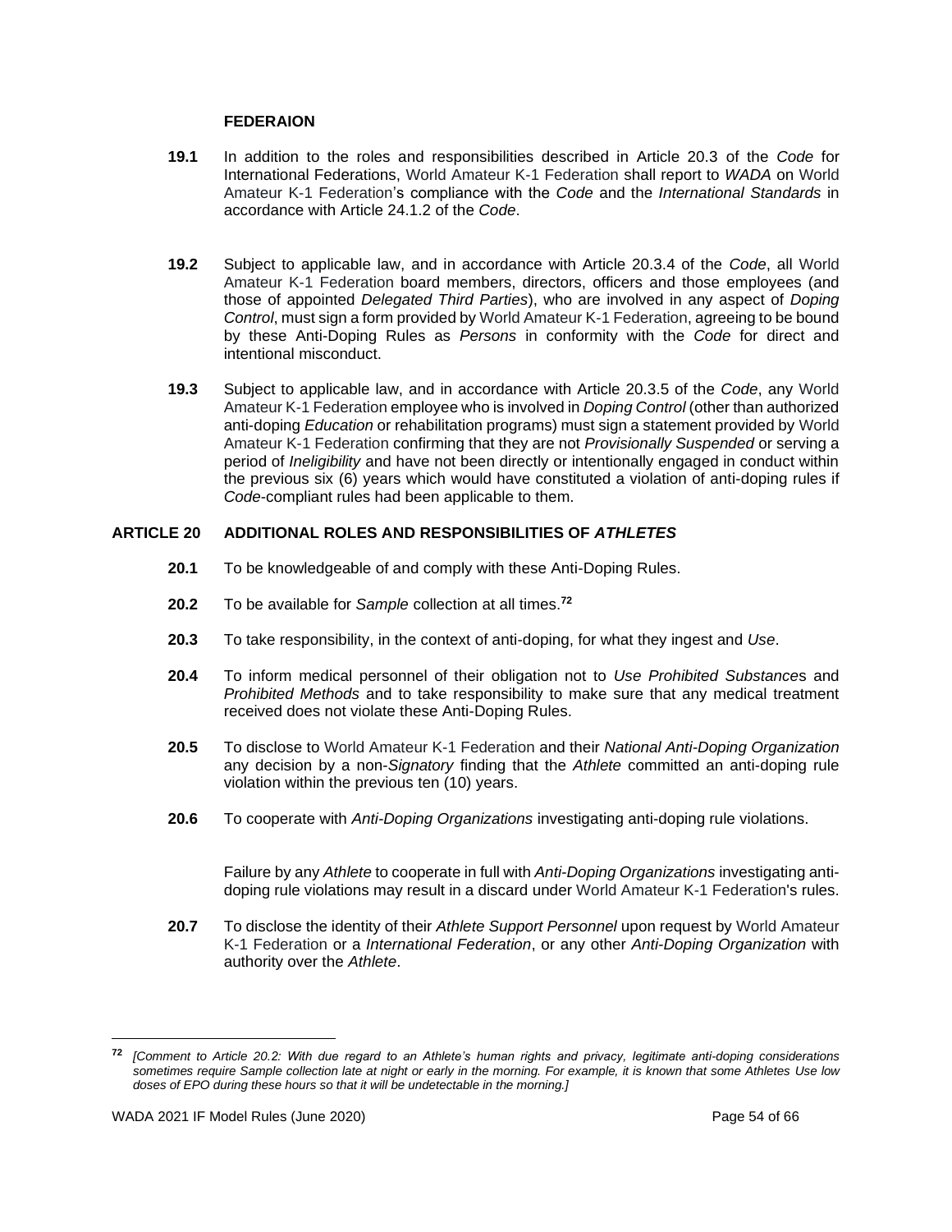**FEDERAION**

**19.1** In addition to the roles and responsibilities described in Article 20.3 of the *Code* for International Federations, World Amateur K-1 Federation shall report to *WADA* on World Amateur K-1 Federation's compliance with the *Code* and the *International Standards* in accordance with Article 24.1.2 of the *Code*.

**19.2** Subject to applicable law, and in accordance with Article 20.3.4 of the *Code*, all World Amateur K-1 Federation board members, directors, officers and those employees (and those of appointed *Delegated Third Parties*), who are involved in any aspect of *Doping Control*, must sign a form provided by World Amateur K-1 Federation, agreeing to be bound by these Anti-Doping Rules as *Persons* in conformity with the *Code* for direct and intentional misconduct.

**19.3** Subject to applicable law, and in accordance with Article 20.3.5 of the *Code*, any World Amateur K-1 Federation employee who is involved in *Doping Control* (other than authorized anti-doping *Education* or rehabilitation programs) must sign a statement provided by World Amateur K-1 Federation confirming that they are not *Provisionally Suspended* or serving a period of *Ineligibility* and have not been directly or intentionally engaged in conduct within the previous six (6) years which would have constituted a violation of anti-doping rules if *Code*-compliant rules had been applicable to them.

## ARTICLE 20 ADDITIONAL ROLES AND RESPONSIBILITIES OF *ATHLETES*

**20.1** To be knowledgeable of and comply with these Anti-Doping Rules.

**20.2** To be available for *Sample* collection at all times.[72]

**20.3** To take responsibility, in the context of anti-doping, for what they ingest and *Use*.

**20.4** To inform medical personnel of their obligation not to *Use Prohibited Substance*s and *Prohibited Methods* and to take responsibility to make sure that any medical treatment received does not violate these Anti-Doping Rules.

**20.5** To disclose to World Amateur K-1 Federation and their *National Anti-Doping Organization* any decision by a non-*Signatory* finding that the *Athlete* committed an anti-doping rule violation within the previous ten (10) years.

**20.6** To cooperate with *Anti-Doping Organizations* investigating anti-doping rule violations.

Failure by any *Athlete* to cooperate in full with *Anti-Doping Organizations* investigating anti-doping rule violations may result in a discard under World Amateur K-1 Federation's rules.

**20.7** To disclose the identity of their *Athlete Support Personnel* upon request by World Amateur K-1 Federation or a *International Federation*, or any other *Anti-Doping Organization* with authority over the *Athlete*.

---

[72] *[Comment to Article 20.2: With due regard to an Athlete's human rights and privacy, legitimate anti-doping considerations sometimes require Sample collection late at night or early in the morning. For example, it is known that some Athletes Use low doses of EPO during these hours so that it will be undetectable in the morning.]*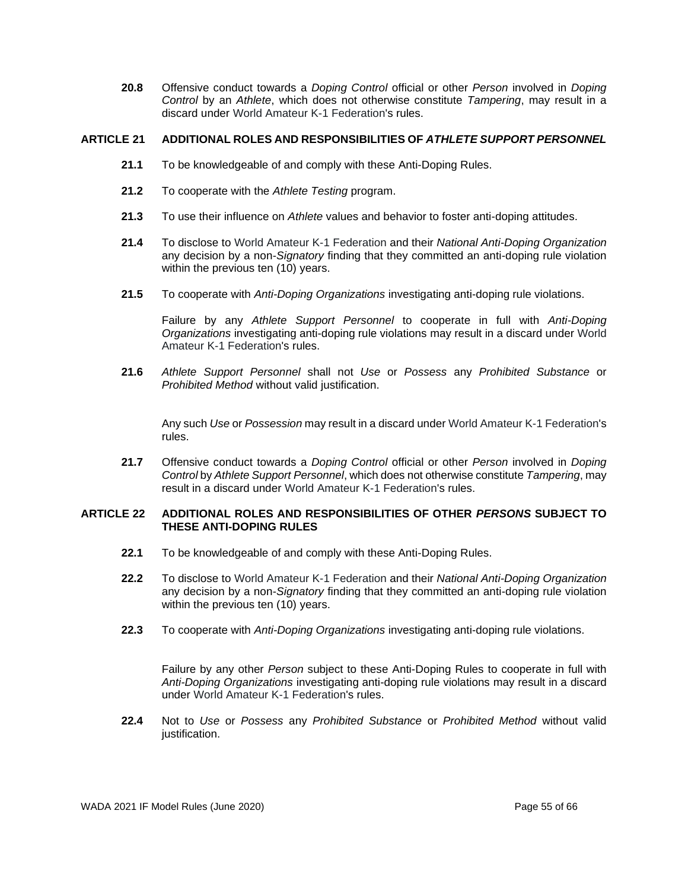**20.8** Offensive conduct towards a *Doping Control* official or other *Person* involved in *Doping Control* by an *Athlete*, which does not otherwise constitute *Tampering*, may result in a discard under World Amateur K-1 Federation's rules.

## ARTICLE 21 ADDITIONAL ROLES AND RESPONSIBILITIES OF *ATHLETE SUPPORT PERSONNEL*

**21.1** To be knowledgeable of and comply with these Anti-Doping Rules.

**21.2** To cooperate with the *Athlete Testing* program.

**21.3** To use their influence on *Athlete* values and behavior to foster anti-doping attitudes.

**21.4** To disclose to World Amateur K-1 Federation and their *National Anti-Doping Organization* any decision by a non-*Signatory* finding that they committed an anti-doping rule violation within the previous ten (10) years.

**21.5** To cooperate with *Anti-Doping Organizations* investigating anti-doping rule violations.

Failure by any *Athlete Support Personnel* to cooperate in full with *Anti-Doping Organizations* investigating anti-doping rule violations may result in a discard under World Amateur K-1 Federation's rules.

**21.6** *Athlete Support Personnel* shall not *Use* or *Possess* any *Prohibited Substance* or *Prohibited Method* without valid justification.

Any such *Use* or *Possession* may result in a discard under World Amateur K-1 Federation's rules.

**21.7** Offensive conduct towards a *Doping Control* official or other *Person* involved in *Doping Control* by *Athlete Support Personnel*, which does not otherwise constitute *Tampering*, may result in a discard under World Amateur K-1 Federation's rules.

## ARTICLE 22 ADDITIONAL ROLES AND RESPONSIBILITIES OF OTHER *PERSONS* SUBJECT TO THESE ANTI-DOPING RULES

**22.1** To be knowledgeable of and comply with these Anti-Doping Rules.

**22.2** To disclose to World Amateur K-1 Federation and their *National Anti-Doping Organization* any decision by a non-*Signatory* finding that they committed an anti-doping rule violation within the previous ten (10) years.

**22.3** To cooperate with *Anti-Doping Organizations* investigating anti-doping rule violations.

Failure by any other *Person* subject to these Anti-Doping Rules to cooperate in full with *Anti-Doping Organizations* investigating anti-doping rule violations may result in a discard under World Amateur K-1 Federation's rules.

**22.4** Not to *Use* or *Possess* any *Prohibited Substance* or *Prohibited Method* without valid justification.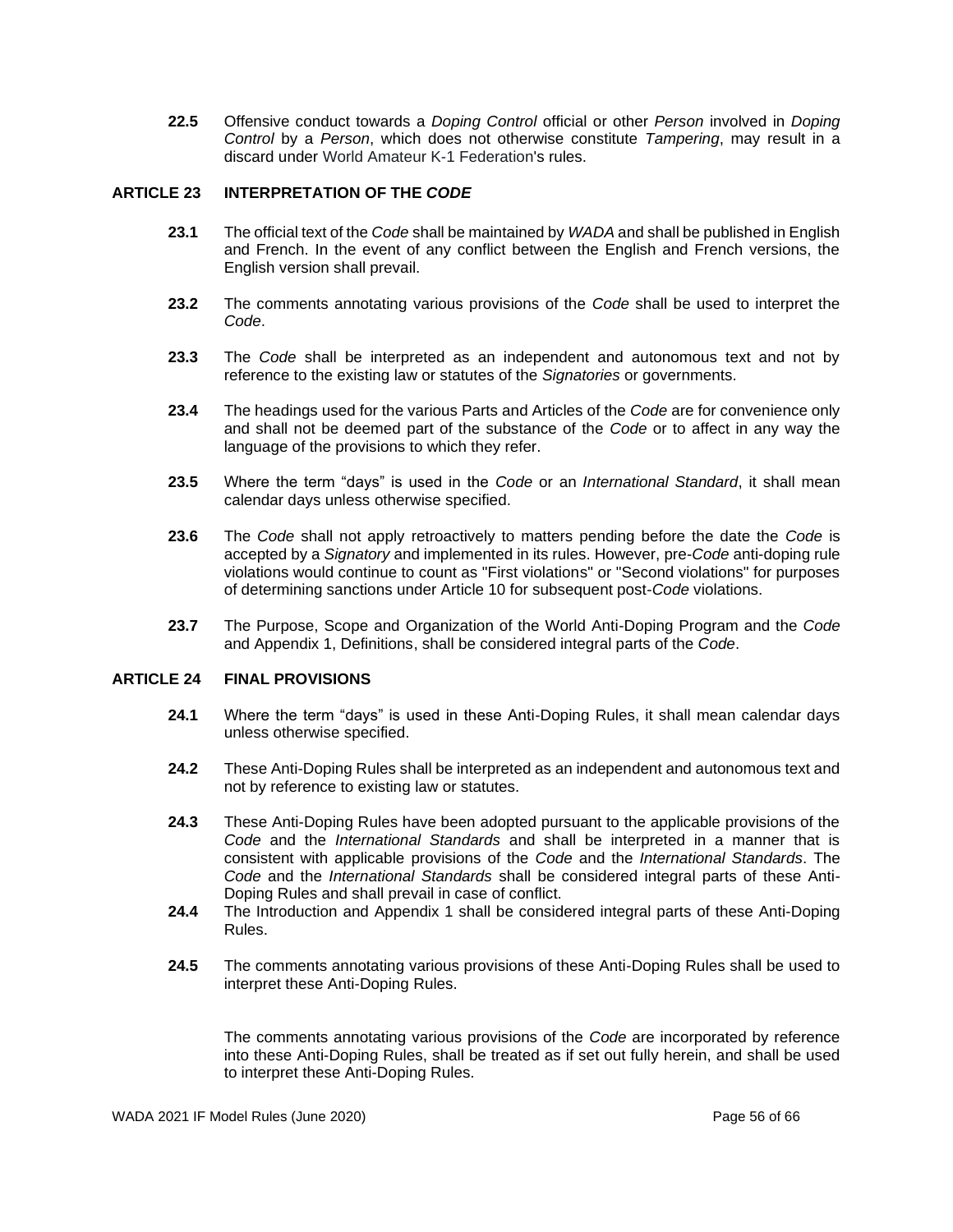**22.5** Offensive conduct towards a *Doping Control* official or other *Person* involved in *Doping Control* by a *Person*, which does not otherwise constitute *Tampering*, may result in a discard under World Amateur K-1 Federation's rules.

## ARTICLE 23 INTERPRETATION OF THE *CODE*

**23.1** The official text of the *Code* shall be maintained by *WADA* and shall be published in English and French. In the event of any conflict between the English and French versions, the English version shall prevail.

**23.2** The comments annotating various provisions of the *Code* shall be used to interpret the *Code*.

**23.3** The *Code* shall be interpreted as an independent and autonomous text and not by reference to the existing law or statutes of the *Signatories* or governments.

**23.4** The headings used for the various Parts and Articles of the *Code* are for convenience only and shall not be deemed part of the substance of the *Code* or to affect in any way the language of the provisions to which they refer.

**23.5** Where the term "days" is used in the *Code* or an *International Standard*, it shall mean calendar days unless otherwise specified.

**23.6** The *Code* shall not apply retroactively to matters pending before the date the *Code* is accepted by a *Signatory* and implemented in its rules. However, pre-*Code* anti-doping rule violations would continue to count as "First violations" or "Second violations" for purposes of determining sanctions under Article 10 for subsequent post-*Code* violations.

**23.7** The Purpose, Scope and Organization of the World Anti-Doping Program and the *Code* and Appendix 1, Definitions, shall be considered integral parts of the *Code*.

## ARTICLE 24 FINAL PROVISIONS

**24.1** Where the term "days" is used in these Anti-Doping Rules, it shall mean calendar days unless otherwise specified.

**24.2** These Anti-Doping Rules shall be interpreted as an independent and autonomous text and not by reference to existing law or statutes.

**24.3** These Anti-Doping Rules have been adopted pursuant to the applicable provisions of the *Code* and the *International Standards* and shall be interpreted in a manner that is consistent with applicable provisions of the *Code* and the *International Standards*. The *Code* and the *International Standards* shall be considered integral parts of these Anti-Doping Rules and shall prevail in case of conflict.

**24.4** The Introduction and Appendix 1 shall be considered integral parts of these Anti-Doping Rules.

**24.5** The comments annotating various provisions of these Anti-Doping Rules shall be used to interpret these Anti-Doping Rules.

The comments annotating various provisions of the *Code* are incorporated by reference into these Anti-Doping Rules, shall be treated as if set out fully herein, and shall be used to interpret these Anti-Doping Rules.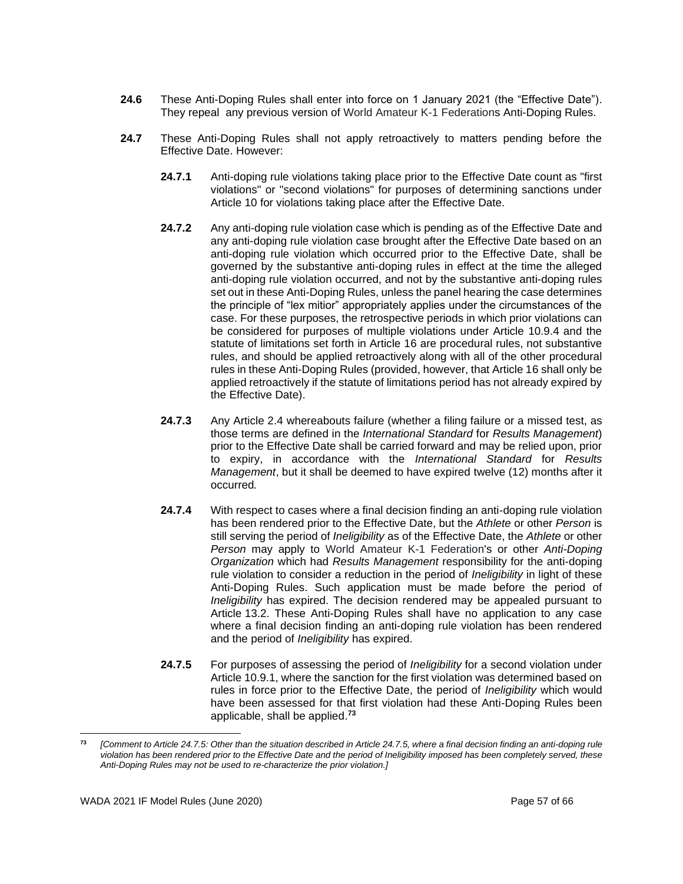**24.6** These Anti-Doping Rules shall enter into force on 1 January 2021 (the "Effective Date"). They repeal any previous version of World Amateur K-1 Federations Anti-Doping Rules.

**24.7** These Anti-Doping Rules shall not apply retroactively to matters pending before the Effective Date. However:

**24.7.1** Anti-doping rule violations taking place prior to the Effective Date count as "first violations" or "second violations" for purposes of determining sanctions under Article 10 for violations taking place after the Effective Date.

**24.7.2** Any anti-doping rule violation case which is pending as of the Effective Date and any anti-doping rule violation case brought after the Effective Date based on an anti-doping rule violation which occurred prior to the Effective Date, shall be governed by the substantive anti-doping rules in effect at the time the alleged anti-doping rule violation occurred, and not by the substantive anti-doping rules set out in these Anti-Doping Rules, unless the panel hearing the case determines the principle of "lex mitior" appropriately applies under the circumstances of the case. For these purposes, the retrospective periods in which prior violations can be considered for purposes of multiple violations under Article 10.9.4 and the statute of limitations set forth in Article 16 are procedural rules, not substantive rules, and should be applied retroactively along with all of the other procedural rules in these Anti-Doping Rules (provided, however, that Article 16 shall only be applied retroactively if the statute of limitations period has not already expired by the Effective Date).

**24.7.3** Any Article 2.4 whereabouts failure (whether a filing failure or a missed test, as those terms are defined in the *International Standard* for *Results Management*) prior to the Effective Date shall be carried forward and may be relied upon, prior to expiry, in accordance with the *International Standard* for *Results Management*, but it shall be deemed to have expired twelve (12) months after it occurred*.*

**24.7.4** With respect to cases where a final decision finding an anti-doping rule violation has been rendered prior to the Effective Date, but the *Athlete* or other *Person* is still serving the period of *Ineligibility* as of the Effective Date, the *Athlete* or other *Person* may apply to World Amateur K-1 Federation's or other *Anti-Doping Organization* which had *Results Management* responsibility for the anti-doping rule violation to consider a reduction in the period of *Ineligibility* in light of these Anti-Doping Rules. Such application must be made before the period of *Ineligibility* has expired. The decision rendered may be appealed pursuant to Article 13.2. These Anti-Doping Rules shall have no application to any case where a final decision finding an anti-doping rule violation has been rendered and the period of *Ineligibility* has expired.

**24.7.5** For purposes of assessing the period of *Ineligibility* for a second violation under Article 10.9.1, where the sanction for the first violation was determined based on rules in force prior to the Effective Date, the period of *Ineligibility* which would have been assessed for that first violation had these Anti-Doping Rules been applicable, shall be applied.[73]

---

[73] *[Comment to Article 24.7.5: Other than the situation described in Article 24.7.5, where a final decision finding an anti-doping rule violation has been rendered prior to the Effective Date and the period of Ineligibility imposed has been completely served, these Anti-Doping Rules may not be used to re-characterize the prior violation.]*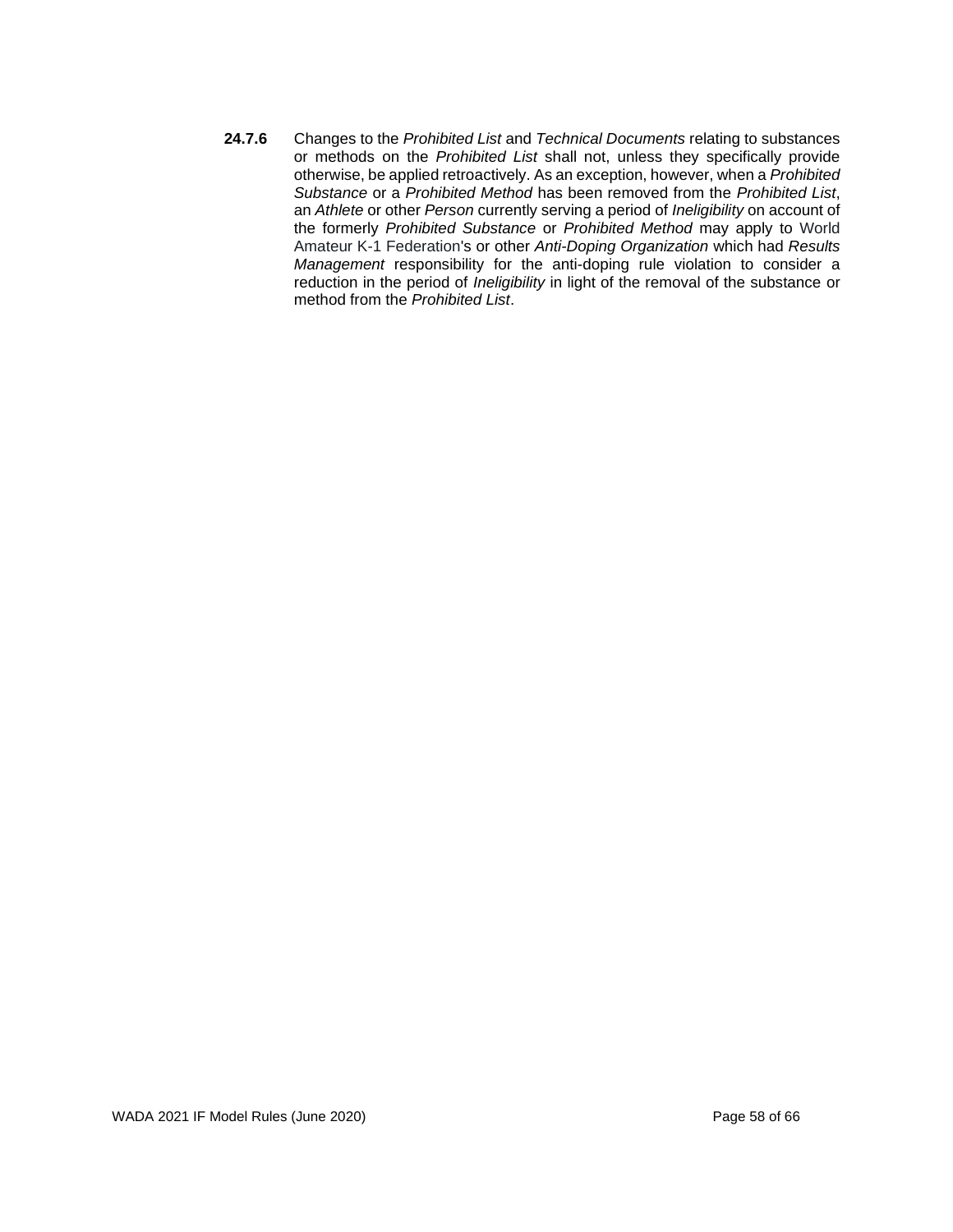**24.7.6** Changes to the *Prohibited List* and *Technical Documents* relating to substances or methods on the *Prohibited List* shall not, unless they specifically provide otherwise, be applied retroactively. As an exception, however, when a *Prohibited Substance* or a *Prohibited Method* has been removed from the *Prohibited List*, an *Athlete* or other *Person* currently serving a period of *Ineligibility* on account of the formerly *Prohibited Substance* or *Prohibited Method* may apply to World Amateur K-1 Federation's or other *Anti-Doping Organization* which had *Results Management* responsibility for the anti-doping rule violation to consider a reduction in the period of *Ineligibility* in light of the removal of the substance or method from the *Prohibited List*.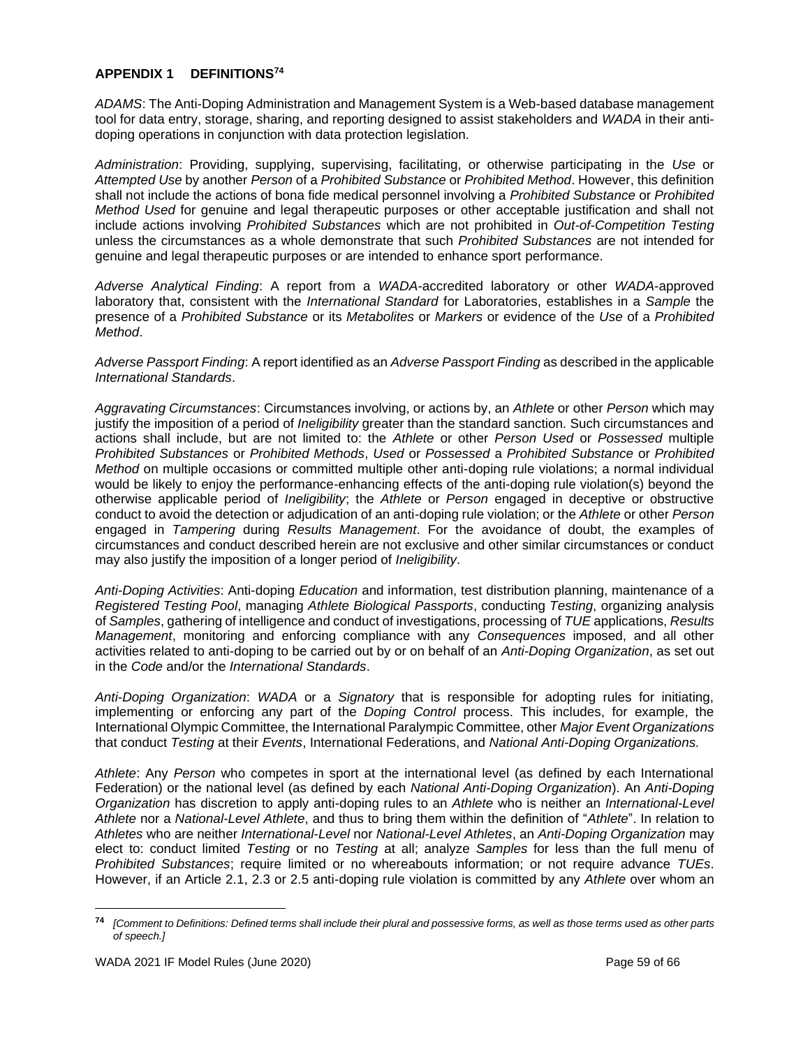## APPENDIX 1 DEFINITIONS[74]

*ADAMS*: The Anti-Doping Administration and Management System is a Web-based database management tool for data entry, storage, sharing, and reporting designed to assist stakeholders and *WADA* in their anti-doping operations in conjunction with data protection legislation.

*Administration*: Providing, supplying, supervising, facilitating, or otherwise participating in the *Use* or *Attempted Use* by another *Person* of a *Prohibited Substance* or *Prohibited Method*. However, this definition shall not include the actions of bona fide medical personnel involving a *Prohibited Substance* or *Prohibited Method Used* for genuine and legal therapeutic purposes or other acceptable justification and shall not include actions involving *Prohibited Substances* which are not prohibited in *Out-of-Competition Testing* unless the circumstances as a whole demonstrate that such *Prohibited Substances* are not intended for genuine and legal therapeutic purposes or are intended to enhance sport performance.

*Adverse Analytical Finding*: A report from a *WADA*-accredited laboratory or other *WADA*-approved laboratory that, consistent with the *International Standard* for Laboratories, establishes in a *Sample* the presence of a *Prohibited Substance* or its *Metabolites* or *Markers* or evidence of the *Use* of a *Prohibited Method*.

*Adverse Passport Finding*: A report identified as an *Adverse Passport Finding* as described in the applicable *International Standards*.

*Aggravating Circumstances*: Circumstances involving, or actions by, an *Athlete* or other *Person* which may justify the imposition of a period of *Ineligibility* greater than the standard sanction. Such circumstances and actions shall include, but are not limited to: the *Athlete* or other *Person Used* or *Possessed* multiple *Prohibited Substances* or *Prohibited Methods*, *Used* or *Possessed* a *Prohibited Substance* or *Prohibited Method* on multiple occasions or committed multiple other anti-doping rule violations; a normal individual would be likely to enjoy the performance-enhancing effects of the anti-doping rule violation(s) beyond the otherwise applicable period of *Ineligibility*; the *Athlete* or *Person* engaged in deceptive or obstructive conduct to avoid the detection or adjudication of an anti-doping rule violation; or the *Athlete* or other *Person* engaged in *Tampering* during *Results Management*. For the avoidance of doubt, the examples of circumstances and conduct described herein are not exclusive and other similar circumstances or conduct may also justify the imposition of a longer period of *Ineligibility*.

*Anti-Doping Activities*: Anti-doping *Education* and information, test distribution planning, maintenance of a *Registered Testing Pool*, managing *Athlete Biological Passports*, conducting *Testing*, organizing analysis of *Samples*, gathering of intelligence and conduct of investigations, processing of *TUE* applications, *Results Management*, monitoring and enforcing compliance with any *Consequences* imposed, and all other activities related to anti-doping to be carried out by or on behalf of an *Anti-Doping Organization*, as set out in the *Code* and/or the *International Standards*.

*Anti-Doping Organization*: *WADA* or a *Signatory* that is responsible for adopting rules for initiating, implementing or enforcing any part of the *Doping Control* process. This includes, for example, the International Olympic Committee, the International Paralympic Committee, other *Major Event Organizations* that conduct *Testing* at their *Events*, International Federations, and *National Anti-Doping Organizations.*

*Athlete*: Any *Person* who competes in sport at the international level (as defined by each International Federation) or the national level (as defined by each *National Anti-Doping Organization*). An *Anti-Doping Organization* has discretion to apply anti-doping rules to an *Athlete* who is neither an *International-Level Athlete* nor a *National-Level Athlete*, and thus to bring them within the definition of "*Athlete*". In relation to *Athletes* who are neither *International-Level* nor *National-Level Athletes*, an *Anti-Doping Organization* may elect to: conduct limited *Testing* or no *Testing* at all; analyze *Samples* for less than the full menu of *Prohibited Substances*; require limited or no whereabouts information; or not require advance *TUEs*. However, if an Article 2.1, 2.3 or 2.5 anti-doping rule violation is committed by any *Athlete* over whom an

---

[74] *[Comment to Definitions: Defined terms shall include their plural and possessive forms, as well as those terms used as other parts of speech.]*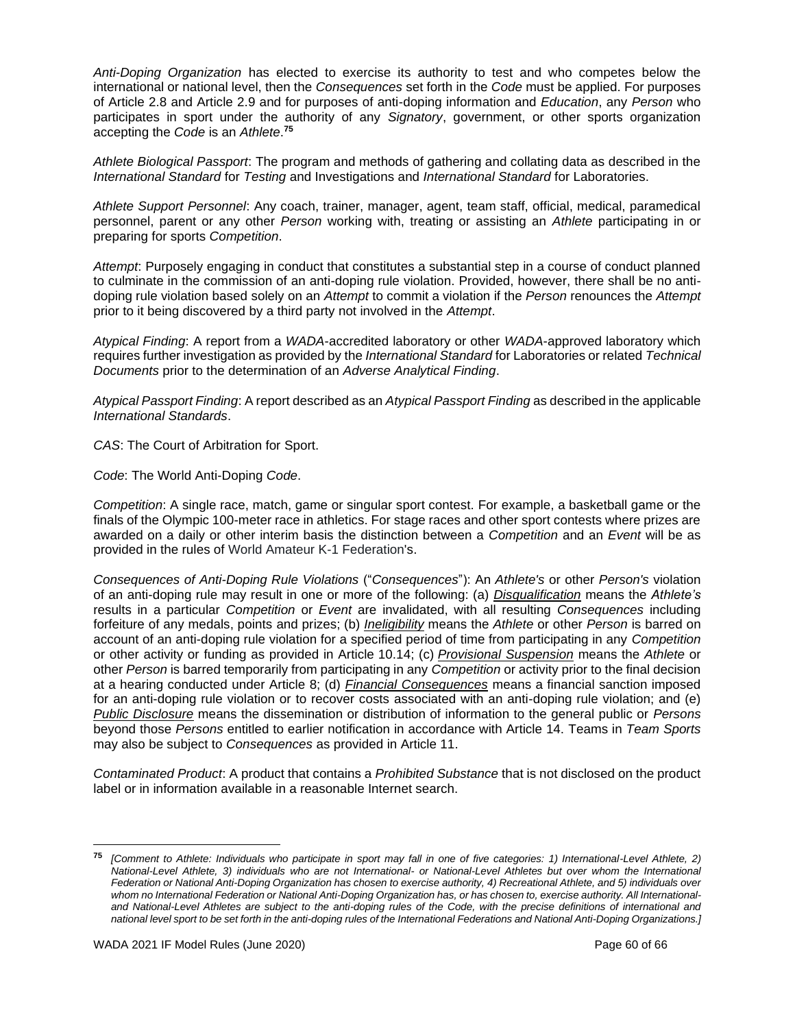*Anti-Doping Organization* has elected to exercise its authority to test and who competes below the international or national level, then the *Consequences* set forth in the *Code* must be applied. For purposes of Article 2.8 and Article 2.9 and for purposes of anti-doping information and *Education*, any *Person* who participates in sport under the authority of any *Signatory*, government, or other sports organization accepting the *Code* is an *Athlete*.[75]

*Athlete Biological Passport*: The program and methods of gathering and collating data as described in the *International Standard* for *Testing* and Investigations and *International Standard* for Laboratories.

*Athlete Support Personnel*: Any coach, trainer, manager, agent, team staff, official, medical, paramedical personnel, parent or any other *Person* working with, treating or assisting an *Athlete* participating in or preparing for sports *Competition*.

*Attempt*: Purposely engaging in conduct that constitutes a substantial step in a course of conduct planned to culminate in the commission of an anti-doping rule violation. Provided, however, there shall be no anti-doping rule violation based solely on an *Attempt* to commit a violation if the *Person* renounces the *Attempt* prior to it being discovered by a third party not involved in the *Attempt*.

*Atypical Finding*: A report from a *WADA*-accredited laboratory or other *WADA*-approved laboratory which requires further investigation as provided by the *International Standard* for Laboratories or related *Technical Documents* prior to the determination of an *Adverse Analytical Finding*.

*Atypical Passport Finding*: A report described as an *Atypical Passport Finding* as described in the applicable *International Standards*.

*CAS*: The Court of Arbitration for Sport.

*Code*: The World Anti-Doping *Code*.

*Competition*: A single race, match, game or singular sport contest. For example, a basketball game or the finals of the Olympic 100-meter race in athletics. For stage races and other sport contests where prizes are awarded on a daily or other interim basis the distinction between a *Competition* and an *Event* will be as provided in the rules of World Amateur K-1 Federation's.

*Consequences of Anti-Doping Rule Violations* ("*Consequences*"): An *Athlete's* or other *Person's* violation of an anti-doping rule may result in one or more of the following: (a) ***Disqualification*** means the *Athlete's* results in a particular *Competition* or *Event* are invalidated, with all resulting *Consequences* including forfeiture of any medals, points and prizes; (b) ***Ineligibility*** means the *Athlete* or other *Person* is barred on account of an anti-doping rule violation for a specified period of time from participating in any *Competition* or other activity or funding as provided in Article 10.14; (c) ***Provisional Suspension*** means the *Athlete* or other *Person* is barred temporarily from participating in any *Competition* or activity prior to the final decision at a hearing conducted under Article 8; (d) ***Financial Consequences*** means a financial sanction imposed for an anti-doping rule violation or to recover costs associated with an anti-doping rule violation; and (e) ***Public Disclosure*** means the dissemination or distribution of information to the general public or *Persons* beyond those *Persons* entitled to earlier notification in accordance with Article 14. Teams in *Team Sports* may also be subject to *Consequences* as provided in Article 11.

*Contaminated Product*: A product that contains a *Prohibited Substance* that is not disclosed on the product label or in information available in a reasonable Internet search.

---

[75] *[Comment to Athlete: Individuals who participate in sport may fall in one of five categories: 1) International-Level Athlete, 2) National-Level Athlete, 3) individuals who are not International- or National-Level Athletes but over whom the International Federation or National Anti-Doping Organization has chosen to exercise authority, 4) Recreational Athlete, and 5) individuals over whom no International Federation or National Anti-Doping Organization has, or has chosen to, exercise authority. All International- and National-Level Athletes are subject to the anti-doping rules of the Code, with the precise definitions of international and national level sport to be set forth in the anti-doping rules of the International Federations and National Anti-Doping Organizations.]*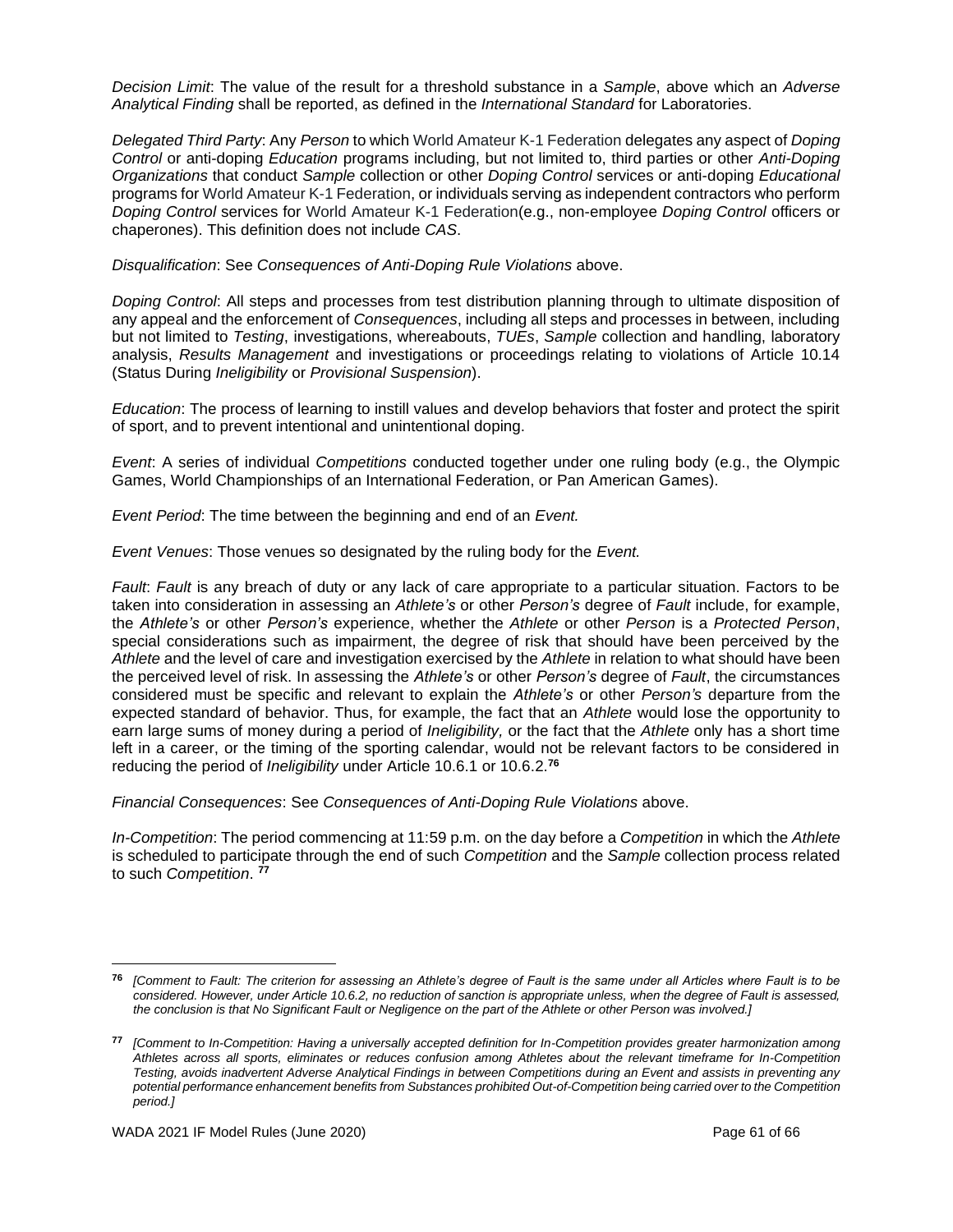*Decision Limit*: The value of the result for a threshold substance in a *Sample*, above which an *Adverse Analytical Finding* shall be reported, as defined in the *International Standard* for Laboratories.

*Delegated Third Party*: Any *Person* to which World Amateur K-1 Federation delegates any aspect of *Doping Control* or anti-doping *Education* programs including, but not limited to, third parties or other *Anti-Doping Organizations* that conduct *Sample* collection or other *Doping Control* services or anti-doping *Educational* programs for World Amateur K-1 Federation, or individuals serving as independent contractors who perform *Doping Control* services for World Amateur K-1 Federation(e.g., non-employee *Doping Control* officers or chaperones). This definition does not include *CAS*.

*Disqualification*: See *Consequences of Anti-Doping Rule Violations* above.

*Doping Control*: All steps and processes from test distribution planning through to ultimate disposition of any appeal and the enforcement of *Consequences*, including all steps and processes in between, including but not limited to *Testing*, investigations, whereabouts, *TUEs*, *Sample* collection and handling, laboratory analysis, *Results Management* and investigations or proceedings relating to violations of Article 10.14 (Status During *Ineligibility* or *Provisional Suspension*).

*Education*: The process of learning to instill values and develop behaviors that foster and protect the spirit of sport, and to prevent intentional and unintentional doping.

*Event*: A series of individual *Competitions* conducted together under one ruling body (e.g., the Olympic Games, World Championships of an International Federation, or Pan American Games).

*Event Period*: The time between the beginning and end of an *Event.*

*Event Venues*: Those venues so designated by the ruling body for the *Event.*

*Fault*: *Fault* is any breach of duty or any lack of care appropriate to a particular situation. Factors to be taken into consideration in assessing an *Athlete's* or other *Person's* degree of *Fault* include, for example, the *Athlete's* or other *Person's* experience, whether the *Athlete* or other *Person* is a *Protected Person*, special considerations such as impairment, the degree of risk that should have been perceived by the *Athlete* and the level of care and investigation exercised by the *Athlete* in relation to what should have been the perceived level of risk. In assessing the *Athlete's* or other *Person's* degree of *Fault*, the circumstances considered must be specific and relevant to explain the *Athlete's* or other *Person's* departure from the expected standard of behavior. Thus, for example, the fact that an *Athlete* would lose the opportunity to earn large sums of money during a period of *Ineligibility,* or the fact that the *Athlete* only has a short time left in a career, or the timing of the sporting calendar, would not be relevant factors to be considered in reducing the period of *Ineligibility* under Article 10.6.1 or 10.6.2.[76]

*Financial Consequences*: See *Consequences of Anti-Doping Rule Violations* above.

*In-Competition*: The period commencing at 11:59 p.m. on the day before a *Competition* in which the *Athlete* is scheduled to participate through the end of such *Competition* and the *Sample* collection process related to such *Competition*. [77]

---

[76] *[Comment to Fault: The criterion for assessing an Athlete's degree of Fault is the same under all Articles where Fault is to be considered. However, under Article 10.6.2, no reduction of sanction is appropriate unless, when the degree of Fault is assessed, the conclusion is that No Significant Fault or Negligence on the part of the Athlete or other Person was involved.]*

[77] *[Comment to In-Competition: Having a universally accepted definition for In-Competition provides greater harmonization among Athletes across all sports, eliminates or reduces confusion among Athletes about the relevant timeframe for In-Competition Testing, avoids inadvertent Adverse Analytical Findings in between Competitions during an Event and assists in preventing any potential performance enhancement benefits from Substances prohibited Out-of-Competition being carried over to the Competition period.]*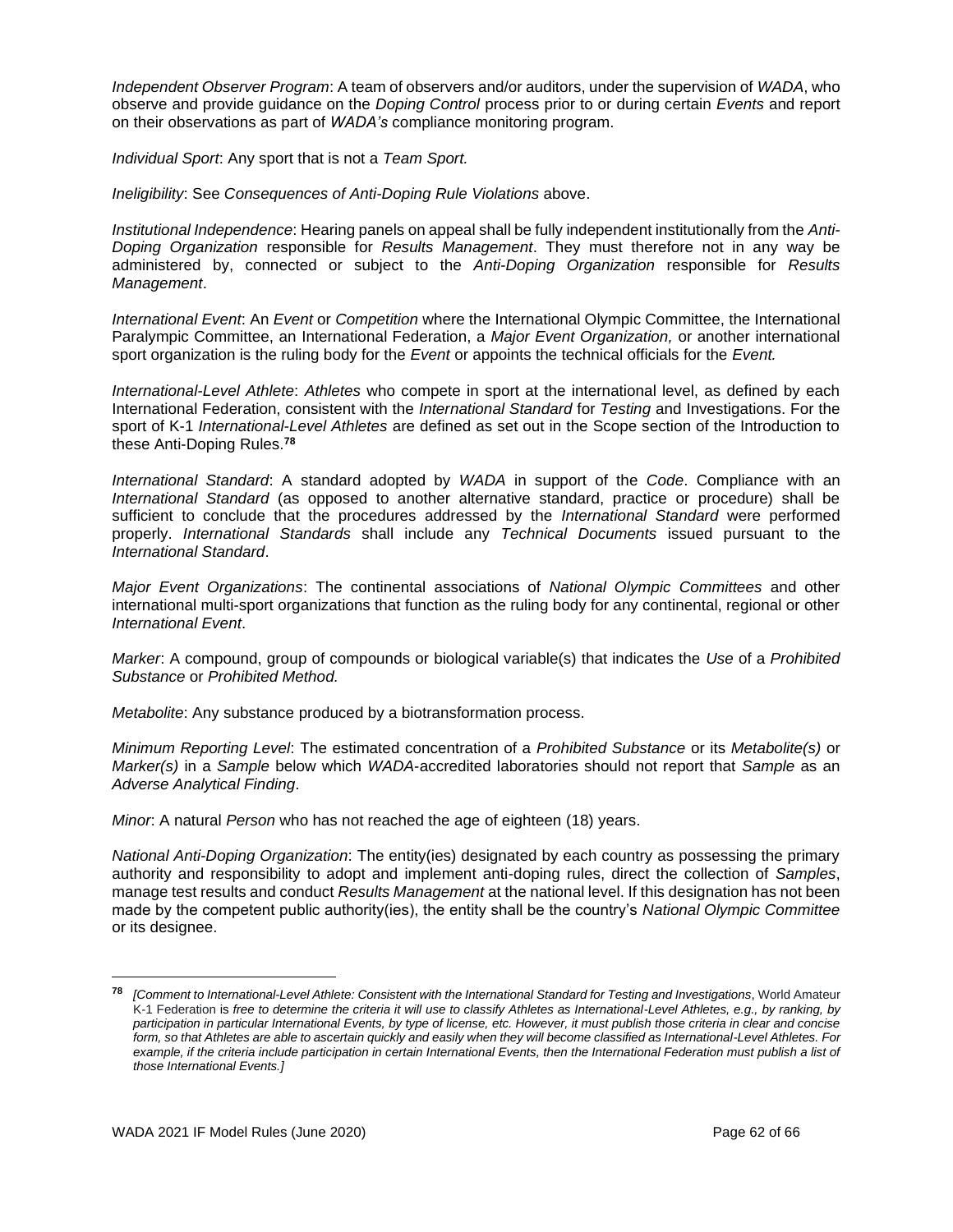*Independent Observer Program*: A team of observers and/or auditors, under the supervision of *WADA*, who observe and provide guidance on the *Doping Control* process prior to or during certain *Events* and report on their observations as part of *WADA's* compliance monitoring program.

*Individual Sport*: Any sport that is not a *Team Sport.*

*Ineligibility*: See *Consequences of Anti-Doping Rule Violations* above.

*Institutional Independence*: Hearing panels on appeal shall be fully independent institutionally from the *Anti-Doping Organization* responsible for *Results Management*. They must therefore not in any way be administered by, connected or subject to the *Anti-Doping Organization* responsible for *Results Management*.

*International Event*: An *Event* or *Competition* where the International Olympic Committee, the International Paralympic Committee, an International Federation, a *Major Event Organization,* or another international sport organization is the ruling body for the *Event* or appoints the technical officials for the *Event.*

*International-Level Athlete*: *Athletes* who compete in sport at the international level, as defined by each International Federation, consistent with the *International Standard* for *Testing* and Investigations. For the sport of K-1 *International-Level Athletes* are defined as set out in the Scope section of the Introduction to these Anti-Doping Rules.[78]

*International Standard*: A standard adopted by *WADA* in support of the *Code*. Compliance with an *International Standard* (as opposed to another alternative standard, practice or procedure) shall be sufficient to conclude that the procedures addressed by the *International Standard* were performed properly. *International Standards* shall include any *Technical Documents* issued pursuant to the *International Standard*.

*Major Event Organizations*: The continental associations of *National Olympic Committees* and other international multi-sport organizations that function as the ruling body for any continental, regional or other *International Event*.

*Marker*: A compound, group of compounds or biological variable(s) that indicates the *Use* of a *Prohibited Substance* or *Prohibited Method.*

*Metabolite*: Any substance produced by a biotransformation process.

*Minimum Reporting Level*: The estimated concentration of a *Prohibited Substance* or its *Metabolite(s)* or *Marker(s)* in a *Sample* below which *WADA*-accredited laboratories should not report that *Sample* as an *Adverse Analytical Finding*.

*Minor*: A natural *Person* who has not reached the age of eighteen (18) years.

*National Anti-Doping Organization*: The entity(ies) designated by each country as possessing the primary authority and responsibility to adopt and implement anti-doping rules, direct the collection of *Samples*, manage test results and conduct *Results Management* at the national level. If this designation has not been made by the competent public authority(ies), the entity shall be the country's *National Olympic Committee* or its designee.

---

[78] *[Comment to International-Level Athlete: Consistent with the International Standard for Testing and Investigations*, World Amateur K-1 Federation is *free to determine the criteria it will use to classify Athletes as International-Level Athletes, e.g., by ranking, by participation in particular International Events, by type of license, etc. However, it must publish those criteria in clear and concise form, so that Athletes are able to ascertain quickly and easily when they will become classified as International-Level Athletes. For example, if the criteria include participation in certain International Events, then the International Federation must publish a list of those International Events.]*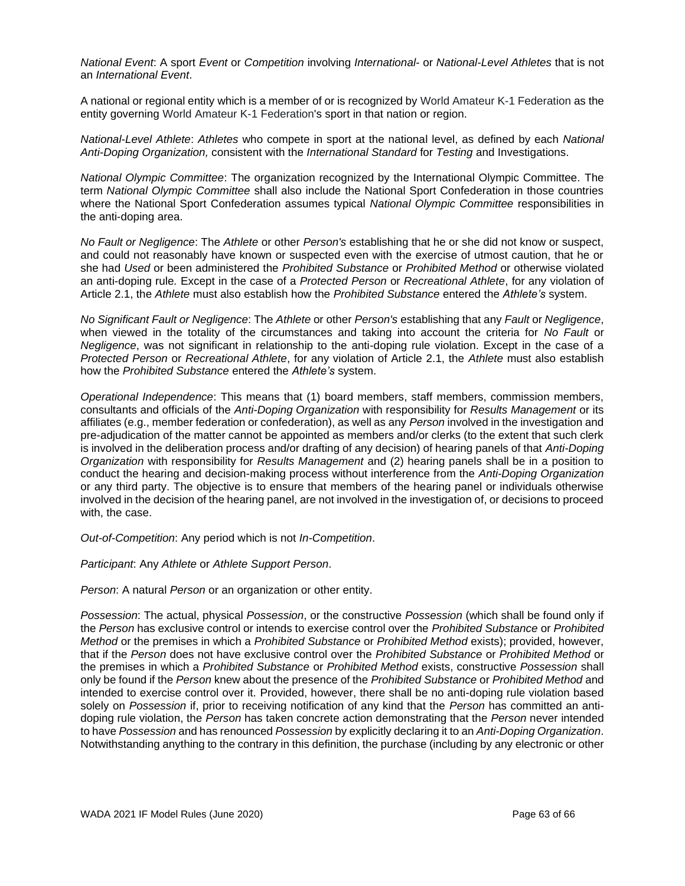*National Event*: A sport *Event* or *Competition* involving *International*- or *National-Level Athletes* that is not an *International Event*.

A national or regional entity which is a member of or is recognized by World Amateur K-1 Federation as the entity governing World Amateur K-1 Federation's sport in that nation or region.

*National-Level Athlete*: *Athletes* who compete in sport at the national level, as defined by each *National Anti-Doping Organization,* consistent with the *International Standard* for *Testing* and Investigations.

*National Olympic Committee*: The organization recognized by the International Olympic Committee. The term *National Olympic Committee* shall also include the National Sport Confederation in those countries where the National Sport Confederation assumes typical *National Olympic Committee* responsibilities in the anti-doping area.

*No Fault or Negligence*: The *Athlete* or other *Person's* establishing that he or she did not know or suspect, and could not reasonably have known or suspected even with the exercise of utmost caution, that he or she had *Used* or been administered the *Prohibited Substance* or *Prohibited Method* or otherwise violated an anti-doping rule*.* Except in the case of a *Protected Person* or *Recreational Athlete*, for any violation of Article 2.1, the *Athlete* must also establish how the *Prohibited Substance* entered the *Athlete's* system.

*No Significant Fault or Negligence*: The *Athlete* or other *Person's* establishing that any *Fault* or *Negligence*, when viewed in the totality of the circumstances and taking into account the criteria for *No Fault* or *Negligence*, was not significant in relationship to the anti-doping rule violation. Except in the case of a *Protected Person* or *Recreational Athlete*, for any violation of Article 2.1, the *Athlete* must also establish how the *Prohibited Substance* entered the *Athlete's* system.

*Operational Independence*: This means that (1) board members, staff members, commission members, consultants and officials of the *Anti-Doping Organization* with responsibility for *Results Management* or its affiliates (e.g., member federation or confederation), as well as any *Person* involved in the investigation and pre-adjudication of the matter cannot be appointed as members and/or clerks (to the extent that such clerk is involved in the deliberation process and/or drafting of any decision) of hearing panels of that *Anti-Doping Organization* with responsibility for *Results Management* and (2) hearing panels shall be in a position to conduct the hearing and decision-making process without interference from the *Anti-Doping Organization* or any third party. The objective is to ensure that members of the hearing panel or individuals otherwise involved in the decision of the hearing panel, are not involved in the investigation of, or decisions to proceed with, the case.

*Out-of-Competition*: Any period which is not *In-Competition*.

*Participant*: Any *Athlete* or *Athlete Support Person*.

*Person*: A natural *Person* or an organization or other entity.

*Possession*: The actual, physical *Possession*, or the constructive *Possession* (which shall be found only if the *Person* has exclusive control or intends to exercise control over the *Prohibited Substance* or *Prohibited Method* or the premises in which a *Prohibited Substance* or *Prohibited Method* exists); provided, however, that if the *Person* does not have exclusive control over the *Prohibited Substance* or *Prohibited Method* or the premises in which a *Prohibited Substance* or *Prohibited Method* exists, constructive *Possession* shall only be found if the *Person* knew about the presence of the *Prohibited Substance* or *Prohibited Method* and intended to exercise control over it. Provided, however, there shall be no anti-doping rule violation based solely on *Possession* if, prior to receiving notification of any kind that the *Person* has committed an anti-doping rule violation, the *Person* has taken concrete action demonstrating that the *Person* never intended to have *Possession* and has renounced *Possession* by explicitly declaring it to an *Anti-Doping Organization*. Notwithstanding anything to the contrary in this definition, the purchase (including by any electronic or other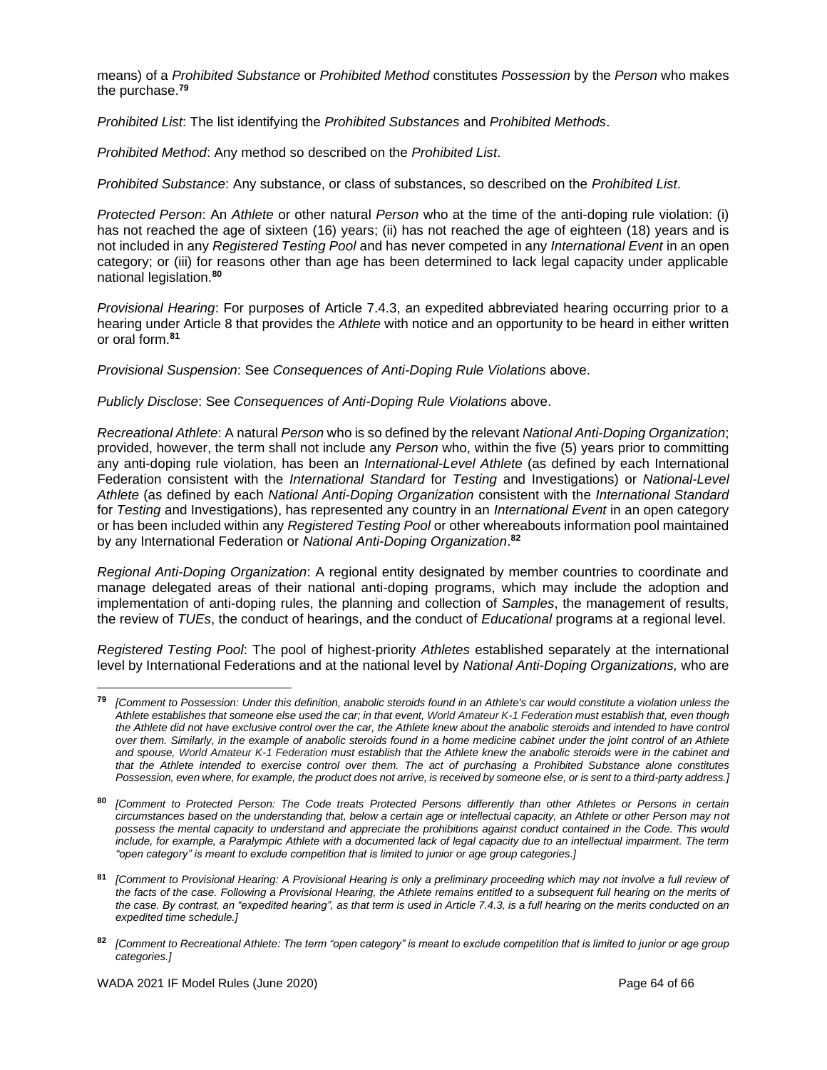means) of a *Prohibited Substance* or *Prohibited Method* constitutes *Possession* by the *Person* who makes the purchase.[79]

*Prohibited List*: The list identifying the *Prohibited Substances* and *Prohibited Methods*.

*Prohibited Method*: Any method so described on the *Prohibited List*.

*Prohibited Substance*: Any substance, or class of substances, so described on the *Prohibited List*.

*Protected Person*: An *Athlete* or other natural *Person* who at the time of the anti-doping rule violation: (i) has not reached the age of sixteen (16) years; (ii) has not reached the age of eighteen (18) years and is not included in any *Registered Testing Pool* and has never competed in any *International Event* in an open category; or (iii) for reasons other than age has been determined to lack legal capacity under applicable national legislation.[80]

*Provisional Hearing*: For purposes of Article 7.4.3, an expedited abbreviated hearing occurring prior to a hearing under Article 8 that provides the *Athlete* with notice and an opportunity to be heard in either written or oral form.[81]

*Provisional Suspension*: See *Consequences of Anti-Doping Rule Violations* above.

*Publicly Disclose*: See *Consequences of Anti-Doping Rule Violations* above.

*Recreational Athlete*: A natural *Person* who is so defined by the relevant *National Anti-Doping Organization*; provided, however, the term shall not include any *Person* who, within the five (5) years prior to committing any anti-doping rule violation, has been an *International-Level Athlete* (as defined by each International Federation consistent with the *International Standard* for *Testing* and Investigations) or *National-Level Athlete* (as defined by each *National Anti-Doping Organization* consistent with the *International Standard* for *Testing* and Investigations), has represented any country in an *International Event* in an open category or has been included within any *Registered Testing Pool* or other whereabouts information pool maintained by any International Federation or *National Anti-Doping Organization*.[82]

*Regional Anti-Doping Organization*: A regional entity designated by member countries to coordinate and manage delegated areas of their national anti-doping programs, which may include the adoption and implementation of anti-doping rules, the planning and collection of *Samples*, the management of results, the review of *TUEs*, the conduct of hearings, and the conduct of *Educational* programs at a regional level.

*Registered Testing Pool*: The pool of highest-priority *Athletes* established separately at the international level by International Federations and at the national level by *National Anti-Doping Organizations,* who are

---

[79] *[Comment to Possession: Under this definition, anabolic steroids found in an Athlete's car would constitute a violation unless the Athlete establishes that someone else used the car; in that event, World Amateur K-1 Federation must establish that, even though the Athlete did not have exclusive control over the car, the Athlete knew about the anabolic steroids and intended to have control over them. Similarly, in the example of anabolic steroids found in a home medicine cabinet under the joint control of an Athlete and spouse, World Amateur K-1 Federation must establish that the Athlete knew the anabolic steroids were in the cabinet and that the Athlete intended to exercise control over them. The act of purchasing a Prohibited Substance alone constitutes Possession, even where, for example, the product does not arrive, is received by someone else, or is sent to a third-party address.]*

[80] *[Comment to Protected Person: The Code treats Protected Persons differently than other Athletes or Persons in certain circumstances based on the understanding that, below a certain age or intellectual capacity, an Athlete or other Person may not possess the mental capacity to understand and appreciate the prohibitions against conduct contained in the Code. This would include, for example, a Paralympic Athlete with a documented lack of legal capacity due to an intellectual impairment. The term "open category" is meant to exclude competition that is limited to junior or age group categories.]*

[81] *[Comment to Provisional Hearing: A Provisional Hearing is only a preliminary proceeding which may not involve a full review of the facts of the case. Following a Provisional Hearing, the Athlete remains entitled to a subsequent full hearing on the merits of the case. By contrast, an "expedited hearing", as that term is used in Article 7.4.3, is a full hearing on the merits conducted on an expedited time schedule.]*

[82] *[Comment to Recreational Athlete: The term "open category" is meant to exclude competition that is limited to junior or age group categories.]*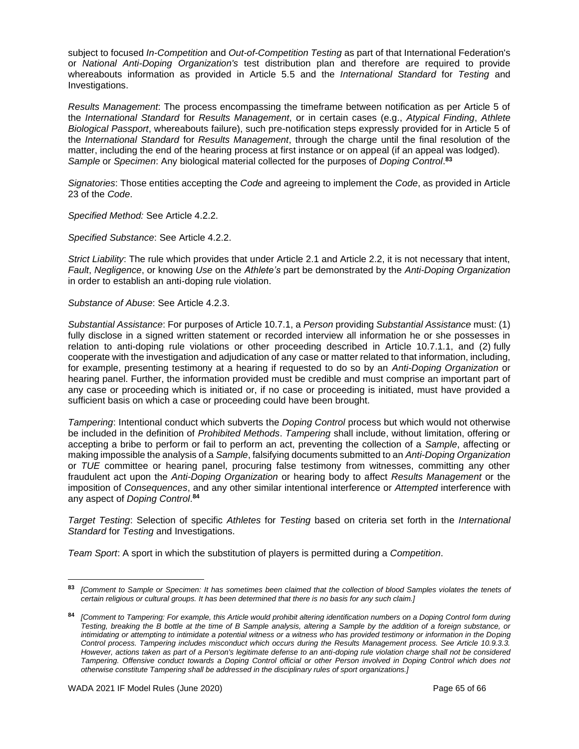subject to focused *In-Competition* and *Out-of-Competition Testing* as part of that International Federation's or *National Anti-Doping Organization's* test distribution plan and therefore are required to provide whereabouts information as provided in Article 5.5 and the *International Standard* for *Testing* and Investigations.

*Results Management*: The process encompassing the timeframe between notification as per Article 5 of the *International Standard* for *Results Management*, or in certain cases (e.g., *Atypical Finding*, *Athlete Biological Passport*, whereabouts failure), such pre-notification steps expressly provided for in Article 5 of the *International Standard* for *Results Management*, through the charge until the final resolution of the matter, including the end of the hearing process at first instance or on appeal (if an appeal was lodged).
*Sample* or *Specimen*: Any biological material collected for the purposes of *Doping Control*.[83]

*Signatories*: Those entities accepting the *Code* and agreeing to implement the *Code*, as provided in Article 23 of the *Code*.

*Specified Method:* See Article 4.2.2.

*Specified Substance*: See Article 4.2.2.

*Strict Liability*: The rule which provides that under Article 2.1 and Article 2.2, it is not necessary that intent, *Fault*, *Negligence*, or knowing *Use* on the *Athlete's* part be demonstrated by the *Anti-Doping Organization* in order to establish an anti-doping rule violation.

*Substance of Abuse*: See Article 4.2.3.

*Substantial Assistance*: For purposes of Article 10.7.1, a *Person* providing *Substantial Assistance* must: (1) fully disclose in a signed written statement or recorded interview all information he or she possesses in relation to anti-doping rule violations or other proceeding described in Article 10.7.1.1, and (2) fully cooperate with the investigation and adjudication of any case or matter related to that information, including, for example, presenting testimony at a hearing if requested to do so by an *Anti-Doping Organization* or hearing panel. Further, the information provided must be credible and must comprise an important part of any case or proceeding which is initiated or, if no case or proceeding is initiated, must have provided a sufficient basis on which a case or proceeding could have been brought.

*Tampering*: Intentional conduct which subverts the *Doping Control* process but which would not otherwise be included in the definition of *Prohibited Methods*. *Tampering* shall include, without limitation, offering or accepting a bribe to perform or fail to perform an act, preventing the collection of a *Sample*, affecting or making impossible the analysis of a *Sample*, falsifying documents submitted to an *Anti-Doping Organization* or *TUE* committee or hearing panel, procuring false testimony from witnesses, committing any other fraudulent act upon the *Anti-Doping Organization* or hearing body to affect *Results Management* or the imposition of *Consequences*, and any other similar intentional interference or *Attempted* interference with any aspect of *Doping Control*.[84]

*Target Testing*: Selection of specific *Athletes* for *Testing* based on criteria set forth in the *International Standard* for *Testing* and Investigations.

*Team Sport*: A sport in which the substitution of players is permitted during a *Competition*.

---

[83] *[Comment to Sample or Specimen: It has sometimes been claimed that the collection of blood Samples violates the tenets of certain religious or cultural groups. It has been determined that there is no basis for any such claim.]*

[84] *[Comment to Tampering: For example, this Article would prohibit altering identification numbers on a Doping Control form during Testing, breaking the B bottle at the time of B Sample analysis, altering a Sample by the addition of a foreign substance, or intimidating or attempting to intimidate a potential witness or a witness who has provided testimony or information in the Doping Control process. Tampering includes misconduct which occurs during the Results Management process. See Article 10.9.3.3. However, actions taken as part of a Person's legitimate defense to an anti-doping rule violation charge shall not be considered Tampering. Offensive conduct towards a Doping Control official or other Person involved in Doping Control which does not otherwise constitute Tampering shall be addressed in the disciplinary rules of sport organizations.]*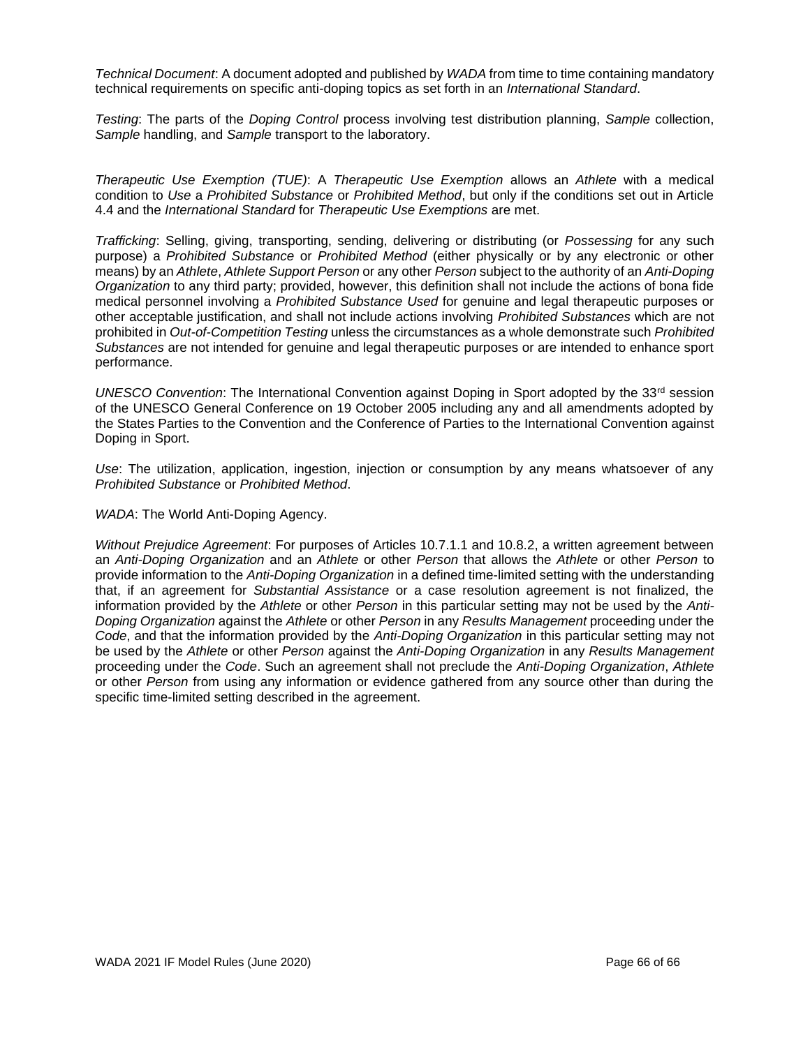*Technical Document*: A document adopted and published by *WADA* from time to time containing mandatory technical requirements on specific anti-doping topics as set forth in an *International Standard*.

*Testing*: The parts of the *Doping Control* process involving test distribution planning, *Sample* collection, *Sample* handling, and *Sample* transport to the laboratory.

*Therapeutic Use Exemption (TUE)*: A *Therapeutic Use Exemption* allows an *Athlete* with a medical condition to *Use* a *Prohibited Substance* or *Prohibited Method*, but only if the conditions set out in Article 4.4 and the *International Standard* for *Therapeutic Use Exemptions* are met.

*Trafficking*: Selling, giving, transporting, sending, delivering or distributing (or *Possessing* for any such purpose) a *Prohibited Substance* or *Prohibited Method* (either physically or by any electronic or other means) by an *Athlete*, *Athlete Support Person* or any other *Person* subject to the authority of an *Anti-Doping Organization* to any third party; provided, however, this definition shall not include the actions of bona fide medical personnel involving a *Prohibited Substance Used* for genuine and legal therapeutic purposes or other acceptable justification, and shall not include actions involving *Prohibited Substances* which are not prohibited in *Out-of-Competition Testing* unless the circumstances as a whole demonstrate such *Prohibited Substances* are not intended for genuine and legal therapeutic purposes or are intended to enhance sport performance.

*UNESCO Convention*: The International Convention against Doping in Sport adopted by the 33rd session of the UNESCO General Conference on 19 October 2005 including any and all amendments adopted by the States Parties to the Convention and the Conference of Parties to the International Convention against Doping in Sport.

*Use*: The utilization, application, ingestion, injection or consumption by any means whatsoever of any *Prohibited Substance* or *Prohibited Method*.

*WADA*: The World Anti-Doping Agency.

*Without Prejudice Agreement*: For purposes of Articles 10.7.1.1 and 10.8.2, a written agreement between an *Anti-Doping Organization* and an *Athlete* or other *Person* that allows the *Athlete* or other *Person* to provide information to the *Anti-Doping Organization* in a defined time-limited setting with the understanding that, if an agreement for *Substantial Assistance* or a case resolution agreement is not finalized, the information provided by the *Athlete* or other *Person* in this particular setting may not be used by the *Anti-Doping Organization* against the *Athlete* or other *Person* in any *Results Management* proceeding under the *Code*, and that the information provided by the *Anti-Doping Organization* in this particular setting may not be used by the *Athlete* or other *Person* against the *Anti-Doping Organization* in any *Results Management* proceeding under the *Code*. Such an agreement shall not preclude the *Anti-Doping Organization*, *Athlete* or other *Person* from using any information or evidence gathered from any source other than during the specific time-limited setting described in the agreement.